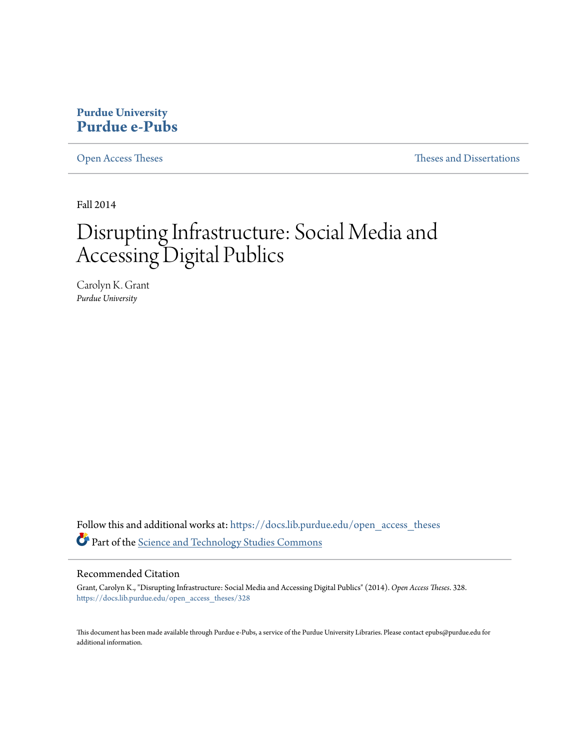**Purdue University**
**Purdue e-Pubs**

Open Access Theses | Theses and Dissertations

Fall 2014

# Disrupting Infrastructure: Social Media and Accessing Digital Publics

Carolyn K. Grant
*Purdue University*

Follow this and additional works at: https://docs.lib.purdue.edu/open_access_theses

Part of the Science and Technology Studies Commons

## Recommended Citation

Grant, Carolyn K., "Disrupting Infrastructure: Social Media and Accessing Digital Publics" (2014). *Open Access Theses*. 328.
https://docs.lib.purdue.edu/open_access_theses/328

This document has been made available through Purdue e-Pubs, a service of the Purdue University Libraries. Please contact epubs@purdue.edu for additional information.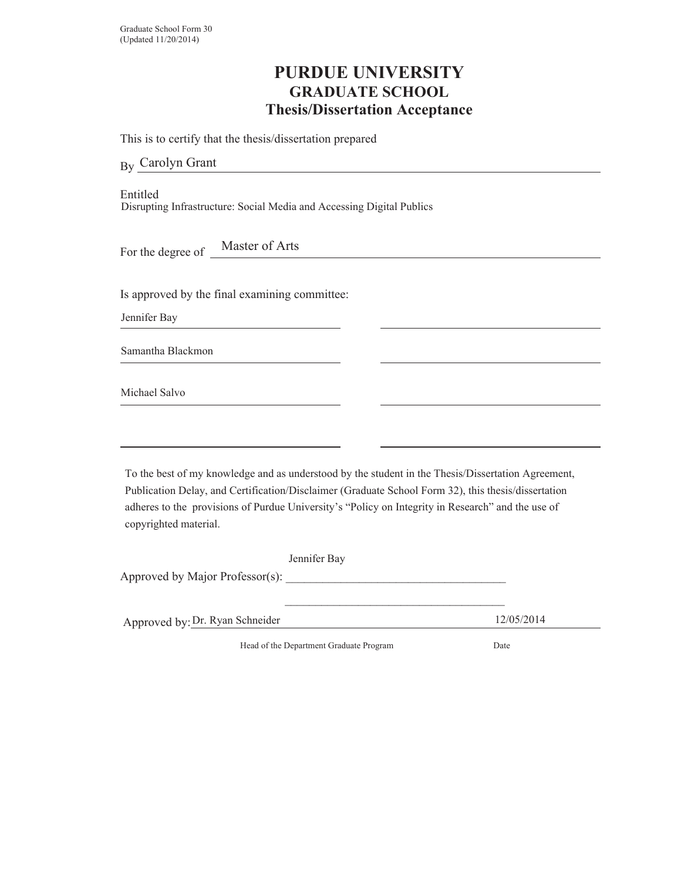Graduate School Form 30
(Updated 11/20/2014)

# PURDUE UNIVERSITY
## GRADUATE SCHOOL
### Thesis/Dissertation Acceptance

This is to certify that the thesis/dissertation prepared

By Carolyn Grant

Entitled
Disrupting Infrastructure: Social Media and Accessing Digital Publics

For the degree of Master of Arts

Is approved by the final examining committee:

Jennifer Bay

Samantha Blackmon

Michael Salvo

To the best of my knowledge and as understood by the student in the Thesis/Dissertation Agreement, Publication Delay, and Certification/Disclaimer (Graduate School Form 32), this thesis/dissertation adheres to the provisions of Purdue University's "Policy on Integrity in Research" and the use of copyrighted material.

Approved by Major Professor(s): Jennifer Bay

Approved by: Dr. Ryan Schneider 12/05/2014

Head of the Department Graduate Program Date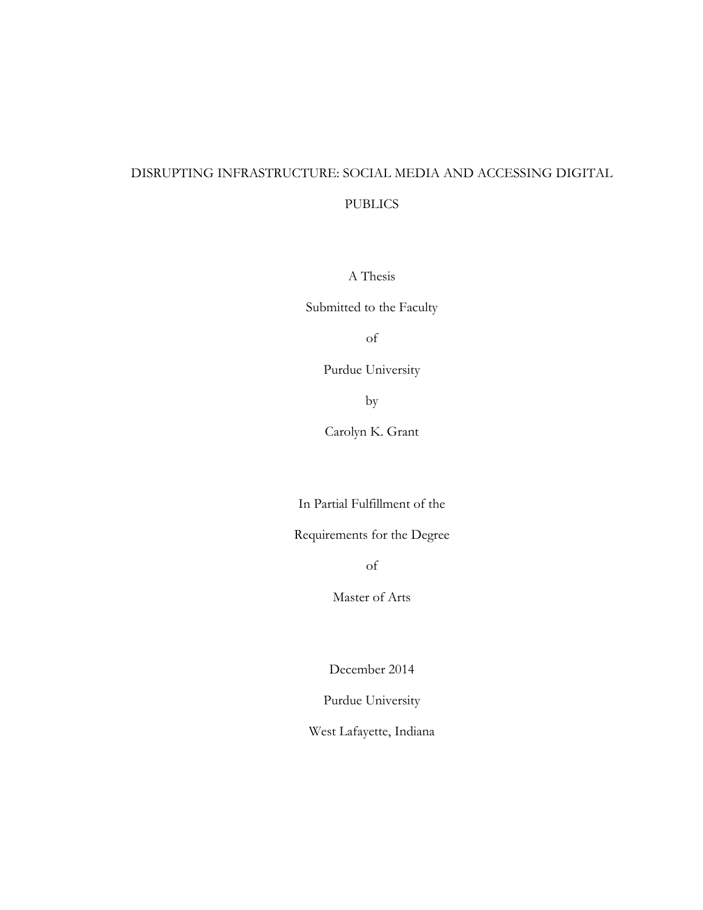# DISRUPTING INFRASTRUCTURE: SOCIAL MEDIA AND ACCESSING DIGITAL PUBLICS

A Thesis

Submitted to the Faculty

of

Purdue University

by

Carolyn K. Grant

In Partial Fulfillment of the

Requirements for the Degree

of

Master of Arts

December 2014

Purdue University

West Lafayette, Indiana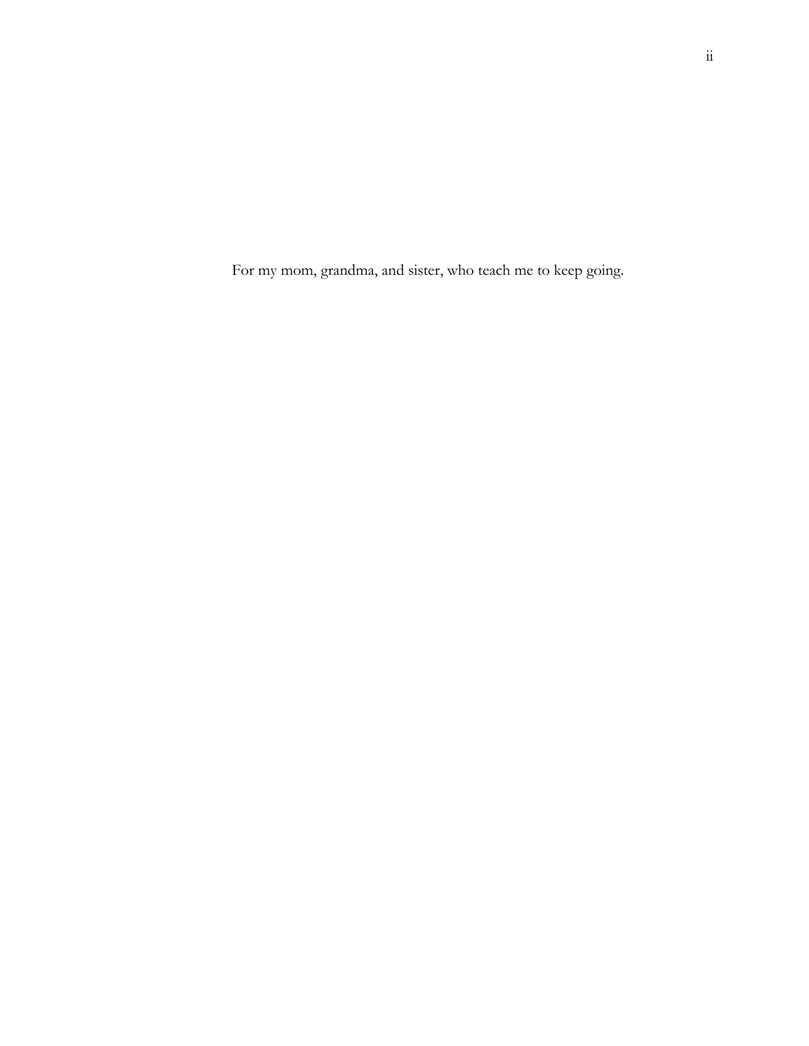For my mom, grandma, and sister, who teach me to keep going.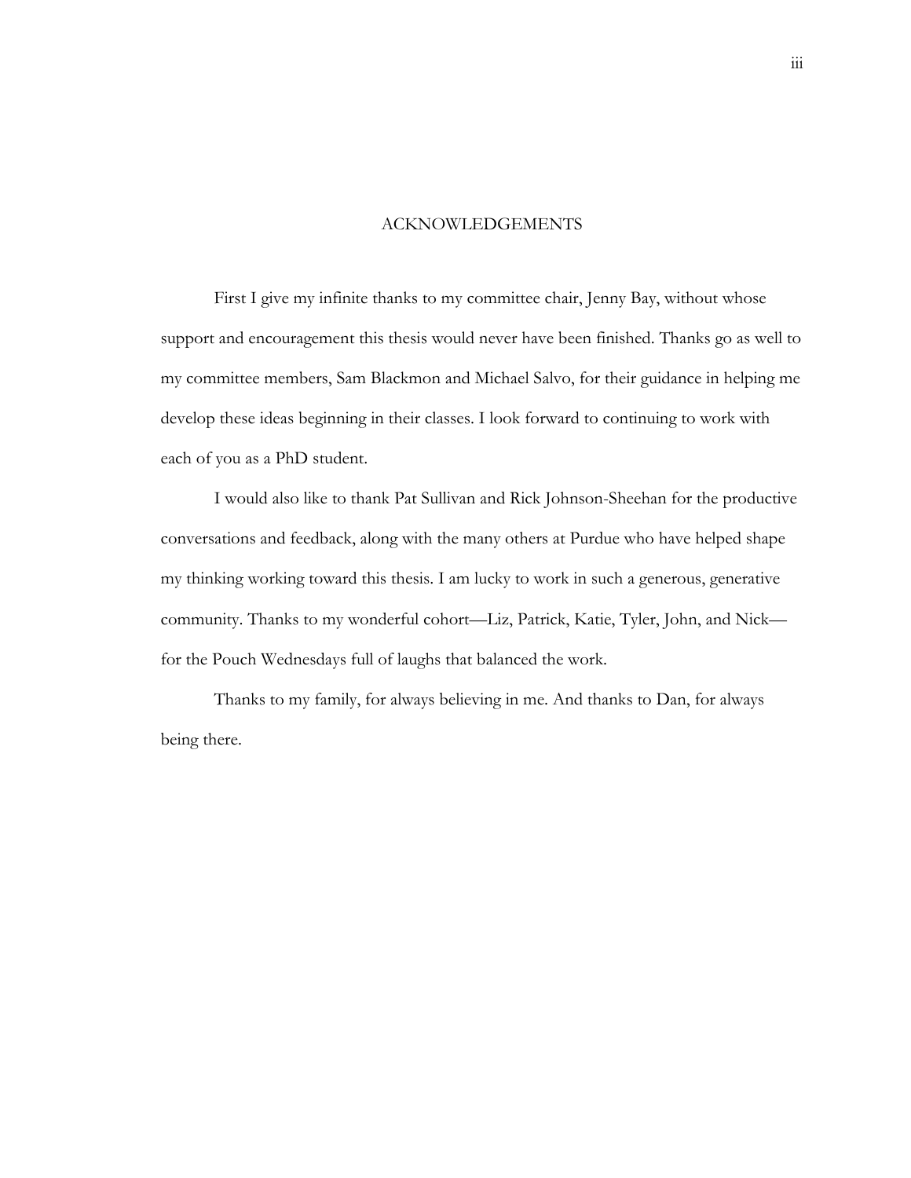# ACKNOWLEDGEMENTS

First I give my infinite thanks to my committee chair, Jenny Bay, without whose support and encouragement this thesis would never have been finished. Thanks go as well to my committee members, Sam Blackmon and Michael Salvo, for their guidance in helping me develop these ideas beginning in their classes. I look forward to continuing to work with each of you as a PhD student.

I would also like to thank Pat Sullivan and Rick Johnson-Sheehan for the productive conversations and feedback, along with the many others at Purdue who have helped shape my thinking working toward this thesis. I am lucky to work in such a generous, generative community. Thanks to my wonderful cohort—Liz, Patrick, Katie, Tyler, John, and Nick—for the Pouch Wednesdays full of laughs that balanced the work.

Thanks to my family, for always believing in me. And thanks to Dan, for always being there.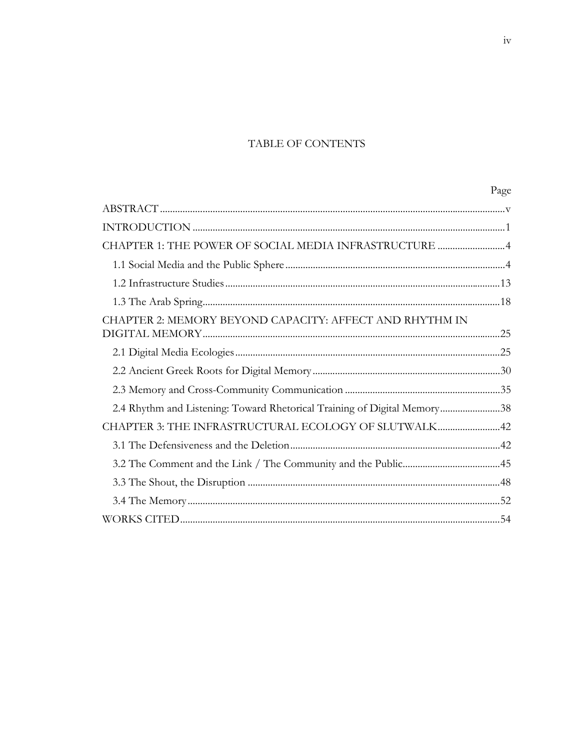# TABLE OF CONTENTS

| | Page |
|---|---|
| ABSTRACT | v |
| INTRODUCTION | 1 |
| CHAPTER 1: THE POWER OF SOCIAL MEDIA INFRASTRUCTURE | 4 |
| 1.1 Social Media and the Public Sphere | 4 |
| 1.2 Infrastructure Studies | 13 |
| 1.3 The Arab Spring | 18 |
| CHAPTER 2: MEMORY BEYOND CAPACITY: AFFECT AND RHYTHM IN DIGITAL MEMORY | 25 |
| 2.1 Digital Media Ecologies | 25 |
| 2.2 Ancient Greek Roots for Digital Memory | 30 |
| 2.3 Memory and Cross-Community Communication | 35 |
| 2.4 Rhythm and Listening: Toward Rhetorical Training of Digital Memory | 38 |
| CHAPTER 3: THE INFRASTRUCTURAL ECOLOGY OF SLUTWALK | 42 |
| 3.1 The Defensiveness and the Deletion | 42 |
| 3.2 The Comment and the Link / The Community and the Public | 45 |
| 3.3 The Shout, the Disruption | 48 |
| 3.4 The Memory | 52 |
| WORKS CITED | 54 |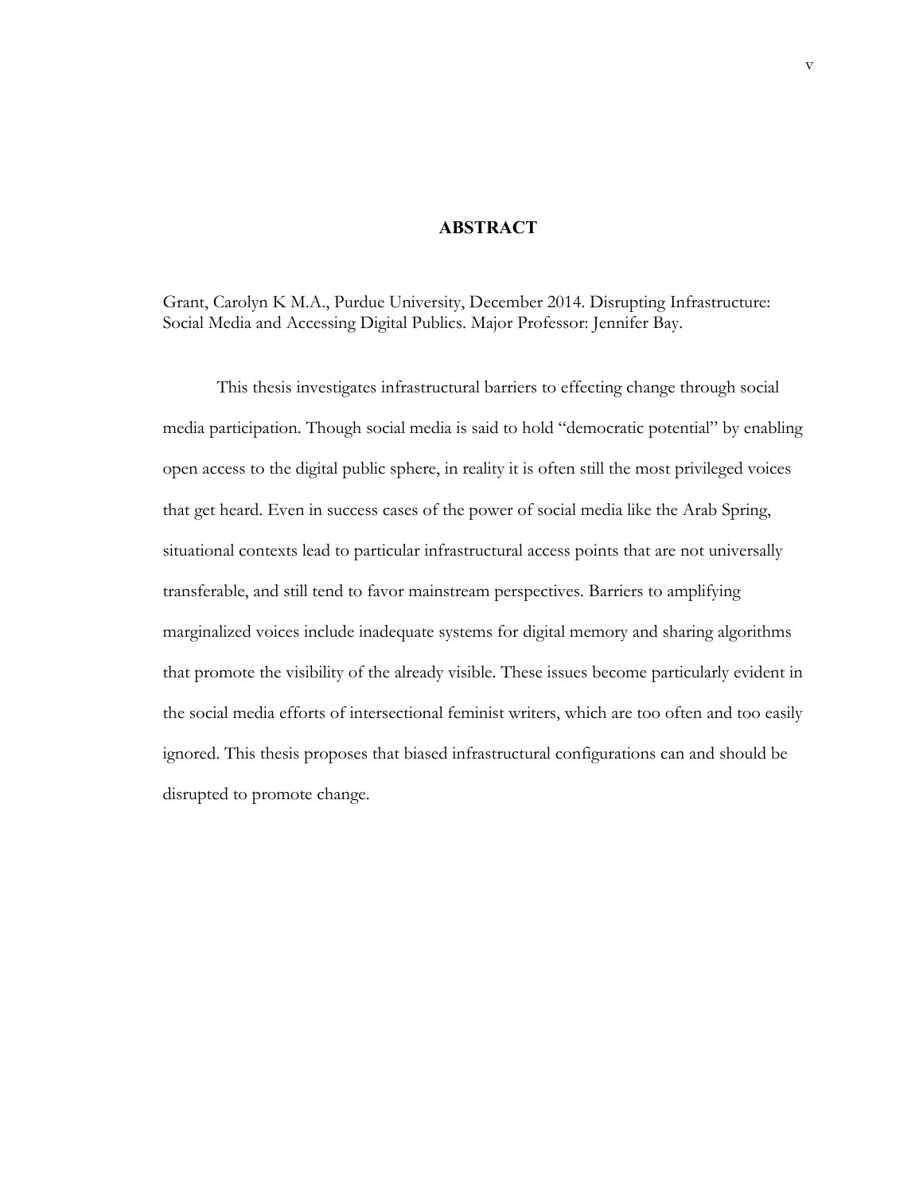# ABSTRACT

Grant, Carolyn K M.A., Purdue University, December 2014. Disrupting Infrastructure: Social Media and Accessing Digital Publics. Major Professor: Jennifer Bay.

This thesis investigates infrastructural barriers to effecting change through social media participation. Though social media is said to hold "democratic potential" by enabling open access to the digital public sphere, in reality it is often still the most privileged voices that get heard. Even in success cases of the power of social media like the Arab Spring, situational contexts lead to particular infrastructural access points that are not universally transferable, and still tend to favor mainstream perspectives. Barriers to amplifying marginalized voices include inadequate systems for digital memory and sharing algorithms that promote the visibility of the already visible. These issues become particularly evident in the social media efforts of intersectional feminist writers, which are too often and too easily ignored. This thesis proposes that biased infrastructural configurations can and should be disrupted to promote change.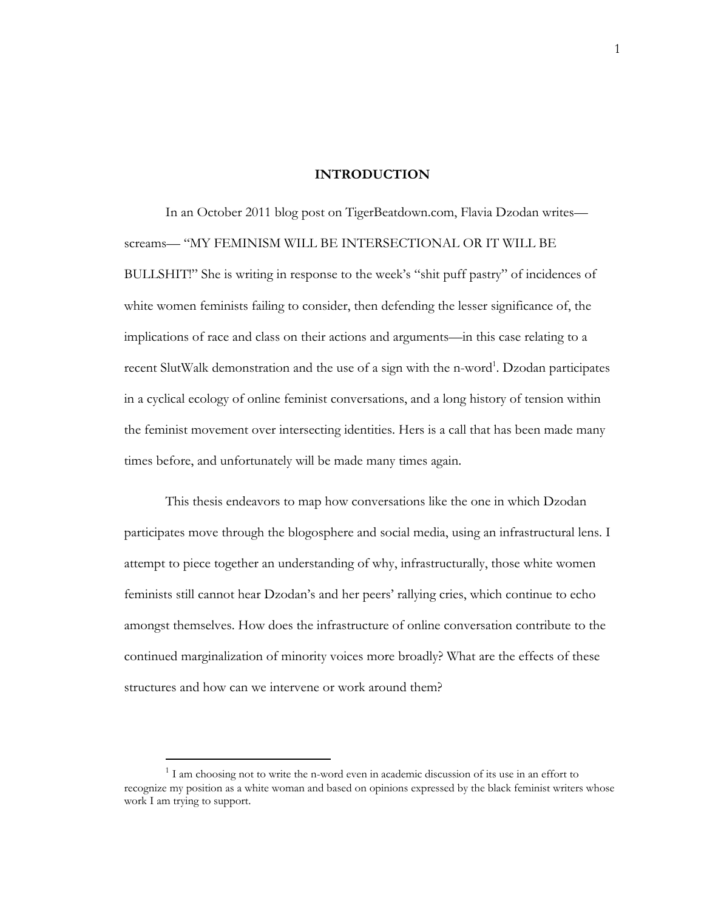# INTRODUCTION

In an October 2011 blog post on TigerBeatdown.com, Flavia Dzodan writes—screams— "MY FEMINISM WILL BE INTERSECTIONAL OR IT WILL BE BULLSHIT!" She is writing in response to the week's "shit puff pastry" of incidences of white women feminists failing to consider, then defending the lesser significance of, the implications of race and class on their actions and arguments—in this case relating to a recent SlutWalk demonstration and the use of a sign with the n-word[1]. Dzodan participates in a cyclical ecology of online feminist conversations, and a long history of tension within the feminist movement over intersecting identities. Hers is a call that has been made many times before, and unfortunately will be made many times again.

This thesis endeavors to map how conversations like the one in which Dzodan participates move through the blogosphere and social media, using an infrastructural lens. I attempt to piece together an understanding of why, infrastructurally, those white women feminists still cannot hear Dzodan's and her peers' rallying cries, which continue to echo amongst themselves. How does the infrastructure of online conversation contribute to the continued marginalization of minority voices more broadly? What are the effects of these structures and how can we intervene or work around them?

---

[1] I am choosing not to write the n-word even in academic discussion of its use in an effort to recognize my position as a white woman and based on opinions expressed by the black feminist writers whose work I am trying to support.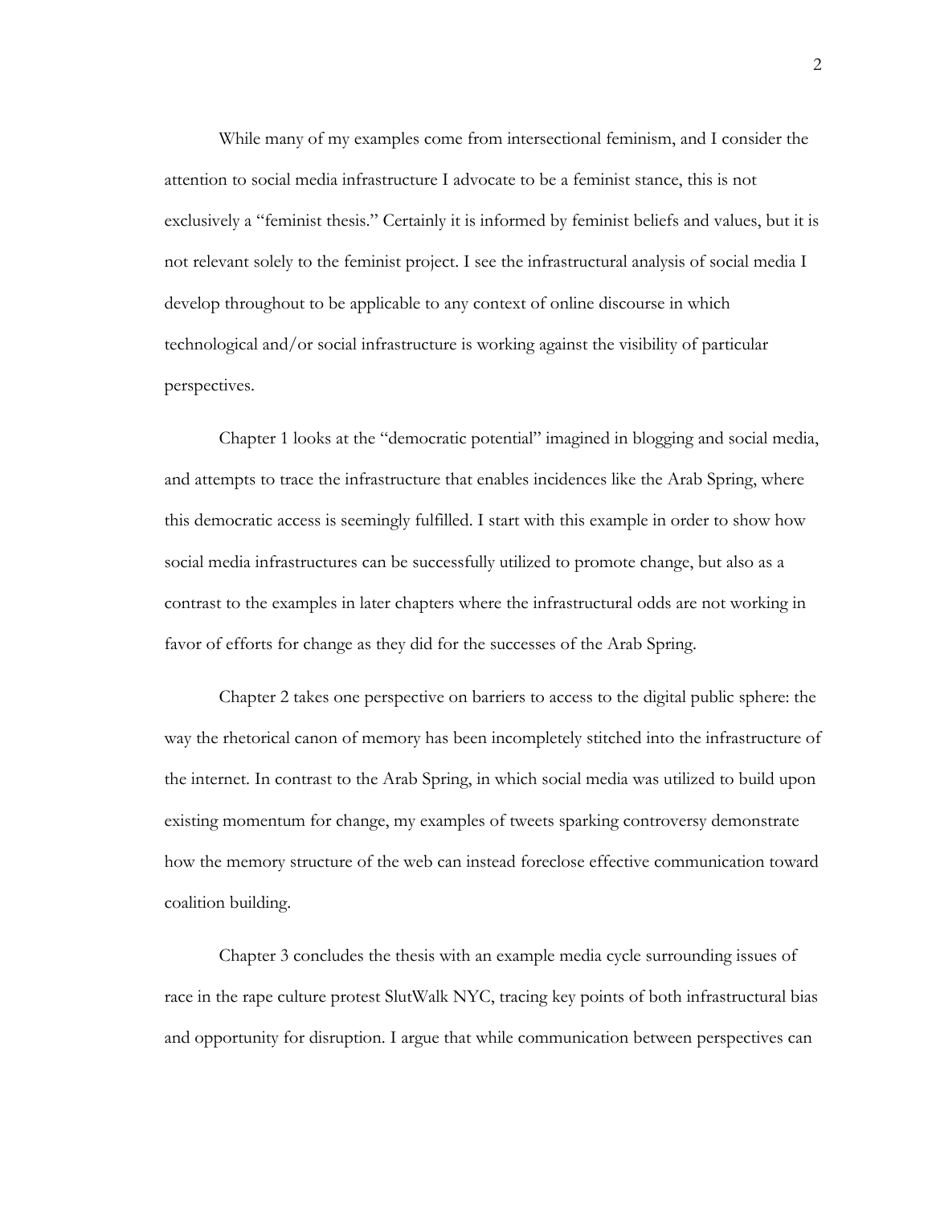While many of my examples come from intersectional feminism, and I consider the attention to social media infrastructure I advocate to be a feminist stance, this is not exclusively a "feminist thesis." Certainly it is informed by feminist beliefs and values, but it is not relevant solely to the feminist project. I see the infrastructural analysis of social media I develop throughout to be applicable to any context of online discourse in which technological and/or social infrastructure is working against the visibility of particular perspectives.

Chapter 1 looks at the "democratic potential" imagined in blogging and social media, and attempts to trace the infrastructure that enables incidences like the Arab Spring, where this democratic access is seemingly fulfilled. I start with this example in order to show how social media infrastructures can be successfully utilized to promote change, but also as a contrast to the examples in later chapters where the infrastructural odds are not working in favor of efforts for change as they did for the successes of the Arab Spring.

Chapter 2 takes one perspective on barriers to access to the digital public sphere: the way the rhetorical canon of memory has been incompletely stitched into the infrastructure of the internet. In contrast to the Arab Spring, in which social media was utilized to build upon existing momentum for change, my examples of tweets sparking controversy demonstrate how the memory structure of the web can instead foreclose effective communication toward coalition building.

Chapter 3 concludes the thesis with an example media cycle surrounding issues of race in the rape culture protest SlutWalk NYC, tracing key points of both infrastructural bias and opportunity for disruption. I argue that while communication between perspectives can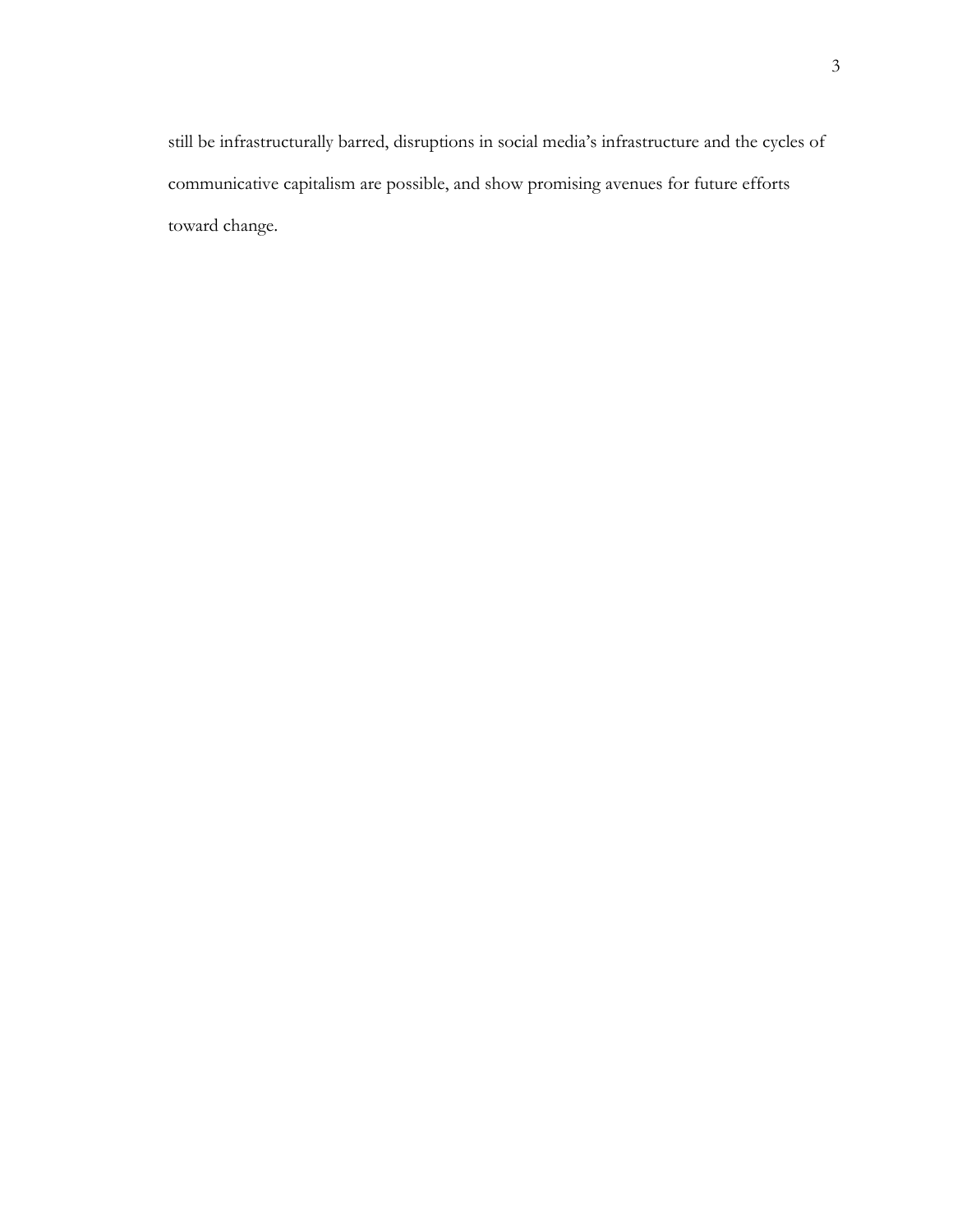still be infrastructurally barred, disruptions in social media's infrastructure and the cycles of communicative capitalism are possible, and show promising avenues for future efforts toward change.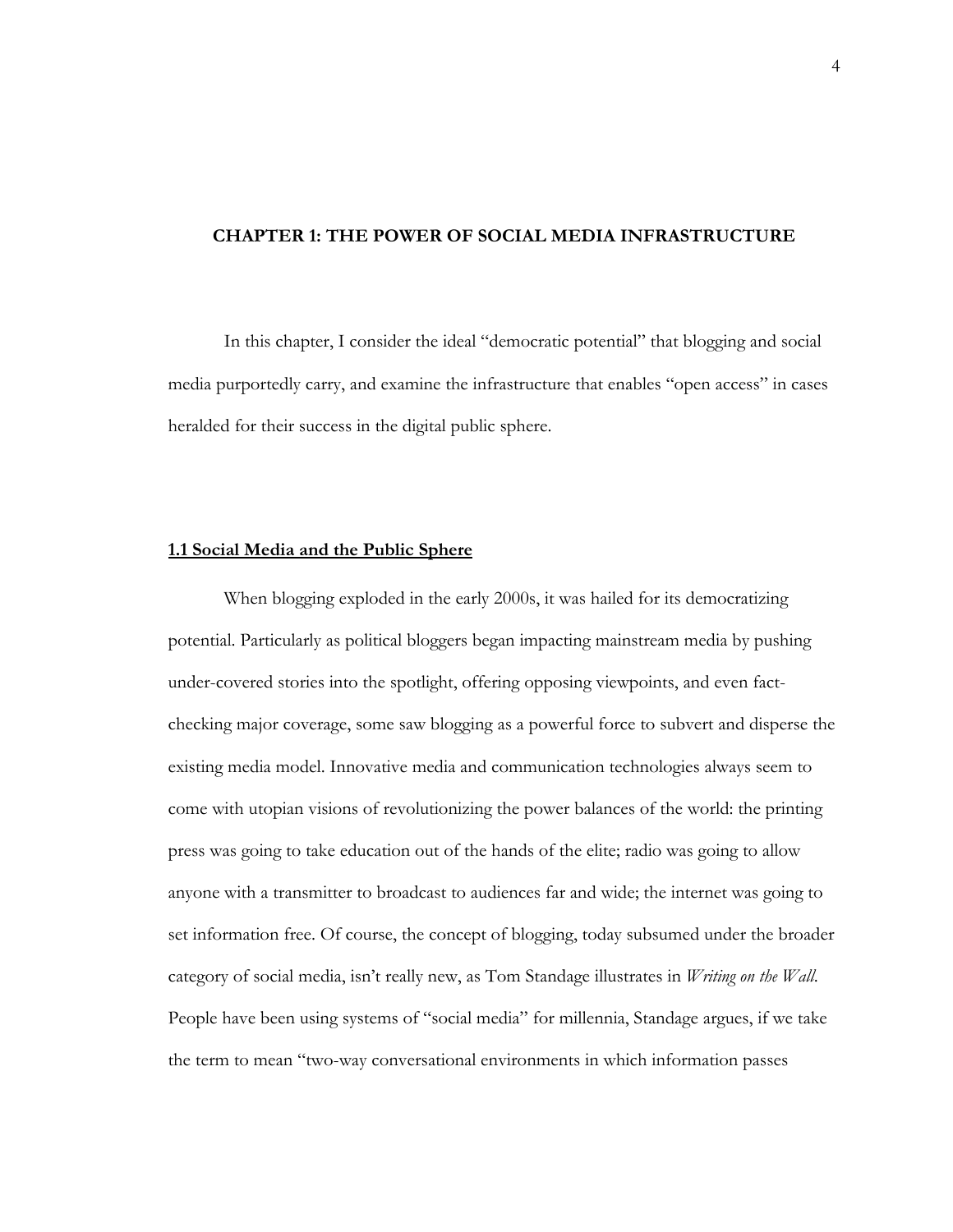# CHAPTER 1: THE POWER OF SOCIAL MEDIA INFRASTRUCTURE

In this chapter, I consider the ideal "democratic potential" that blogging and social media purportedly carry, and examine the infrastructure that enables "open access" in cases heralded for their success in the digital public sphere.

## 1.1 Social Media and the Public Sphere

When blogging exploded in the early 2000s, it was hailed for its democratizing potential. Particularly as political bloggers began impacting mainstream media by pushing under-covered stories into the spotlight, offering opposing viewpoints, and even fact-checking major coverage, some saw blogging as a powerful force to subvert and disperse the existing media model. Innovative media and communication technologies always seem to come with utopian visions of revolutionizing the power balances of the world: the printing press was going to take education out of the hands of the elite; radio was going to allow anyone with a transmitter to broadcast to audiences far and wide; the internet was going to set information free. Of course, the concept of blogging, today subsumed under the broader category of social media, isn't really new, as Tom Standage illustrates in *Writing on the Wall*. People have been using systems of "social media" for millennia, Standage argues, if we take the term to mean "two-way conversational environments in which information passes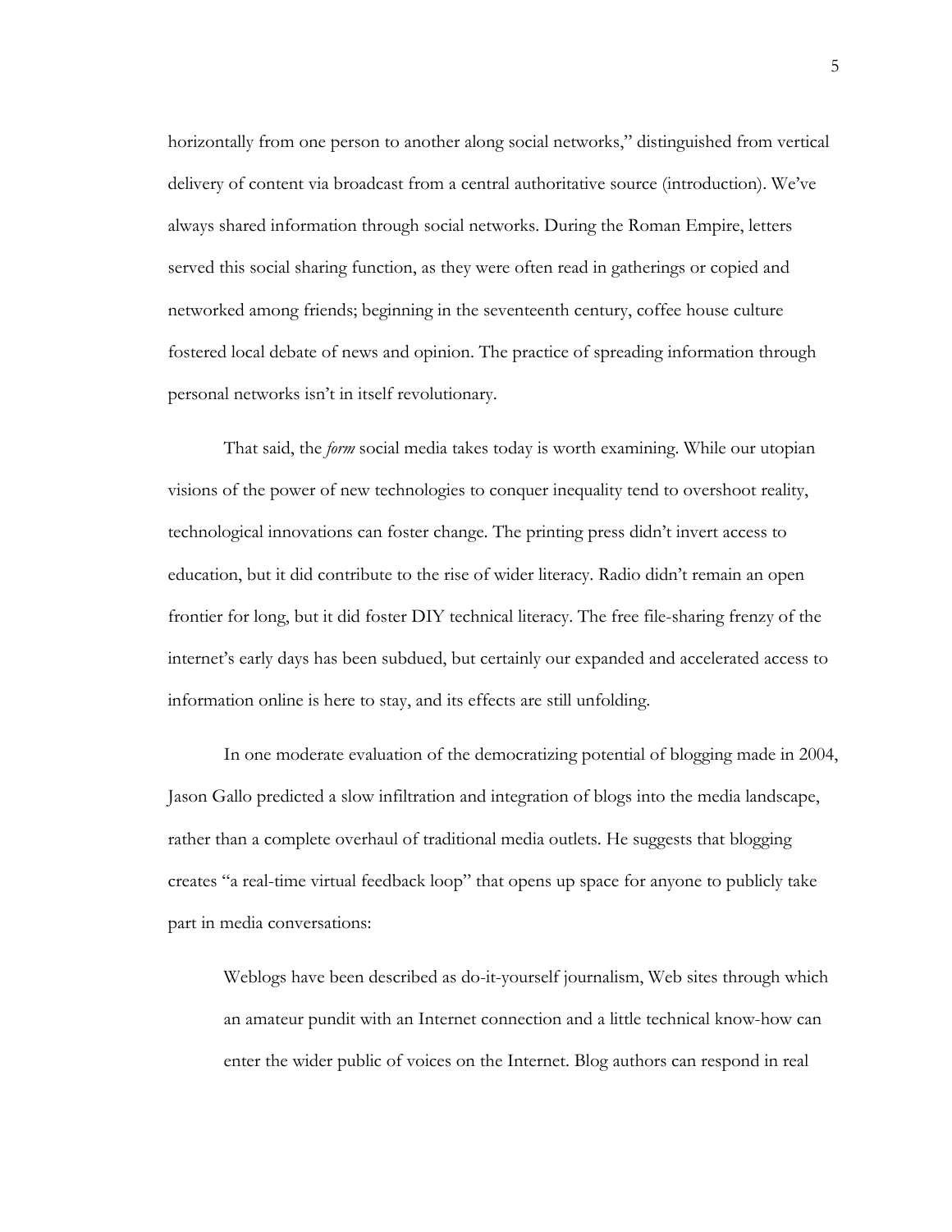horizontally from one person to another along social networks," distinguished from vertical delivery of content via broadcast from a central authoritative source (introduction). We've always shared information through social networks. During the Roman Empire, letters served this social sharing function, as they were often read in gatherings or copied and networked among friends; beginning in the seventeenth century, coffee house culture fostered local debate of news and opinion. The practice of spreading information through personal networks isn't in itself revolutionary.

That said, the *form* social media takes today is worth examining. While our utopian visions of the power of new technologies to conquer inequality tend to overshoot reality, technological innovations can foster change. The printing press didn't invert access to education, but it did contribute to the rise of wider literacy. Radio didn't remain an open frontier for long, but it did foster DIY technical literacy. The free file-sharing frenzy of the internet's early days has been subdued, but certainly our expanded and accelerated access to information online is here to stay, and its effects are still unfolding.

In one moderate evaluation of the democratizing potential of blogging made in 2004, Jason Gallo predicted a slow infiltration and integration of blogs into the media landscape, rather than a complete overhaul of traditional media outlets. He suggests that blogging creates "a real-time virtual feedback loop" that opens up space for anyone to publicly take part in media conversations:

> Weblogs have been described as do-it-yourself journalism, Web sites through which an amateur pundit with an Internet connection and a little technical know-how can enter the wider public of voices on the Internet. Blog authors can respond in real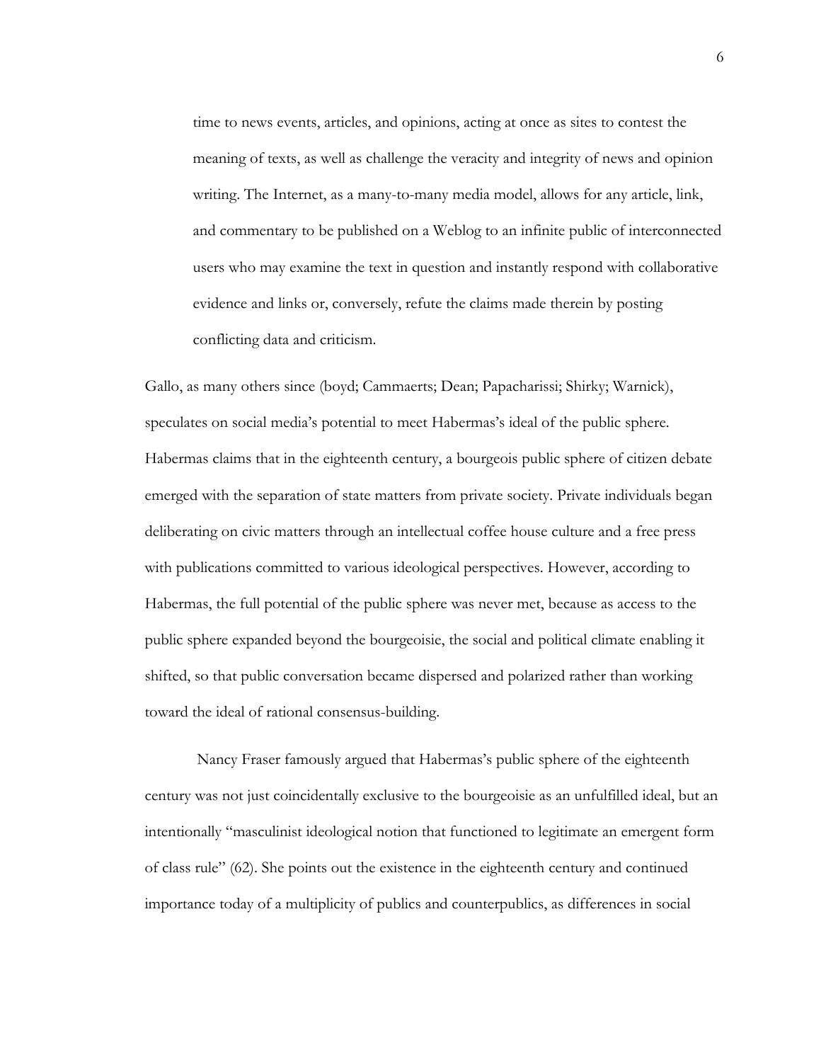> time to news events, articles, and opinions, acting at once as sites to contest the meaning of texts, as well as challenge the veracity and integrity of news and opinion writing. The Internet, as a many-to-many media model, allows for any article, link, and commentary to be published on a Weblog to an infinite public of interconnected users who may examine the text in question and instantly respond with collaborative evidence and links or, conversely, refute the claims made therein by posting conflicting data and criticism.

Gallo, as many others since (boyd; Cammaerts; Dean; Papacharissi; Shirky; Warnick), speculates on social media's potential to meet Habermas's ideal of the public sphere. Habermas claims that in the eighteenth century, a bourgeois public sphere of citizen debate emerged with the separation of state matters from private society. Private individuals began deliberating on civic matters through an intellectual coffee house culture and a free press with publications committed to various ideological perspectives. However, according to Habermas, the full potential of the public sphere was never met, because as access to the public sphere expanded beyond the bourgeoisie, the social and political climate enabling it shifted, so that public conversation became dispersed and polarized rather than working toward the ideal of rational consensus-building.

Nancy Fraser famously argued that Habermas's public sphere of the eighteenth century was not just coincidentally exclusive to the bourgeoisie as an unfulfilled ideal, but an intentionally "masculinist ideological notion that functioned to legitimate an emergent form of class rule" (62). She points out the existence in the eighteenth century and continued importance today of a multiplicity of publics and counterpublics, as differences in social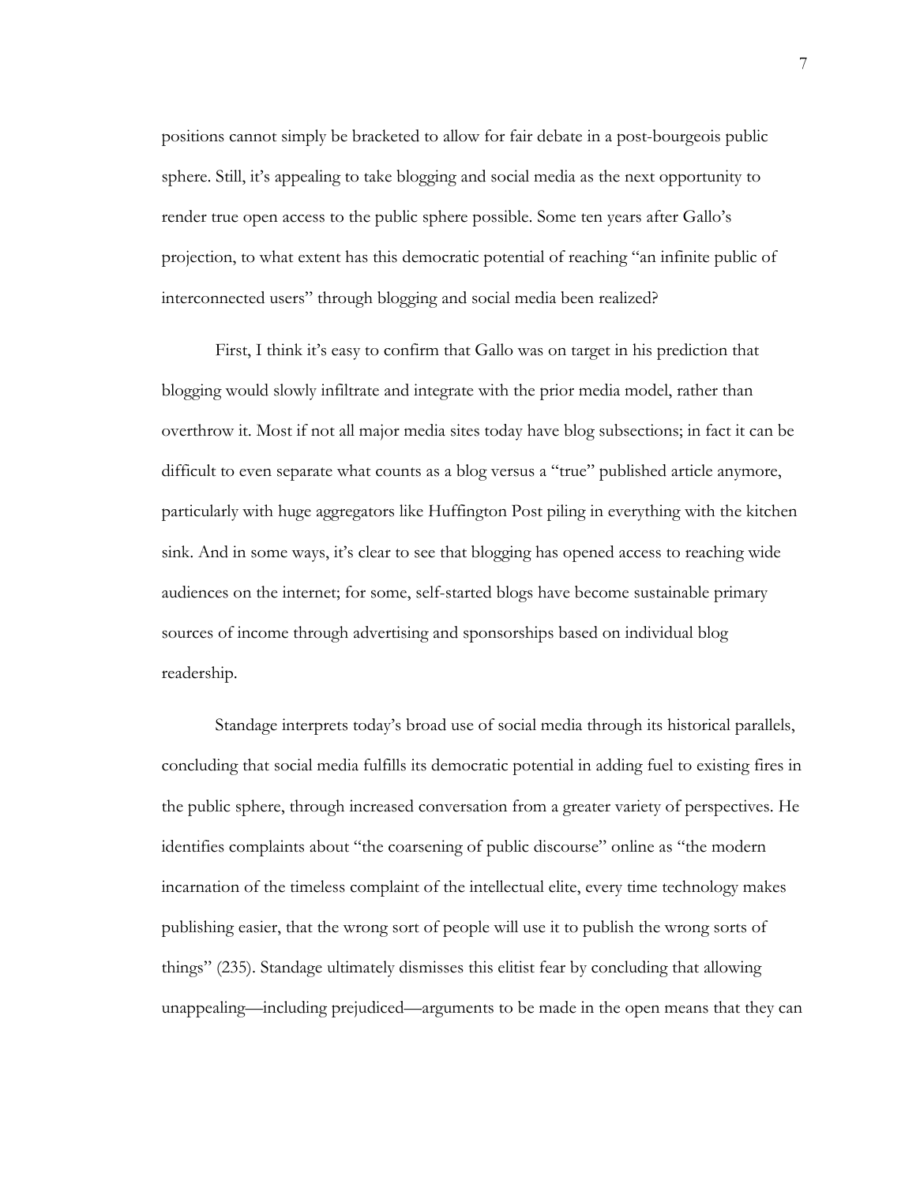positions cannot simply be bracketed to allow for fair debate in a post-bourgeois public sphere. Still, it's appealing to take blogging and social media as the next opportunity to render true open access to the public sphere possible. Some ten years after Gallo's projection, to what extent has this democratic potential of reaching "an infinite public of interconnected users" through blogging and social media been realized?

First, I think it's easy to confirm that Gallo was on target in his prediction that blogging would slowly infiltrate and integrate with the prior media model, rather than overthrow it. Most if not all major media sites today have blog subsections; in fact it can be difficult to even separate what counts as a blog versus a "true" published article anymore, particularly with huge aggregators like Huffington Post piling in everything with the kitchen sink. And in some ways, it's clear to see that blogging has opened access to reaching wide audiences on the internet; for some, self-started blogs have become sustainable primary sources of income through advertising and sponsorships based on individual blog readership.

Standage interprets today's broad use of social media through its historical parallels, concluding that social media fulfills its democratic potential in adding fuel to existing fires in the public sphere, through increased conversation from a greater variety of perspectives. He identifies complaints about "the coarsening of public discourse" online as "the modern incarnation of the timeless complaint of the intellectual elite, every time technology makes publishing easier, that the wrong sort of people will use it to publish the wrong sorts of things" (235). Standage ultimately dismisses this elitist fear by concluding that allowing unappealing—including prejudiced—arguments to be made in the open means that they can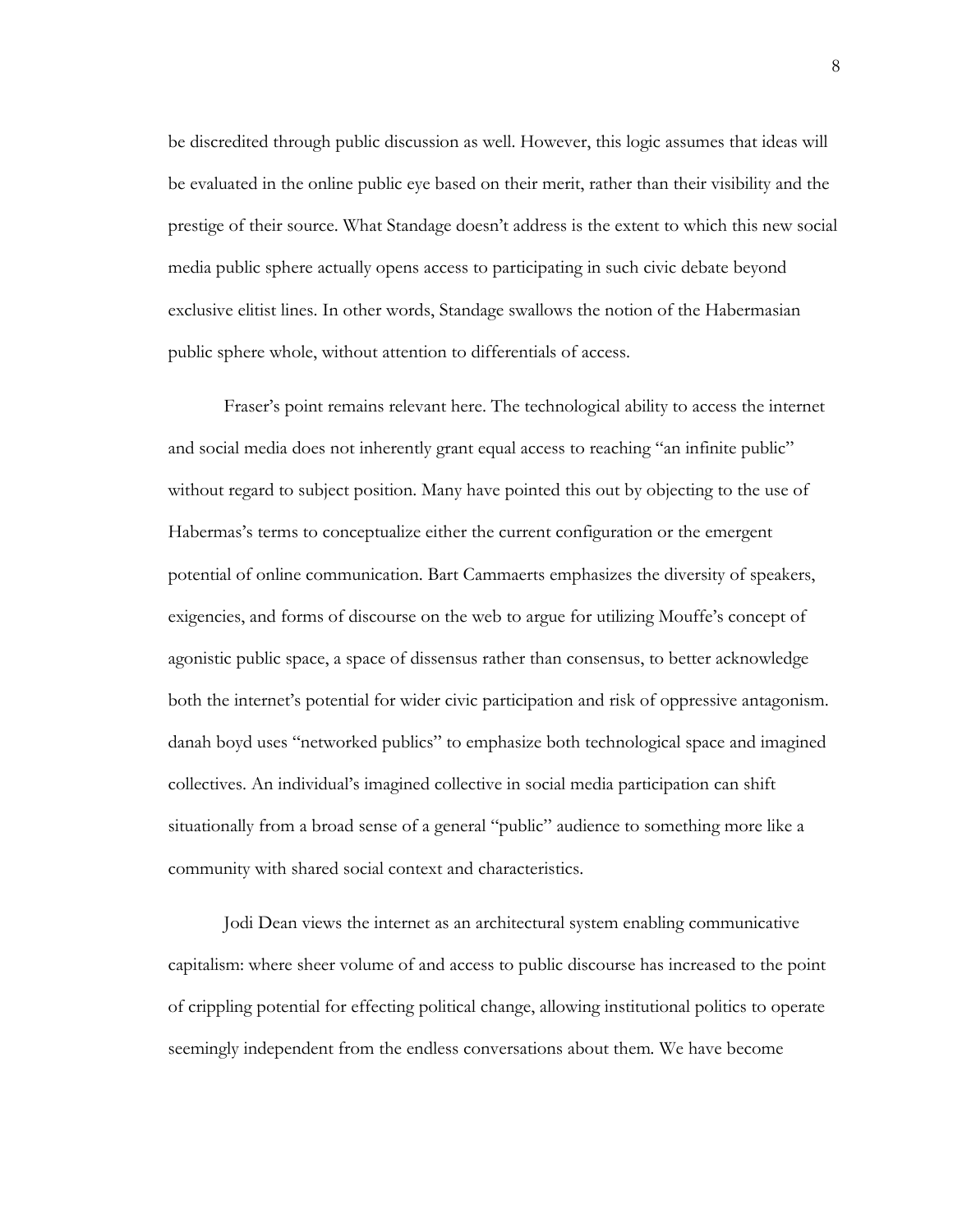be discredited through public discussion as well. However, this logic assumes that ideas will be evaluated in the online public eye based on their merit, rather than their visibility and the prestige of their source. What Standage doesn't address is the extent to which this new social media public sphere actually opens access to participating in such civic debate beyond exclusive elitist lines. In other words, Standage swallows the notion of the Habermasian public sphere whole, without attention to differentials of access.

Fraser's point remains relevant here. The technological ability to access the internet and social media does not inherently grant equal access to reaching "an infinite public" without regard to subject position. Many have pointed this out by objecting to the use of Habermas's terms to conceptualize either the current configuration or the emergent potential of online communication. Bart Cammaerts emphasizes the diversity of speakers, exigencies, and forms of discourse on the web to argue for utilizing Mouffe's concept of agonistic public space, a space of dissensus rather than consensus, to better acknowledge both the internet's potential for wider civic participation and risk of oppressive antagonism. danah boyd uses "networked publics" to emphasize both technological space and imagined collectives. An individual's imagined collective in social media participation can shift situationally from a broad sense of a general "public" audience to something more like a community with shared social context and characteristics.

Jodi Dean views the internet as an architectural system enabling communicative capitalism: where sheer volume of and access to public discourse has increased to the point of crippling potential for effecting political change, allowing institutional politics to operate seemingly independent from the endless conversations about them. We have become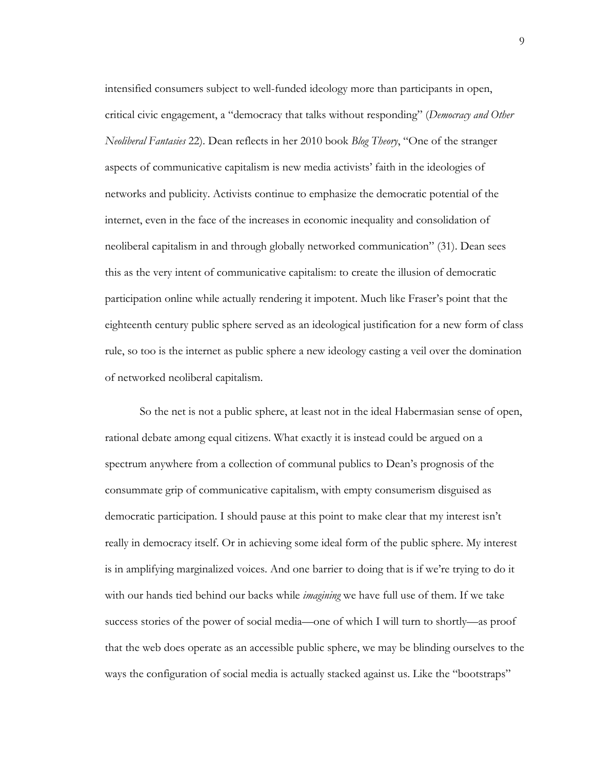intensified consumers subject to well-funded ideology more than participants in open, critical civic engagement, a "democracy that talks without responding" (*Democracy and Other Neoliberal Fantasies* 22). Dean reflects in her 2010 book *Blog Theory*, "One of the stranger aspects of communicative capitalism is new media activists' faith in the ideologies of networks and publicity. Activists continue to emphasize the democratic potential of the internet, even in the face of the increases in economic inequality and consolidation of neoliberal capitalism in and through globally networked communication" (31). Dean sees this as the very intent of communicative capitalism: to create the illusion of democratic participation online while actually rendering it impotent. Much like Fraser's point that the eighteenth century public sphere served as an ideological justification for a new form of class rule, so too is the internet as public sphere a new ideology casting a veil over the domination of networked neoliberal capitalism.

So the net is not a public sphere, at least not in the ideal Habermasian sense of open, rational debate among equal citizens. What exactly it is instead could be argued on a spectrum anywhere from a collection of communal publics to Dean's prognosis of the consummate grip of communicative capitalism, with empty consumerism disguised as democratic participation. I should pause at this point to make clear that my interest isn't really in democracy itself. Or in achieving some ideal form of the public sphere. My interest is in amplifying marginalized voices. And one barrier to doing that is if we're trying to do it with our hands tied behind our backs while *imagining* we have full use of them. If we take success stories of the power of social media—one of which I will turn to shortly—as proof that the web does operate as an accessible public sphere, we may be blinding ourselves to the ways the configuration of social media is actually stacked against us. Like the "bootstraps"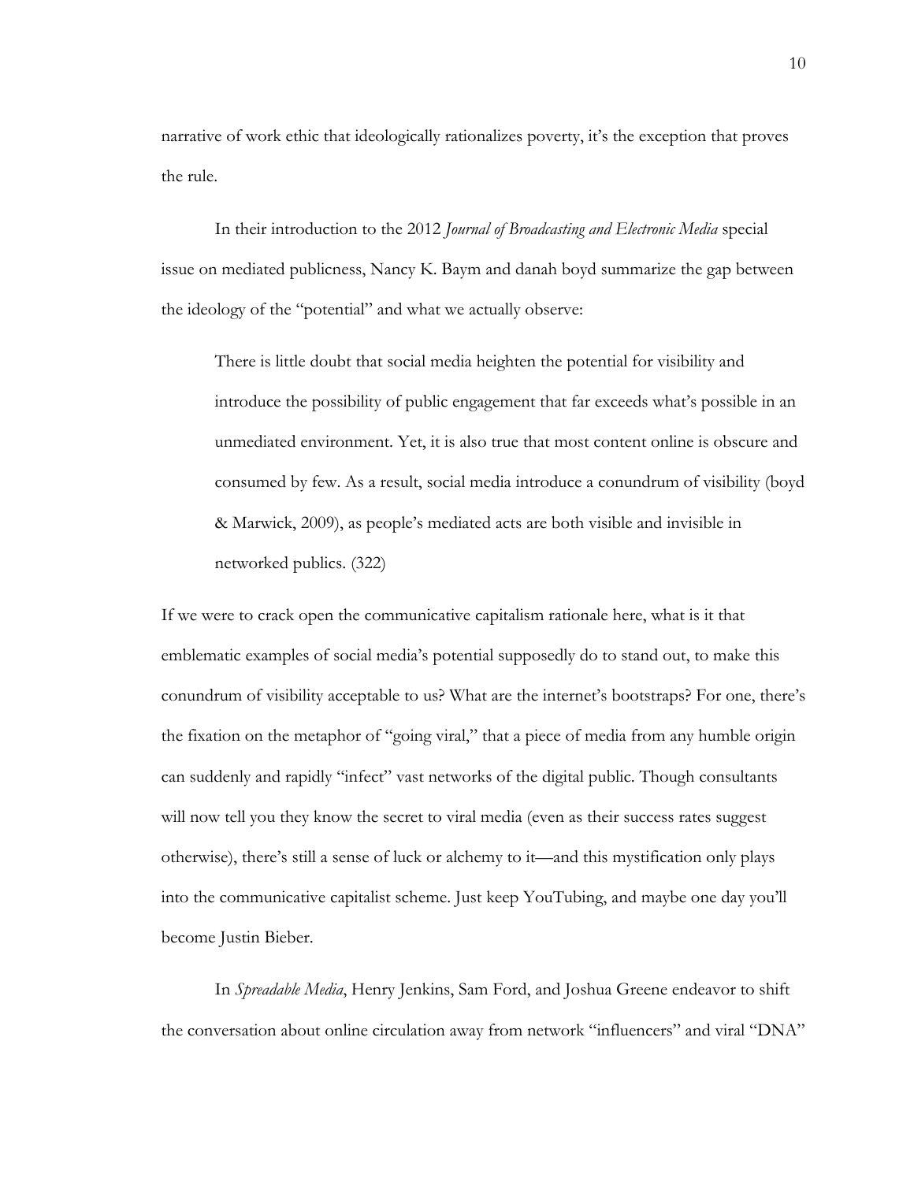narrative of work ethic that ideologically rationalizes poverty, it's the exception that proves the rule.

In their introduction to the 2012 *Journal of Broadcasting and Electronic Media* special issue on mediated publicness, Nancy K. Baym and danah boyd summarize the gap between the ideology of the "potential" and what we actually observe:

> There is little doubt that social media heighten the potential for visibility and introduce the possibility of public engagement that far exceeds what's possible in an unmediated environment. Yet, it is also true that most content online is obscure and consumed by few. As a result, social media introduce a conundrum of visibility (boyd & Marwick, 2009), as people's mediated acts are both visible and invisible in networked publics. (322)

If we were to crack open the communicative capitalism rationale here, what is it that emblematic examples of social media's potential supposedly do to stand out, to make this conundrum of visibility acceptable to us? What are the internet's bootstraps? For one, there's the fixation on the metaphor of "going viral," that a piece of media from any humble origin can suddenly and rapidly "infect" vast networks of the digital public. Though consultants will now tell you they know the secret to viral media (even as their success rates suggest otherwise), there's still a sense of luck or alchemy to it—and this mystification only plays into the communicative capitalist scheme. Just keep YouTubing, and maybe one day you'll become Justin Bieber.

In *Spreadable Media*, Henry Jenkins, Sam Ford, and Joshua Greene endeavor to shift the conversation about online circulation away from network "influencers" and viral "DNA"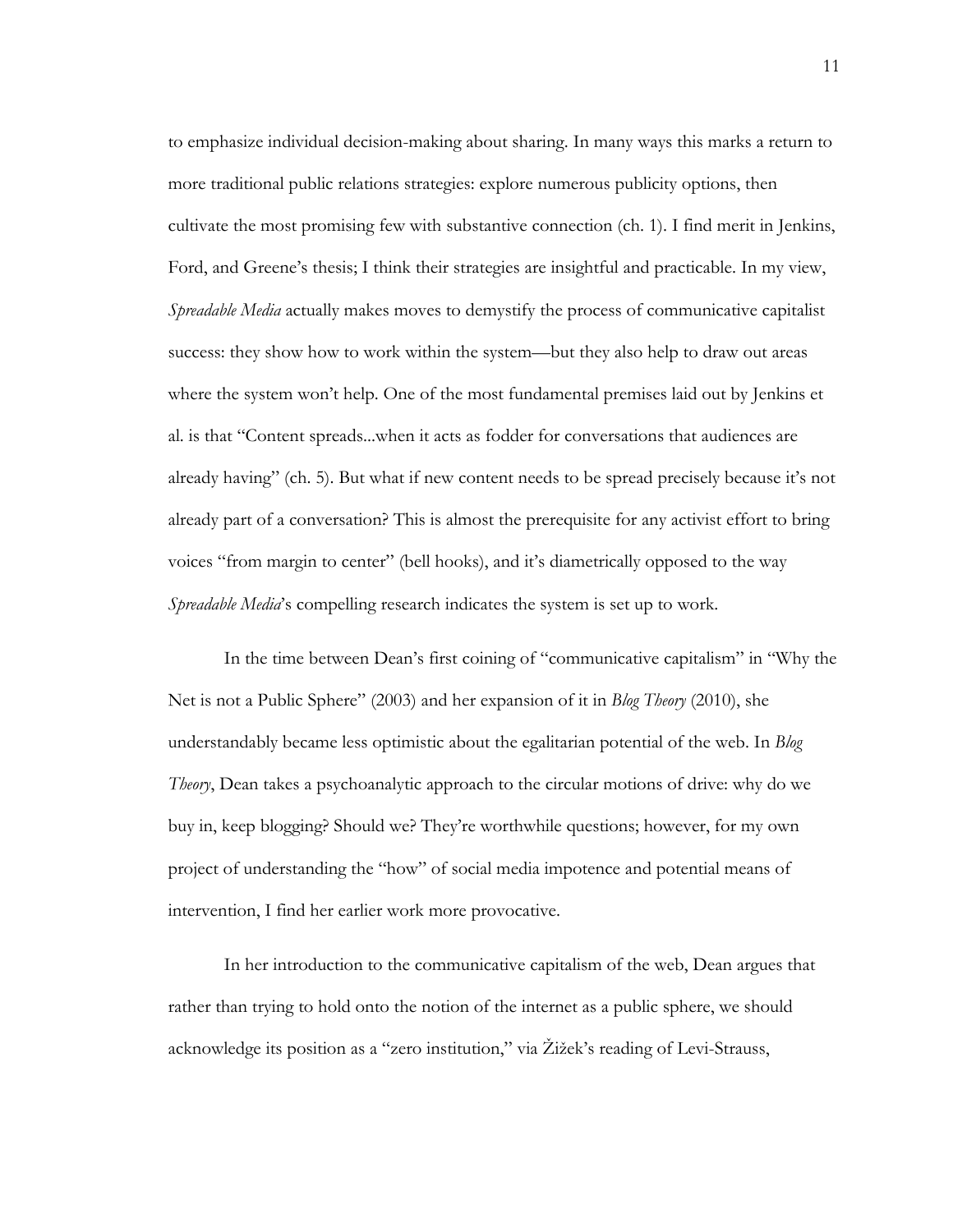to emphasize individual decision-making about sharing. In many ways this marks a return to more traditional public relations strategies: explore numerous publicity options, then cultivate the most promising few with substantive connection (ch. 1). I find merit in Jenkins, Ford, and Greene's thesis; I think their strategies are insightful and practicable. In my view, *Spreadable Media* actually makes moves to demystify the process of communicative capitalist success: they show how to work within the system—but they also help to draw out areas where the system won't help. One of the most fundamental premises laid out by Jenkins et al. is that "Content spreads...when it acts as fodder for conversations that audiences are already having" (ch. 5). But what if new content needs to be spread precisely because it's not already part of a conversation? This is almost the prerequisite for any activist effort to bring voices "from margin to center" (bell hooks), and it's diametrically opposed to the way *Spreadable Media*'s compelling research indicates the system is set up to work.

In the time between Dean's first coining of "communicative capitalism" in "Why the Net is not a Public Sphere" (2003) and her expansion of it in *Blog Theory* (2010), she understandably became less optimistic about the egalitarian potential of the web. In *Blog Theory*, Dean takes a psychoanalytic approach to the circular motions of drive: why do we buy in, keep blogging? Should we? They're worthwhile questions; however, for my own project of understanding the "how" of social media impotence and potential means of intervention, I find her earlier work more provocative.

In her introduction to the communicative capitalism of the web, Dean argues that rather than trying to hold onto the notion of the internet as a public sphere, we should acknowledge its position as a "zero institution," via Žižek's reading of Levi-Strauss,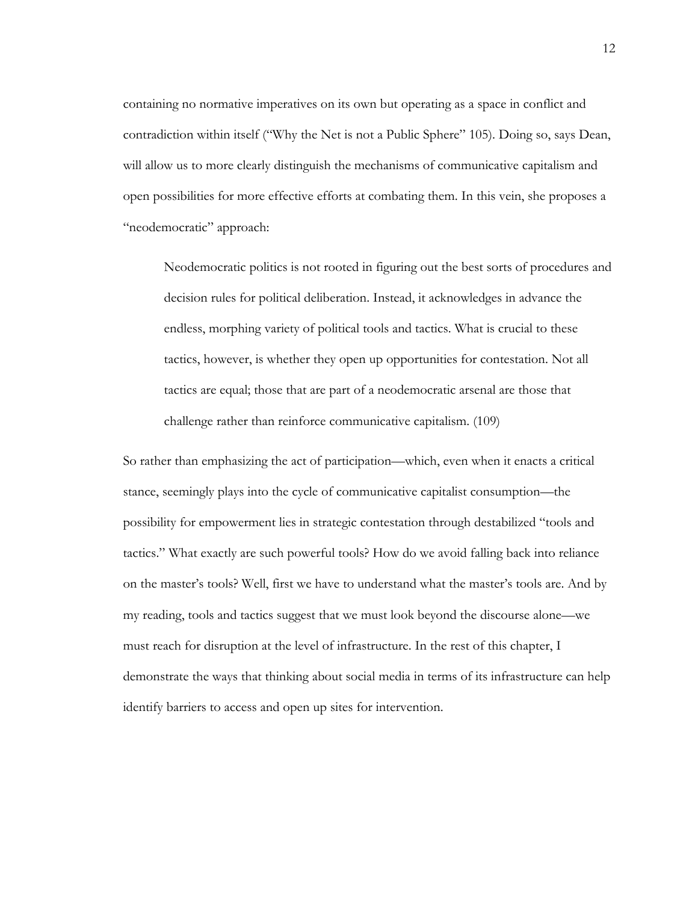containing no normative imperatives on its own but operating as a space in conflict and contradiction within itself ("Why the Net is not a Public Sphere" 105). Doing so, says Dean, will allow us to more clearly distinguish the mechanisms of communicative capitalism and open possibilities for more effective efforts at combating them. In this vein, she proposes a "neodemocratic" approach:

> Neodemocratic politics is not rooted in figuring out the best sorts of procedures and decision rules for political deliberation. Instead, it acknowledges in advance the endless, morphing variety of political tools and tactics. What is crucial to these tactics, however, is whether they open up opportunities for contestation. Not all tactics are equal; those that are part of a neodemocratic arsenal are those that challenge rather than reinforce communicative capitalism. (109)

So rather than emphasizing the act of participation—which, even when it enacts a critical stance, seemingly plays into the cycle of communicative capitalist consumption—the possibility for empowerment lies in strategic contestation through destabilized "tools and tactics." What exactly are such powerful tools? How do we avoid falling back into reliance on the master's tools? Well, first we have to understand what the master's tools are. And by my reading, tools and tactics suggest that we must look beyond the discourse alone—we must reach for disruption at the level of infrastructure. In the rest of this chapter, I demonstrate the ways that thinking about social media in terms of its infrastructure can help identify barriers to access and open up sites for intervention.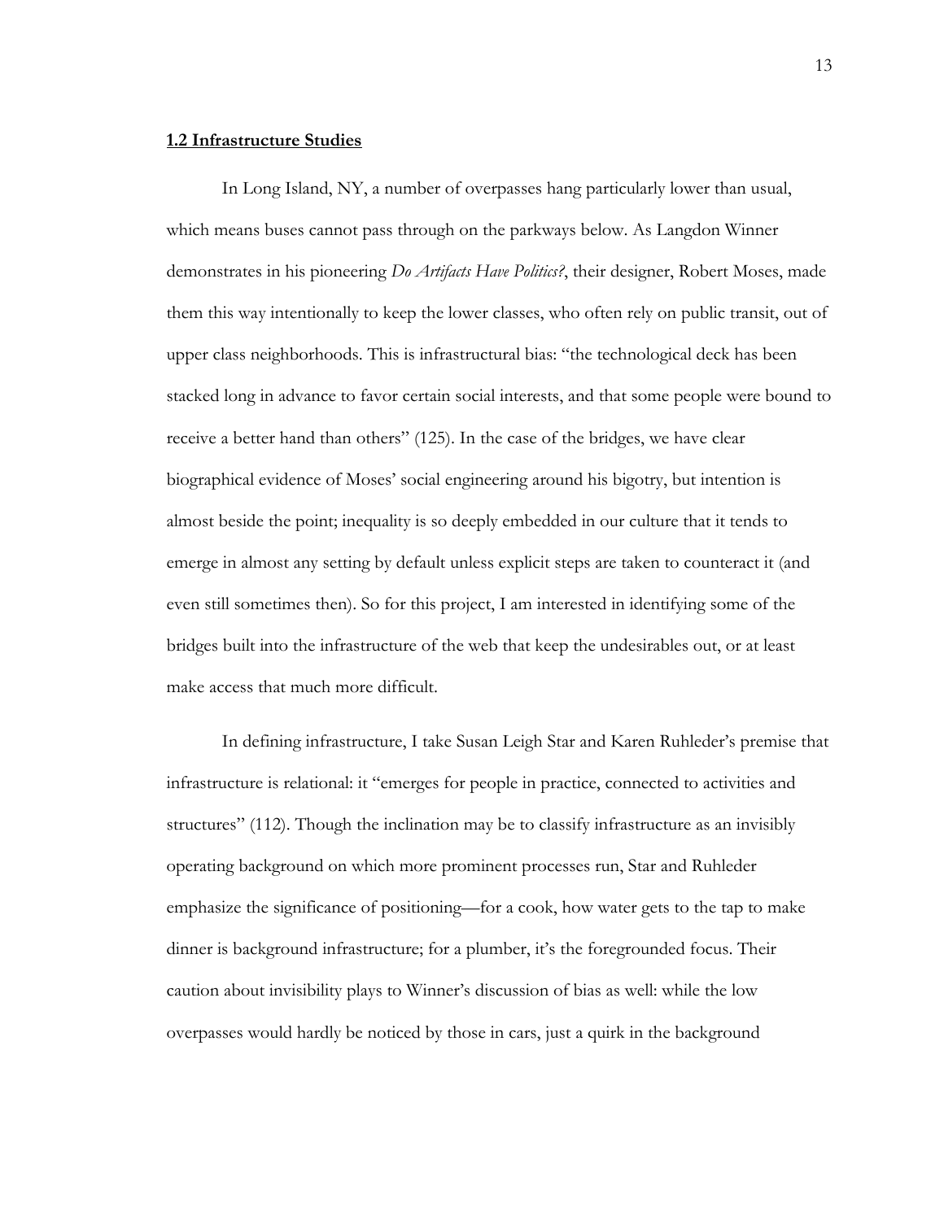## **1.2 Infrastructure Studies**

In Long Island, NY, a number of overpasses hang particularly lower than usual, which means buses cannot pass through on the parkways below. As Langdon Winner demonstrates in his pioneering *Do Artifacts Have Politics?*, their designer, Robert Moses, made them this way intentionally to keep the lower classes, who often rely on public transit, out of upper class neighborhoods. This is infrastructural bias: "the technological deck has been stacked long in advance to favor certain social interests, and that some people were bound to receive a better hand than others" (125). In the case of the bridges, we have clear biographical evidence of Moses' social engineering around his bigotry, but intention is almost beside the point; inequality is so deeply embedded in our culture that it tends to emerge in almost any setting by default unless explicit steps are taken to counteract it (and even still sometimes then). So for this project, I am interested in identifying some of the bridges built into the infrastructure of the web that keep the undesirables out, or at least make access that much more difficult.

In defining infrastructure, I take Susan Leigh Star and Karen Ruhleder's premise that infrastructure is relational: it "emerges for people in practice, connected to activities and structures" (112). Though the inclination may be to classify infrastructure as an invisibly operating background on which more prominent processes run, Star and Ruhleder emphasize the significance of positioning—for a cook, how water gets to the tap to make dinner is background infrastructure; for a plumber, it's the foregrounded focus. Their caution about invisibility plays to Winner's discussion of bias as well: while the low overpasses would hardly be noticed by those in cars, just a quirk in the background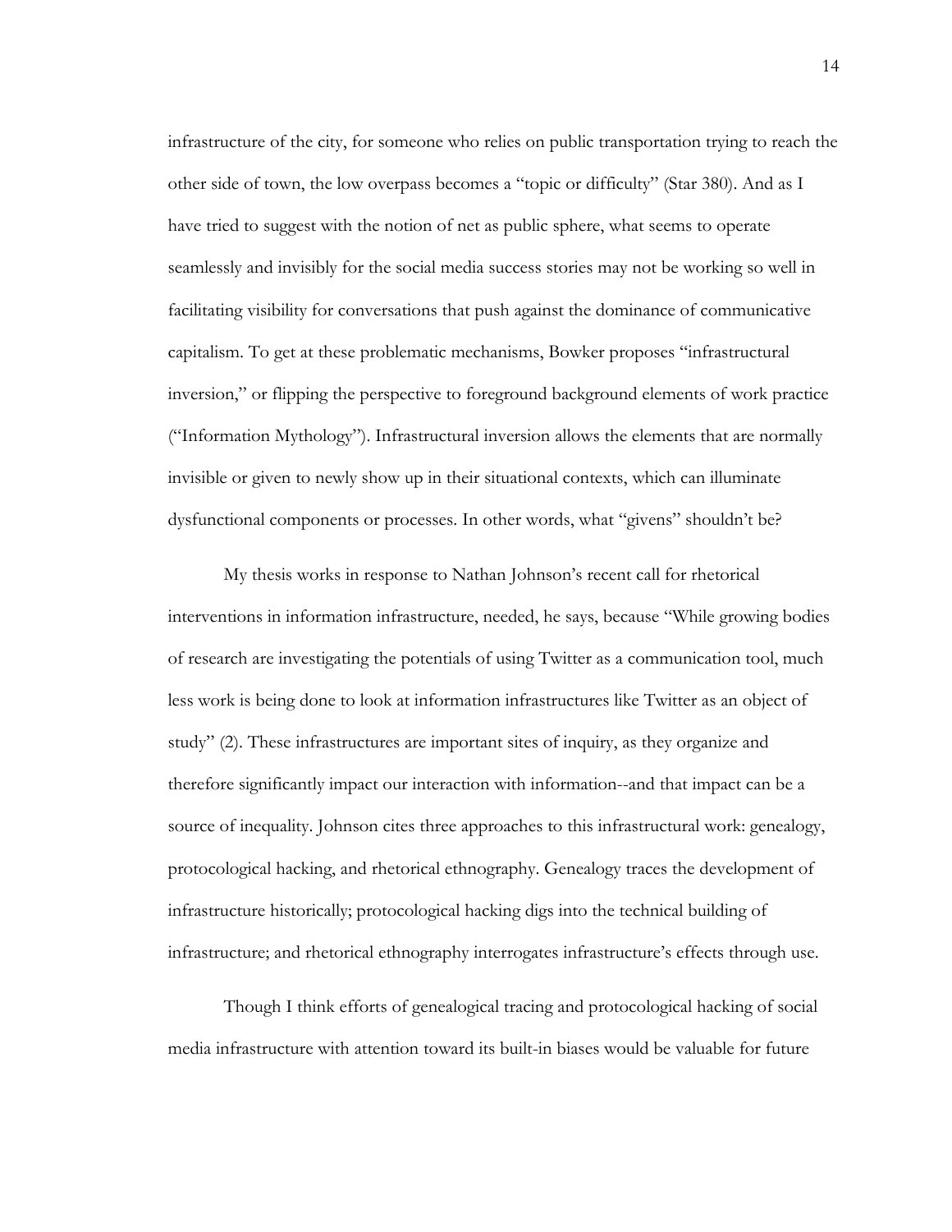infrastructure of the city, for someone who relies on public transportation trying to reach the other side of town, the low overpass becomes a "topic or difficulty" (Star 380). And as I have tried to suggest with the notion of net as public sphere, what seems to operate seamlessly and invisibly for the social media success stories may not be working so well in facilitating visibility for conversations that push against the dominance of communicative capitalism. To get at these problematic mechanisms, Bowker proposes "infrastructural inversion," or flipping the perspective to foreground background elements of work practice ("Information Mythology"). Infrastructural inversion allows the elements that are normally invisible or given to newly show up in their situational contexts, which can illuminate dysfunctional components or processes. In other words, what "givens" shouldn't be?

My thesis works in response to Nathan Johnson's recent call for rhetorical interventions in information infrastructure, needed, he says, because "While growing bodies of research are investigating the potentials of using Twitter as a communication tool, much less work is being done to look at information infrastructures like Twitter as an object of study" (2). These infrastructures are important sites of inquiry, as they organize and therefore significantly impact our interaction with information--and that impact can be a source of inequality. Johnson cites three approaches to this infrastructural work: genealogy, protocological hacking, and rhetorical ethnography. Genealogy traces the development of infrastructure historically; protocological hacking digs into the technical building of infrastructure; and rhetorical ethnography interrogates infrastructure's effects through use.

Though I think efforts of genealogical tracing and protocological hacking of social media infrastructure with attention toward its built-in biases would be valuable for future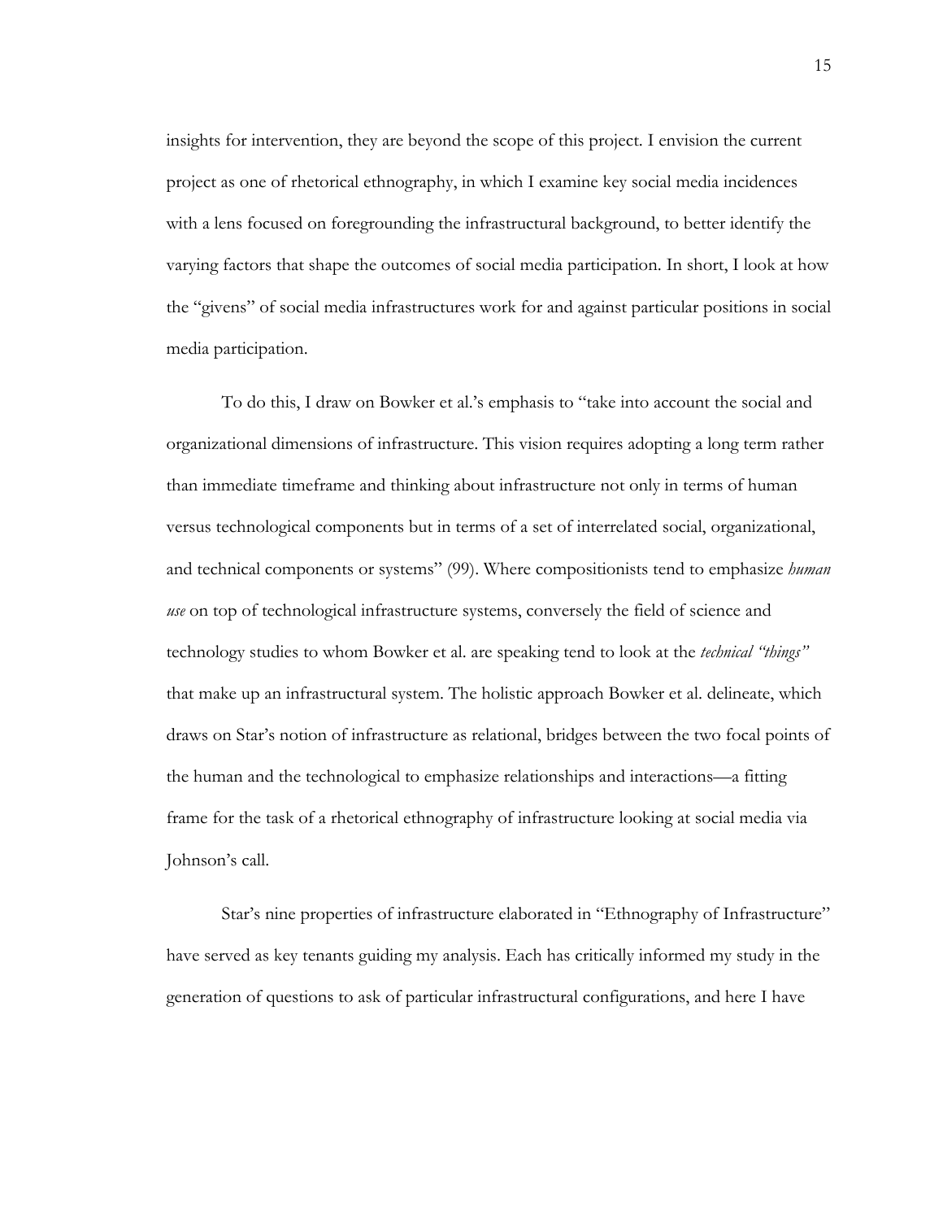insights for intervention, they are beyond the scope of this project. I envision the current project as one of rhetorical ethnography, in which I examine key social media incidences with a lens focused on foregrounding the infrastructural background, to better identify the varying factors that shape the outcomes of social media participation. In short, I look at how the "givens" of social media infrastructures work for and against particular positions in social media participation.

To do this, I draw on Bowker et al.'s emphasis to "take into account the social and organizational dimensions of infrastructure. This vision requires adopting a long term rather than immediate timeframe and thinking about infrastructure not only in terms of human versus technological components but in terms of a set of interrelated social, organizational, and technical components or systems" (99). Where compositionists tend to emphasize *human use* on top of technological infrastructure systems, conversely the field of science and technology studies to whom Bowker et al. are speaking tend to look at the *technical "things"* that make up an infrastructural system. The holistic approach Bowker et al. delineate, which draws on Star's notion of infrastructure as relational, bridges between the two focal points of the human and the technological to emphasize relationships and interactions—a fitting frame for the task of a rhetorical ethnography of infrastructure looking at social media via Johnson's call.

Star's nine properties of infrastructure elaborated in "Ethnography of Infrastructure" have served as key tenants guiding my analysis. Each has critically informed my study in the generation of questions to ask of particular infrastructural configurations, and here I have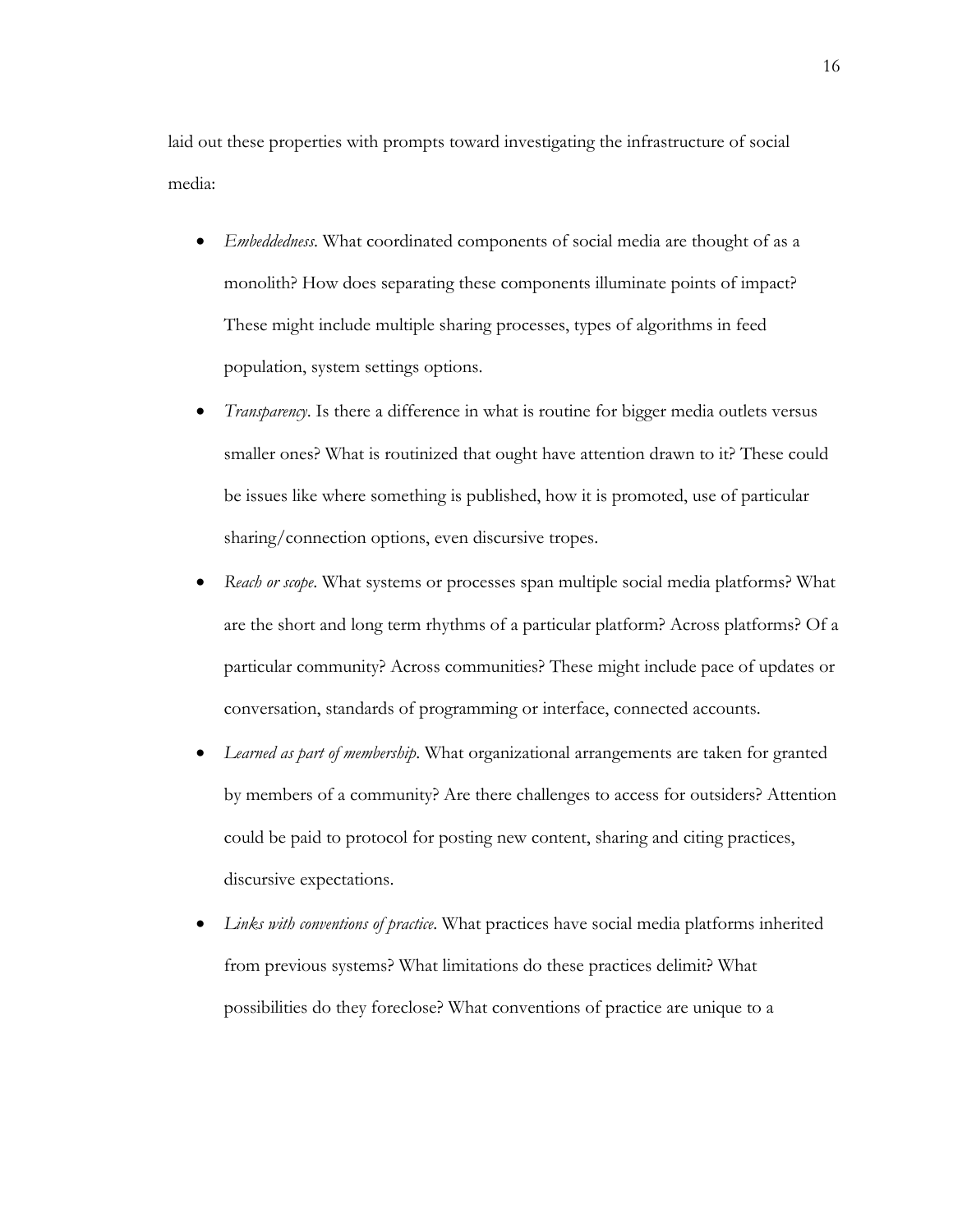laid out these properties with prompts toward investigating the infrastructure of social media:

- *Embeddedness*. What coordinated components of social media are thought of as a monolith? How does separating these components illuminate points of impact? These might include multiple sharing processes, types of algorithms in feed population, system settings options.
- *Transparency*. Is there a difference in what is routine for bigger media outlets versus smaller ones? What is routinized that ought have attention drawn to it? These could be issues like where something is published, how it is promoted, use of particular sharing/connection options, even discursive tropes.
- *Reach or scope*. What systems or processes span multiple social media platforms? What are the short and long term rhythms of a particular platform? Across platforms? Of a particular community? Across communities? These might include pace of updates or conversation, standards of programming or interface, connected accounts.
- *Learned as part of membership*. What organizational arrangements are taken for granted by members of a community? Are there challenges to access for outsiders? Attention could be paid to protocol for posting new content, sharing and citing practices, discursive expectations.
- *Links with conventions of practice*. What practices have social media platforms inherited from previous systems? What limitations do these practices delimit? What possibilities do they foreclose? What conventions of practice are unique to a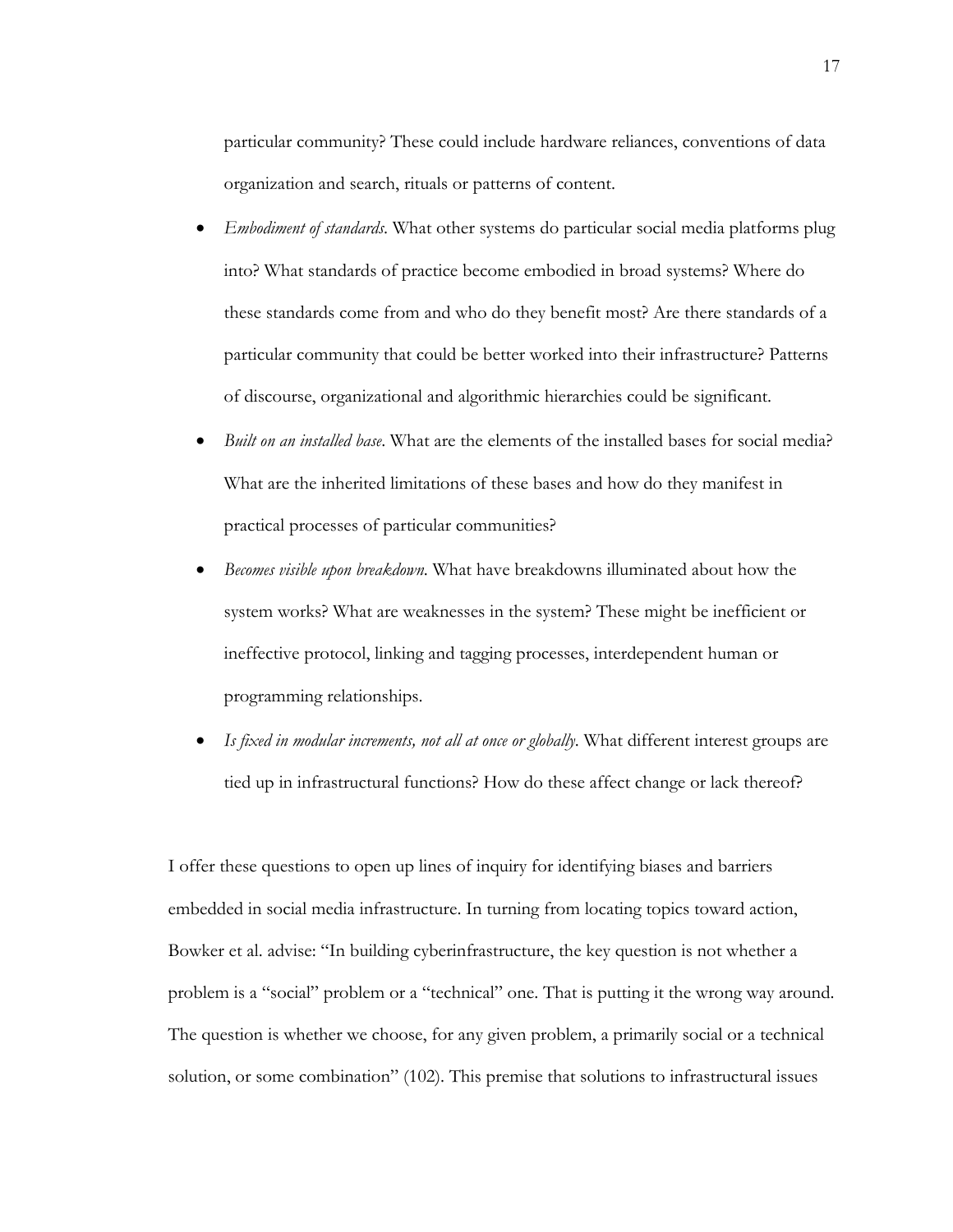particular community? These could include hardware reliances, conventions of data organization and search, rituals or patterns of content.

- *Embodiment of standards*. What other systems do particular social media platforms plug into? What standards of practice become embodied in broad systems? Where do these standards come from and who do they benefit most? Are there standards of a particular community that could be better worked into their infrastructure? Patterns of discourse, organizational and algorithmic hierarchies could be significant.
- *Built on an installed base*. What are the elements of the installed bases for social media? What are the inherited limitations of these bases and how do they manifest in practical processes of particular communities?
- *Becomes visible upon breakdown*. What have breakdowns illuminated about how the system works? What are weaknesses in the system? These might be inefficient or ineffective protocol, linking and tagging processes, interdependent human or programming relationships.
- *Is fixed in modular increments, not all at once or globally*. What different interest groups are tied up in infrastructural functions? How do these affect change or lack thereof?

I offer these questions to open up lines of inquiry for identifying biases and barriers embedded in social media infrastructure. In turning from locating topics toward action, Bowker et al. advise: "In building cyberinfrastructure, the key question is not whether a problem is a "social" problem or a "technical" one. That is putting it the wrong way around. The question is whether we choose, for any given problem, a primarily social or a technical solution, or some combination" (102). This premise that solutions to infrastructural issues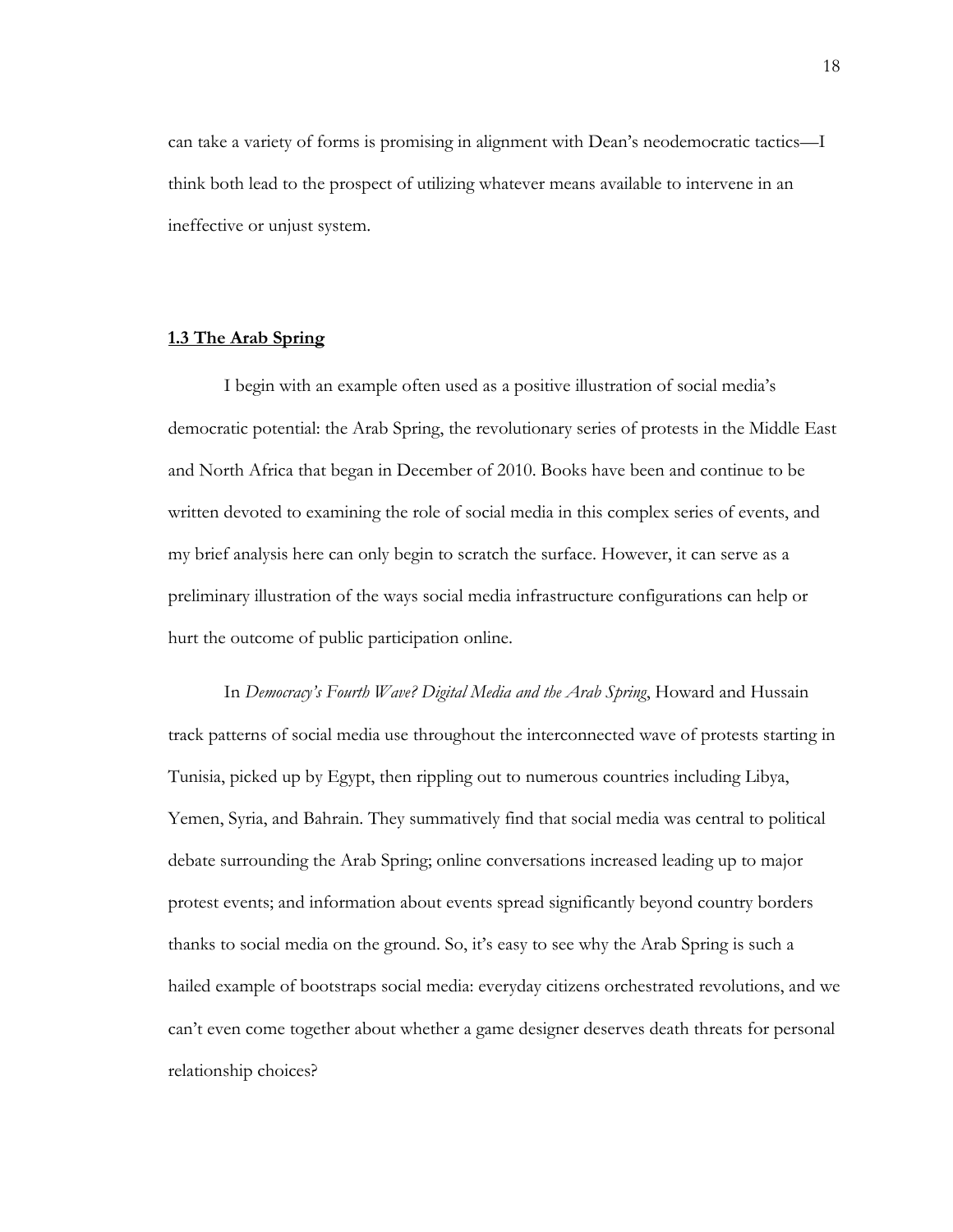can take a variety of forms is promising in alignment with Dean's neodemocratic tactics—I think both lead to the prospect of utilizing whatever means available to intervene in an ineffective or unjust system.

### **1.3 The Arab Spring**

I begin with an example often used as a positive illustration of social media's democratic potential: the Arab Spring, the revolutionary series of protests in the Middle East and North Africa that began in December of 2010. Books have been and continue to be written devoted to examining the role of social media in this complex series of events, and my brief analysis here can only begin to scratch the surface. However, it can serve as a preliminary illustration of the ways social media infrastructure configurations can help or hurt the outcome of public participation online.

In *Democracy's Fourth Wave? Digital Media and the Arab Spring*, Howard and Hussain track patterns of social media use throughout the interconnected wave of protests starting in Tunisia, picked up by Egypt, then rippling out to numerous countries including Libya, Yemen, Syria, and Bahrain. They summatively find that social media was central to political debate surrounding the Arab Spring; online conversations increased leading up to major protest events; and information about events spread significantly beyond country borders thanks to social media on the ground. So, it's easy to see why the Arab Spring is such a hailed example of bootstraps social media: everyday citizens orchestrated revolutions, and we can't even come together about whether a game designer deserves death threats for personal relationship choices?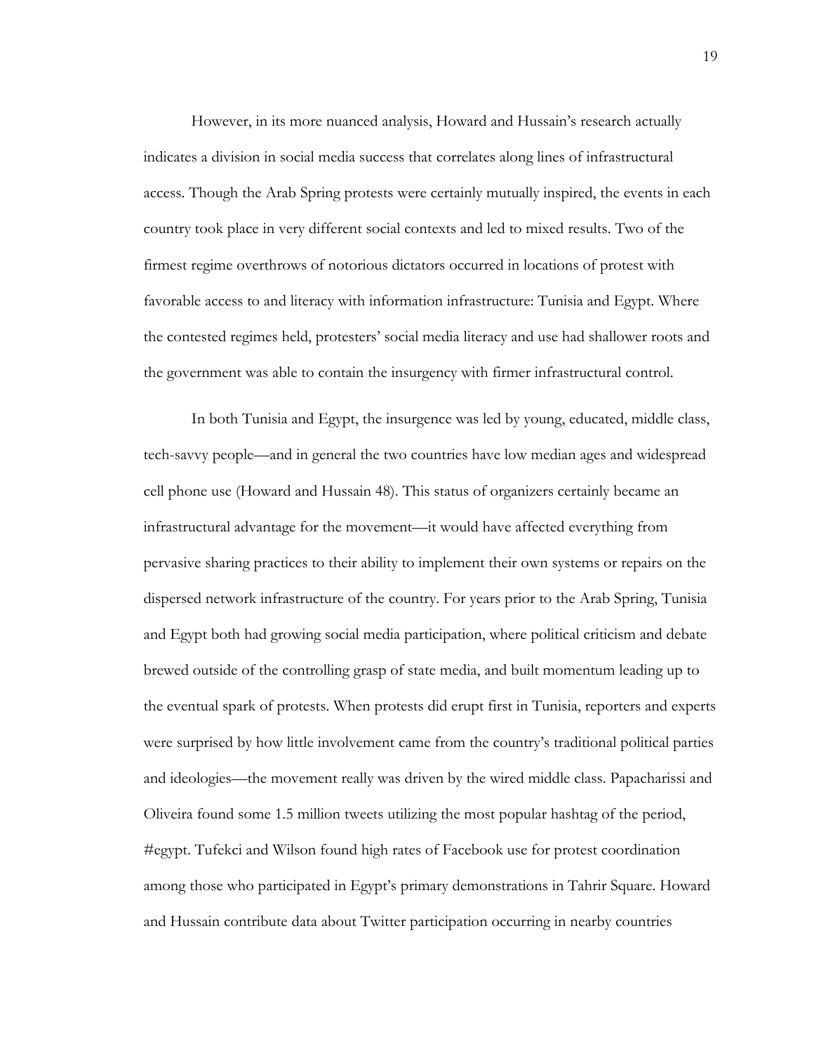However, in its more nuanced analysis, Howard and Hussain's research actually indicates a division in social media success that correlates along lines of infrastructural access. Though the Arab Spring protests were certainly mutually inspired, the events in each country took place in very different social contexts and led to mixed results. Two of the firmest regime overthrows of notorious dictators occurred in locations of protest with favorable access to and literacy with information infrastructure: Tunisia and Egypt. Where the contested regimes held, protesters' social media literacy and use had shallower roots and the government was able to contain the insurgency with firmer infrastructural control.

In both Tunisia and Egypt, the insurgence was led by young, educated, middle class, tech-savvy people—and in general the two countries have low median ages and widespread cell phone use (Howard and Hussain 48). This status of organizers certainly became an infrastructural advantage for the movement—it would have affected everything from pervasive sharing practices to their ability to implement their own systems or repairs on the dispersed network infrastructure of the country. For years prior to the Arab Spring, Tunisia and Egypt both had growing social media participation, where political criticism and debate brewed outside of the controlling grasp of state media, and built momentum leading up to the eventual spark of protests. When protests did erupt first in Tunisia, reporters and experts were surprised by how little involvement came from the country's traditional political parties and ideologies—the movement really was driven by the wired middle class. Papacharissi and Oliveira found some 1.5 million tweets utilizing the most popular hashtag of the period, #egypt. Tufekci and Wilson found high rates of Facebook use for protest coordination among those who participated in Egypt's primary demonstrations in Tahrir Square. Howard and Hussain contribute data about Twitter participation occurring in nearby countries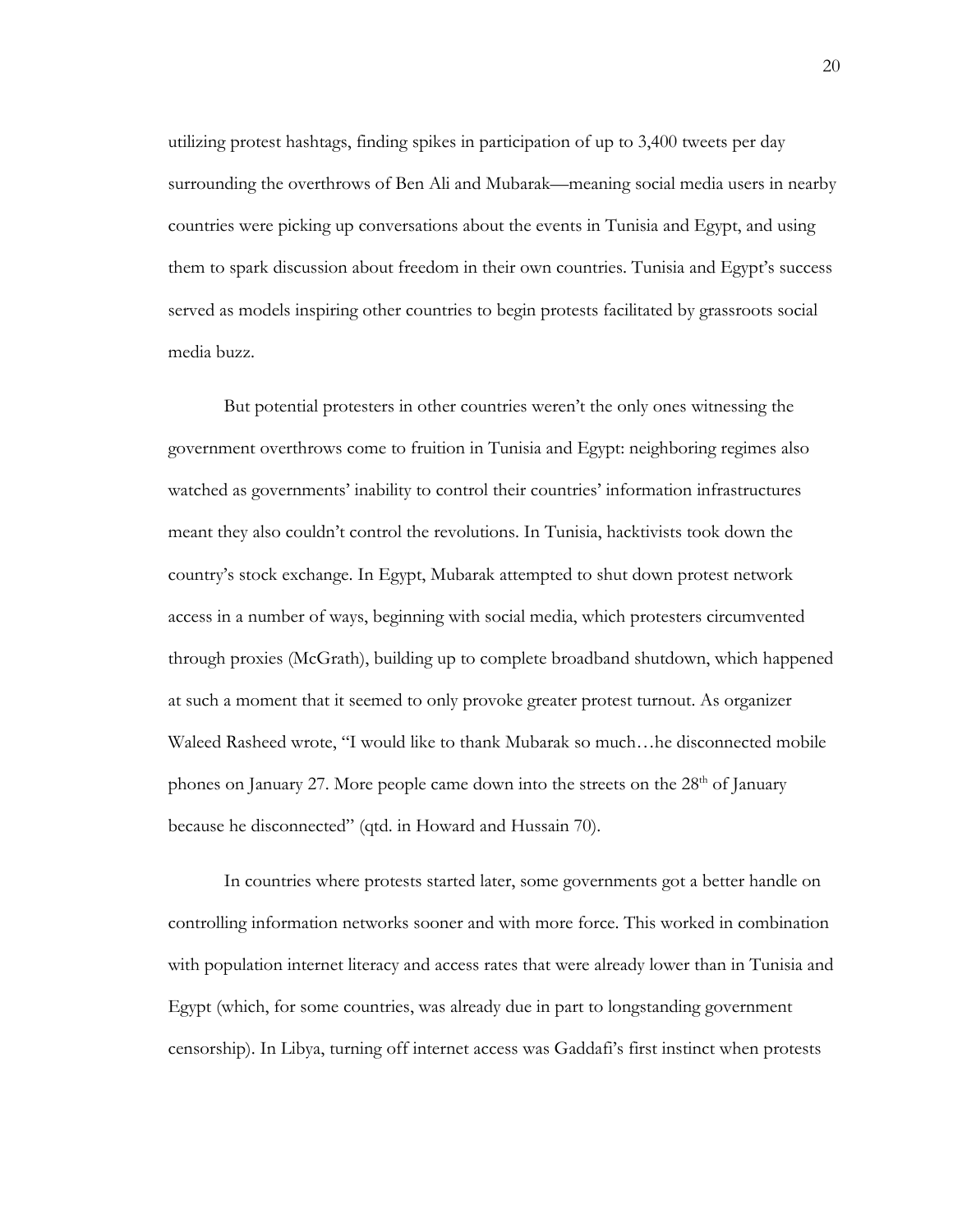utilizing protest hashtags, finding spikes in participation of up to 3,400 tweets per day surrounding the overthrows of Ben Ali and Mubarak—meaning social media users in nearby countries were picking up conversations about the events in Tunisia and Egypt, and using them to spark discussion about freedom in their own countries. Tunisia and Egypt's success served as models inspiring other countries to begin protests facilitated by grassroots social media buzz.

But potential protesters in other countries weren't the only ones witnessing the government overthrows come to fruition in Tunisia and Egypt: neighboring regimes also watched as governments' inability to control their countries' information infrastructures meant they also couldn't control the revolutions. In Tunisia, hacktivists took down the country's stock exchange. In Egypt, Mubarak attempted to shut down protest network access in a number of ways, beginning with social media, which protesters circumvented through proxies (McGrath), building up to complete broadband shutdown, which happened at such a moment that it seemed to only provoke greater protest turnout. As organizer Waleed Rasheed wrote, "I would like to thank Mubarak so much…he disconnected mobile phones on January 27. More people came down into the streets on the 28th of January because he disconnected" (qtd. in Howard and Hussain 70).

In countries where protests started later, some governments got a better handle on controlling information networks sooner and with more force. This worked in combination with population internet literacy and access rates that were already lower than in Tunisia and Egypt (which, for some countries, was already due in part to longstanding government censorship). In Libya, turning off internet access was Gaddafi's first instinct when protests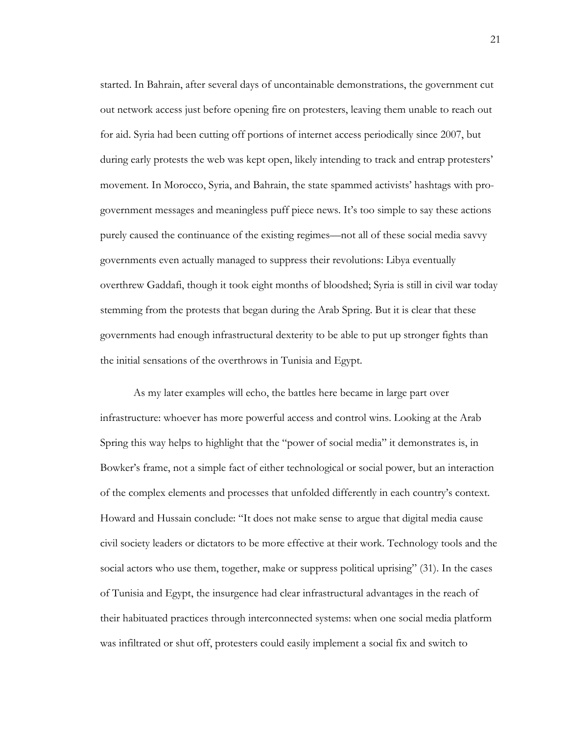started. In Bahrain, after several days of uncontainable demonstrations, the government cut out network access just before opening fire on protesters, leaving them unable to reach out for aid. Syria had been cutting off portions of internet access periodically since 2007, but during early protests the web was kept open, likely intending to track and entrap protesters' movement. In Morocco, Syria, and Bahrain, the state spammed activists' hashtags with pro-government messages and meaningless puff piece news. It's too simple to say these actions purely caused the continuance of the existing regimes—not all of these social media savvy governments even actually managed to suppress their revolutions: Libya eventually overthrew Gaddafi, though it took eight months of bloodshed; Syria is still in civil war today stemming from the protests that began during the Arab Spring. But it is clear that these governments had enough infrastructural dexterity to be able to put up stronger fights than the initial sensations of the overthrows in Tunisia and Egypt.

As my later examples will echo, the battles here became in large part over infrastructure: whoever has more powerful access and control wins. Looking at the Arab Spring this way helps to highlight that the "power of social media" it demonstrates is, in Bowker's frame, not a simple fact of either technological or social power, but an interaction of the complex elements and processes that unfolded differently in each country's context. Howard and Hussain conclude: "It does not make sense to argue that digital media cause civil society leaders or dictators to be more effective at their work. Technology tools and the social actors who use them, together, make or suppress political uprising" (31). In the cases of Tunisia and Egypt, the insurgence had clear infrastructural advantages in the reach of their habituated practices through interconnected systems: when one social media platform was infiltrated or shut off, protesters could easily implement a social fix and switch to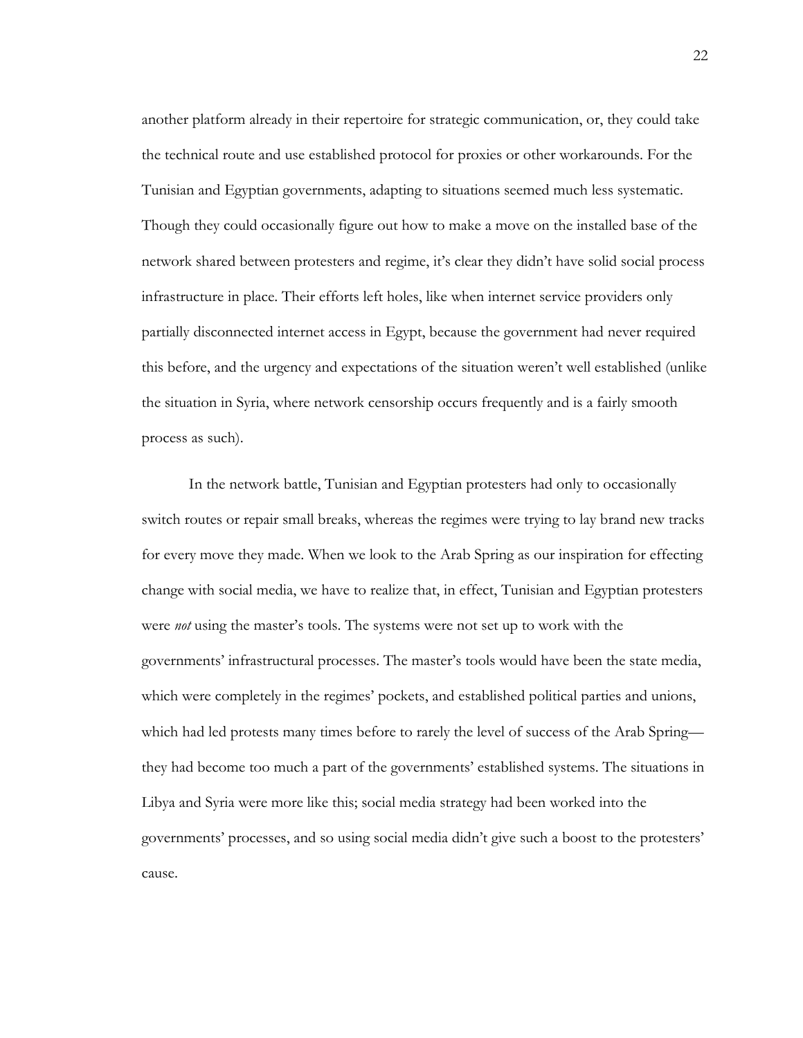another platform already in their repertoire for strategic communication, or, they could take the technical route and use established protocol for proxies or other workarounds. For the Tunisian and Egyptian governments, adapting to situations seemed much less systematic. Though they could occasionally figure out how to make a move on the installed base of the network shared between protesters and regime, it's clear they didn't have solid social process infrastructure in place. Their efforts left holes, like when internet service providers only partially disconnected internet access in Egypt, because the government had never required this before, and the urgency and expectations of the situation weren't well established (unlike the situation in Syria, where network censorship occurs frequently and is a fairly smooth process as such).

In the network battle, Tunisian and Egyptian protesters had only to occasionally switch routes or repair small breaks, whereas the regimes were trying to lay brand new tracks for every move they made. When we look to the Arab Spring as our inspiration for effecting change with social media, we have to realize that, in effect, Tunisian and Egyptian protesters were *not* using the master's tools. The systems were not set up to work with the governments' infrastructural processes. The master's tools would have been the state media, which were completely in the regimes' pockets, and established political parties and unions, which had led protests many times before to rarely the level of success of the Arab Spring—they had become too much a part of the governments' established systems. The situations in Libya and Syria were more like this; social media strategy had been worked into the governments' processes, and so using social media didn't give such a boost to the protesters' cause.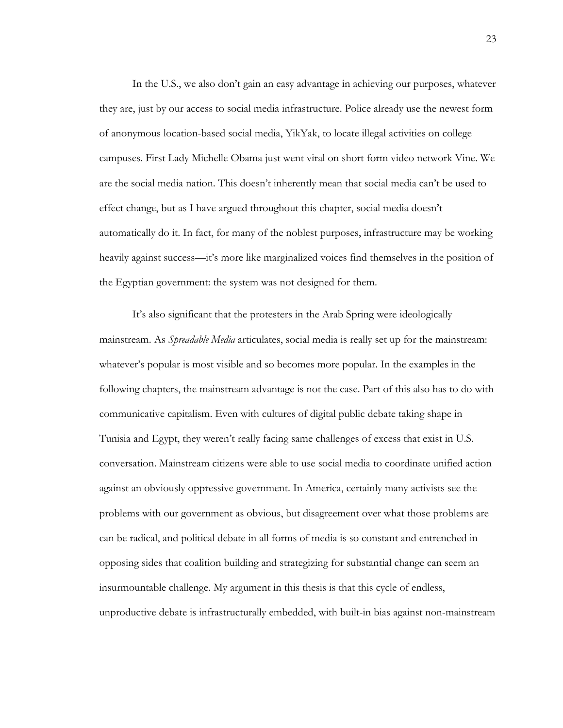In the U.S., we also don't gain an easy advantage in achieving our purposes, whatever they are, just by our access to social media infrastructure. Police already use the newest form of anonymous location-based social media, YikYak, to locate illegal activities on college campuses. First Lady Michelle Obama just went viral on short form video network Vine. We are the social media nation. This doesn't inherently mean that social media can't be used to effect change, but as I have argued throughout this chapter, social media doesn't automatically do it. In fact, for many of the noblest purposes, infrastructure may be working heavily against success—it's more like marginalized voices find themselves in the position of the Egyptian government: the system was not designed for them.

It's also significant that the protesters in the Arab Spring were ideologically mainstream. As *Spreadable Media* articulates, social media is really set up for the mainstream: whatever's popular is most visible and so becomes more popular. In the examples in the following chapters, the mainstream advantage is not the case. Part of this also has to do with communicative capitalism. Even with cultures of digital public debate taking shape in Tunisia and Egypt, they weren't really facing same challenges of excess that exist in U.S. conversation. Mainstream citizens were able to use social media to coordinate unified action against an obviously oppressive government. In America, certainly many activists see the problems with our government as obvious, but disagreement over what those problems are can be radical, and political debate in all forms of media is so constant and entrenched in opposing sides that coalition building and strategizing for substantial change can seem an insurmountable challenge. My argument in this thesis is that this cycle of endless, unproductive debate is infrastructurally embedded, with built-in bias against non-mainstream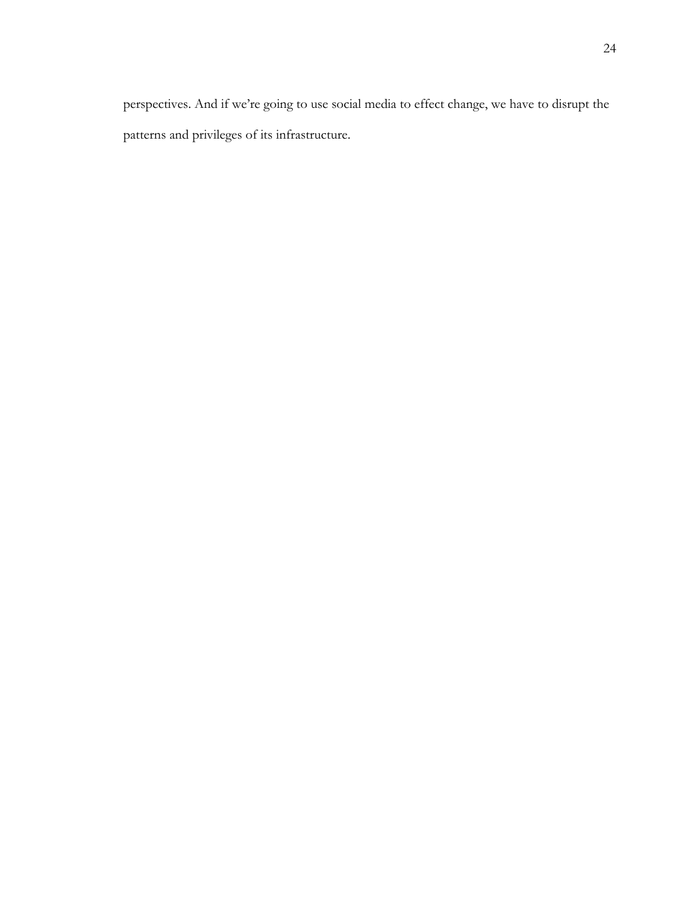perspectives. And if we're going to use social media to effect change, we have to disrupt the patterns and privileges of its infrastructure.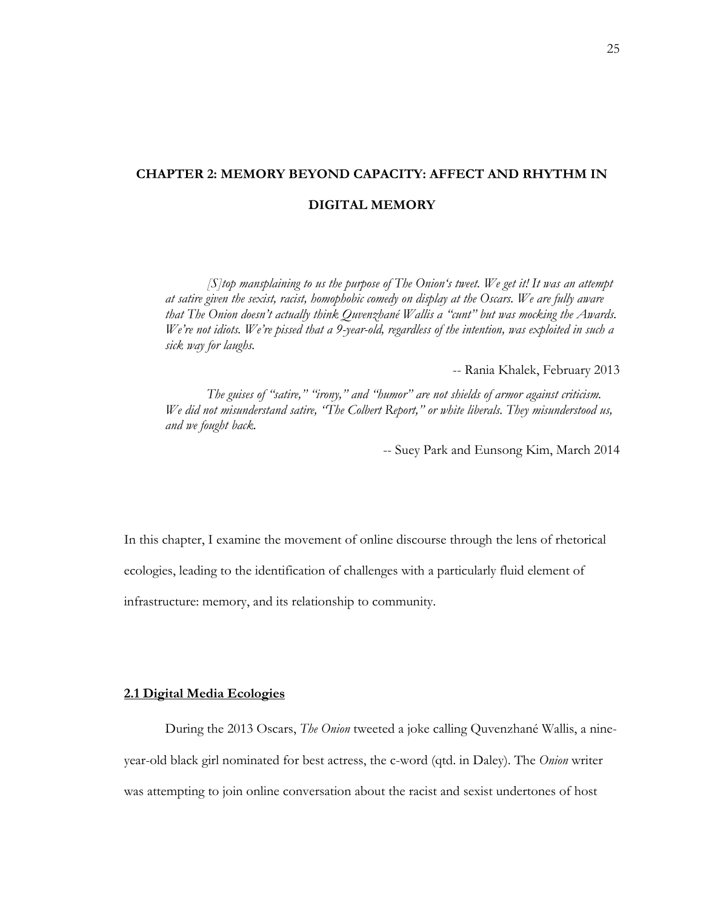# CHAPTER 2: MEMORY BEYOND CAPACITY: AFFECT AND RHYTHM IN DIGITAL MEMORY

> *[S]top mansplaining to us the purpose of The Onion's tweet. We get it! It was an attempt at satire given the sexist, racist, homophobic comedy on display at the Oscars. We are fully aware that The Onion doesn't actually think Quvenzhané Wallis a "cunt" but was mocking the Awards. We're not idiots. We're pissed that a 9-year-old, regardless of the intention, was exploited in such a sick way for laughs.*
>
> -- Rania Khalek, February 2013

> *The guises of "satire," "irony," and "humor" are not shields of armor against criticism. We did not misunderstand satire, "The Colbert Report," or white liberals. They misunderstood us, and we fought back.*
>
> -- Suey Park and Eunsong Kim, March 2014

In this chapter, I examine the movement of online discourse through the lens of rhetorical ecologies, leading to the identification of challenges with a particularly fluid element of infrastructure: memory, and its relationship to community.

## 2.1 Digital Media Ecologies

During the 2013 Oscars, *The Onion* tweeted a joke calling Quvenzhané Wallis, a nine-year-old black girl nominated for best actress, the c-word (qtd. in Daley). The *Onion* writer was attempting to join online conversation about the racist and sexist undertones of host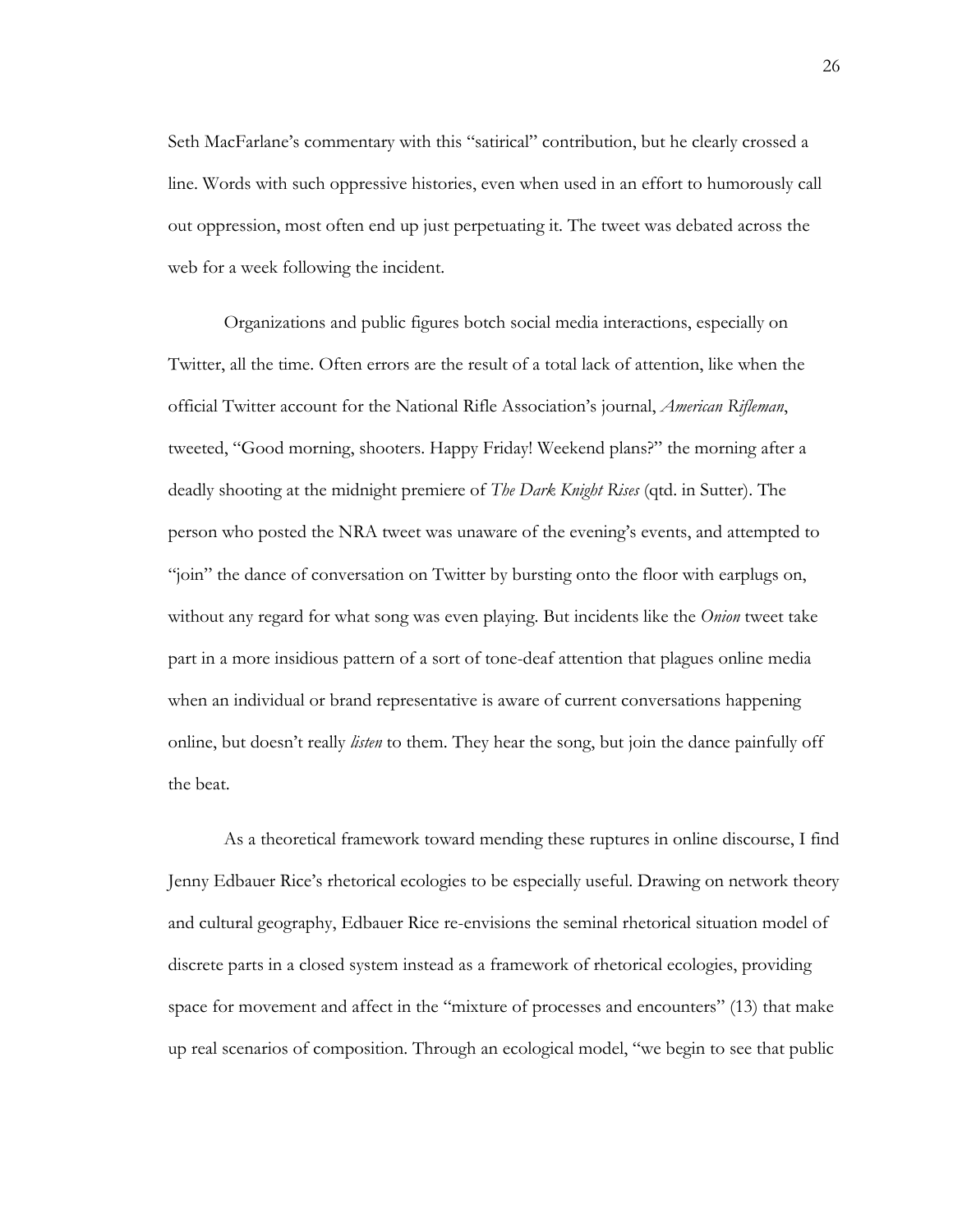Seth MacFarlane's commentary with this "satirical" contribution, but he clearly crossed a line. Words with such oppressive histories, even when used in an effort to humorously call out oppression, most often end up just perpetuating it. The tweet was debated across the web for a week following the incident.

Organizations and public figures botch social media interactions, especially on Twitter, all the time. Often errors are the result of a total lack of attention, like when the official Twitter account for the National Rifle Association's journal, *American Rifleman*, tweeted, "Good morning, shooters. Happy Friday! Weekend plans?" the morning after a deadly shooting at the midnight premiere of *The Dark Knight Rises* (qtd. in Sutter). The person who posted the NRA tweet was unaware of the evening's events, and attempted to "join" the dance of conversation on Twitter by bursting onto the floor with earplugs on, without any regard for what song was even playing. But incidents like the *Onion* tweet take part in a more insidious pattern of a sort of tone-deaf attention that plagues online media when an individual or brand representative is aware of current conversations happening online, but doesn't really *listen* to them. They hear the song, but join the dance painfully off the beat.

As a theoretical framework toward mending these ruptures in online discourse, I find Jenny Edbauer Rice's rhetorical ecologies to be especially useful. Drawing on network theory and cultural geography, Edbauer Rice re-envisions the seminal rhetorical situation model of discrete parts in a closed system instead as a framework of rhetorical ecologies, providing space for movement and affect in the "mixture of processes and encounters" (13) that make up real scenarios of composition. Through an ecological model, "we begin to see that public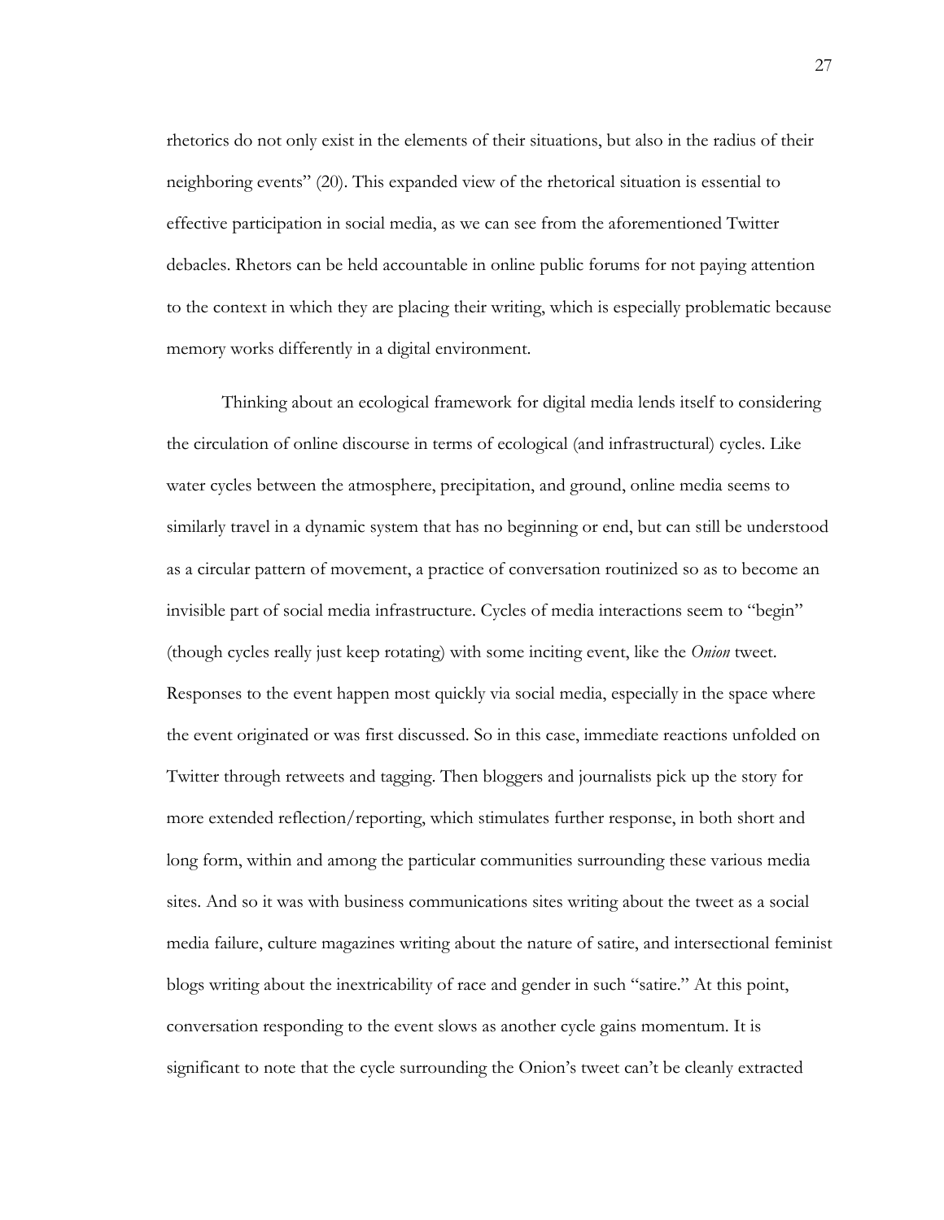rhetorics do not only exist in the elements of their situations, but also in the radius of their neighboring events" (20). This expanded view of the rhetorical situation is essential to effective participation in social media, as we can see from the aforementioned Twitter debacles. Rhetors can be held accountable in online public forums for not paying attention to the context in which they are placing their writing, which is especially problematic because memory works differently in a digital environment.

Thinking about an ecological framework for digital media lends itself to considering the circulation of online discourse in terms of ecological (and infrastructural) cycles. Like water cycles between the atmosphere, precipitation, and ground, online media seems to similarly travel in a dynamic system that has no beginning or end, but can still be understood as a circular pattern of movement, a practice of conversation routinized so as to become an invisible part of social media infrastructure. Cycles of media interactions seem to "begin" (though cycles really just keep rotating) with some inciting event, like the *Onion* tweet. Responses to the event happen most quickly via social media, especially in the space where the event originated or was first discussed. So in this case, immediate reactions unfolded on Twitter through retweets and tagging. Then bloggers and journalists pick up the story for more extended reflection/reporting, which stimulates further response, in both short and long form, within and among the particular communities surrounding these various media sites. And so it was with business communications sites writing about the tweet as a social media failure, culture magazines writing about the nature of satire, and intersectional feminist blogs writing about the inextricability of race and gender in such "satire." At this point, conversation responding to the event slows as another cycle gains momentum. It is significant to note that the cycle surrounding the Onion's tweet can't be cleanly extracted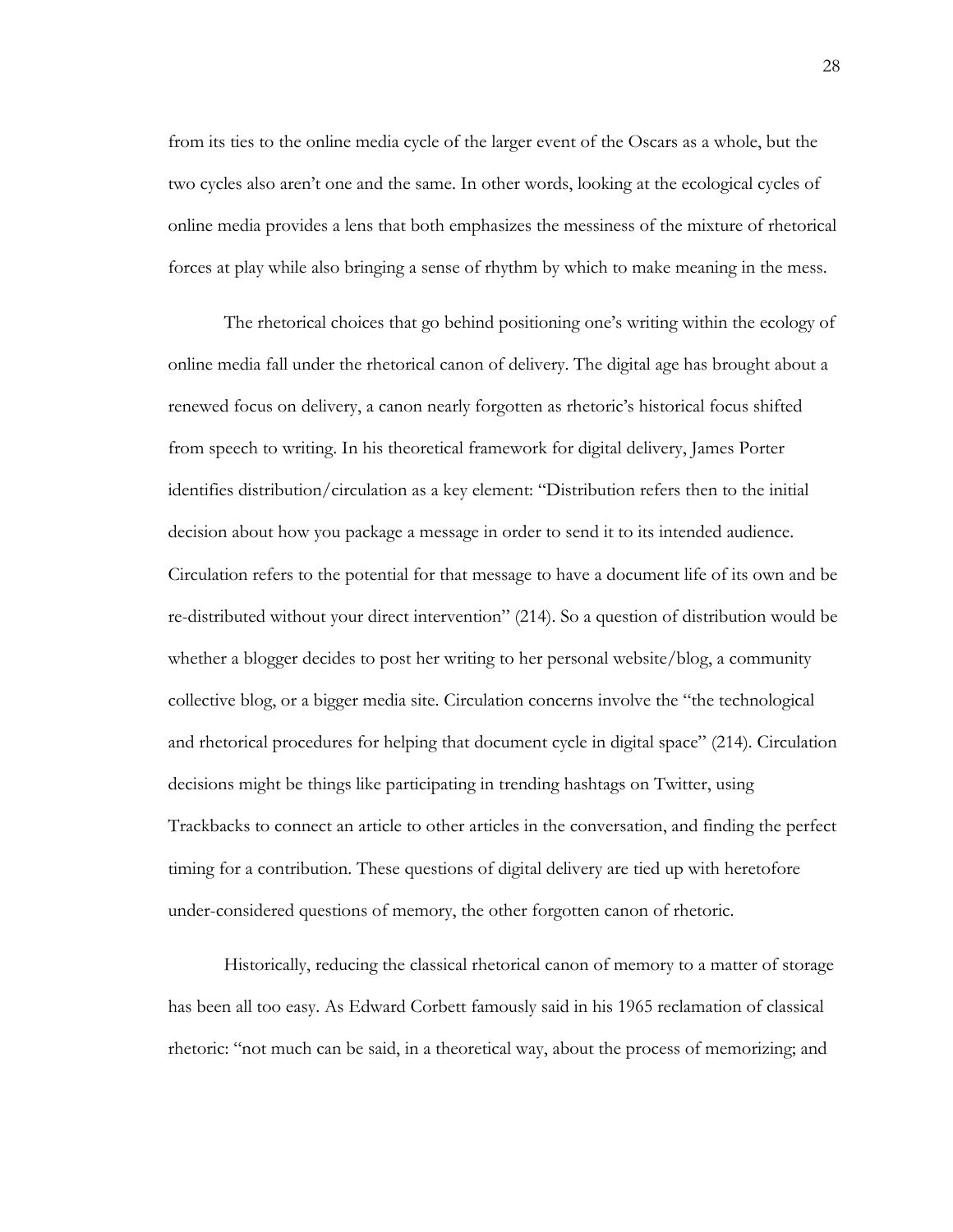from its ties to the online media cycle of the larger event of the Oscars as a whole, but the two cycles also aren't one and the same. In other words, looking at the ecological cycles of online media provides a lens that both emphasizes the messiness of the mixture of rhetorical forces at play while also bringing a sense of rhythm by which to make meaning in the mess.

The rhetorical choices that go behind positioning one's writing within the ecology of online media fall under the rhetorical canon of delivery. The digital age has brought about a renewed focus on delivery, a canon nearly forgotten as rhetoric's historical focus shifted from speech to writing. In his theoretical framework for digital delivery, James Porter identifies distribution/circulation as a key element: "Distribution refers then to the initial decision about how you package a message in order to send it to its intended audience. Circulation refers to the potential for that message to have a document life of its own and be re-distributed without your direct intervention" (214). So a question of distribution would be whether a blogger decides to post her writing to her personal website/blog, a community collective blog, or a bigger media site. Circulation concerns involve the "the technological and rhetorical procedures for helping that document cycle in digital space" (214). Circulation decisions might be things like participating in trending hashtags on Twitter, using Trackbacks to connect an article to other articles in the conversation, and finding the perfect timing for a contribution. These questions of digital delivery are tied up with heretofore under-considered questions of memory, the other forgotten canon of rhetoric.

Historically, reducing the classical rhetorical canon of memory to a matter of storage has been all too easy. As Edward Corbett famously said in his 1965 reclamation of classical rhetoric: "not much can be said, in a theoretical way, about the process of memorizing; and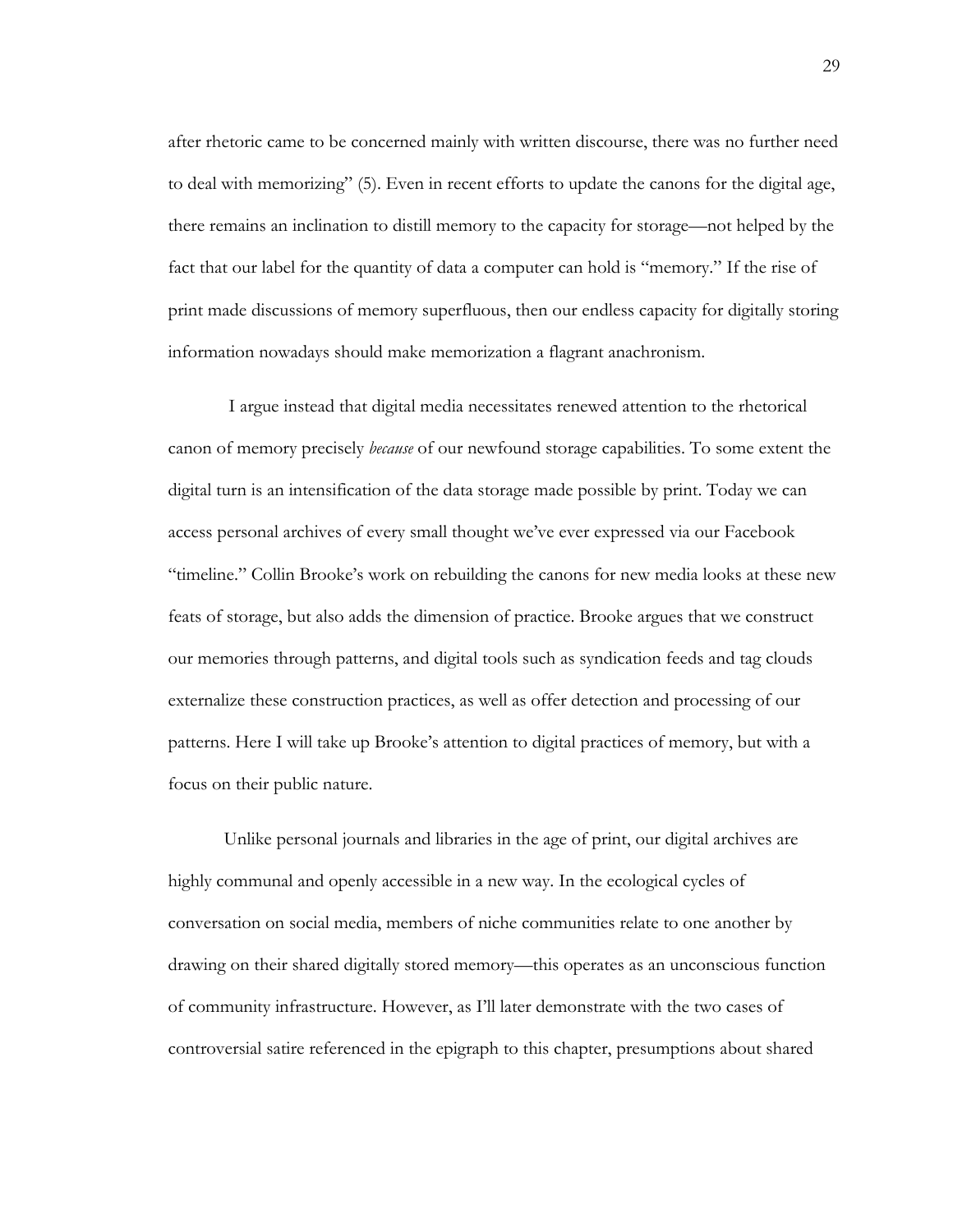after rhetoric came to be concerned mainly with written discourse, there was no further need to deal with memorizing" (5). Even in recent efforts to update the canons for the digital age, there remains an inclination to distill memory to the capacity for storage—not helped by the fact that our label for the quantity of data a computer can hold is "memory." If the rise of print made discussions of memory superfluous, then our endless capacity for digitally storing information nowadays should make memorization a flagrant anachronism.

I argue instead that digital media necessitates renewed attention to the rhetorical canon of memory precisely *because* of our newfound storage capabilities. To some extent the digital turn is an intensification of the data storage made possible by print. Today we can access personal archives of every small thought we've ever expressed via our Facebook "timeline." Collin Brooke's work on rebuilding the canons for new media looks at these new feats of storage, but also adds the dimension of practice. Brooke argues that we construct our memories through patterns, and digital tools such as syndication feeds and tag clouds externalize these construction practices, as well as offer detection and processing of our patterns. Here I will take up Brooke's attention to digital practices of memory, but with a focus on their public nature.

Unlike personal journals and libraries in the age of print, our digital archives are highly communal and openly accessible in a new way. In the ecological cycles of conversation on social media, members of niche communities relate to one another by drawing on their shared digitally stored memory—this operates as an unconscious function of community infrastructure. However, as I'll later demonstrate with the two cases of controversial satire referenced in the epigraph to this chapter, presumptions about shared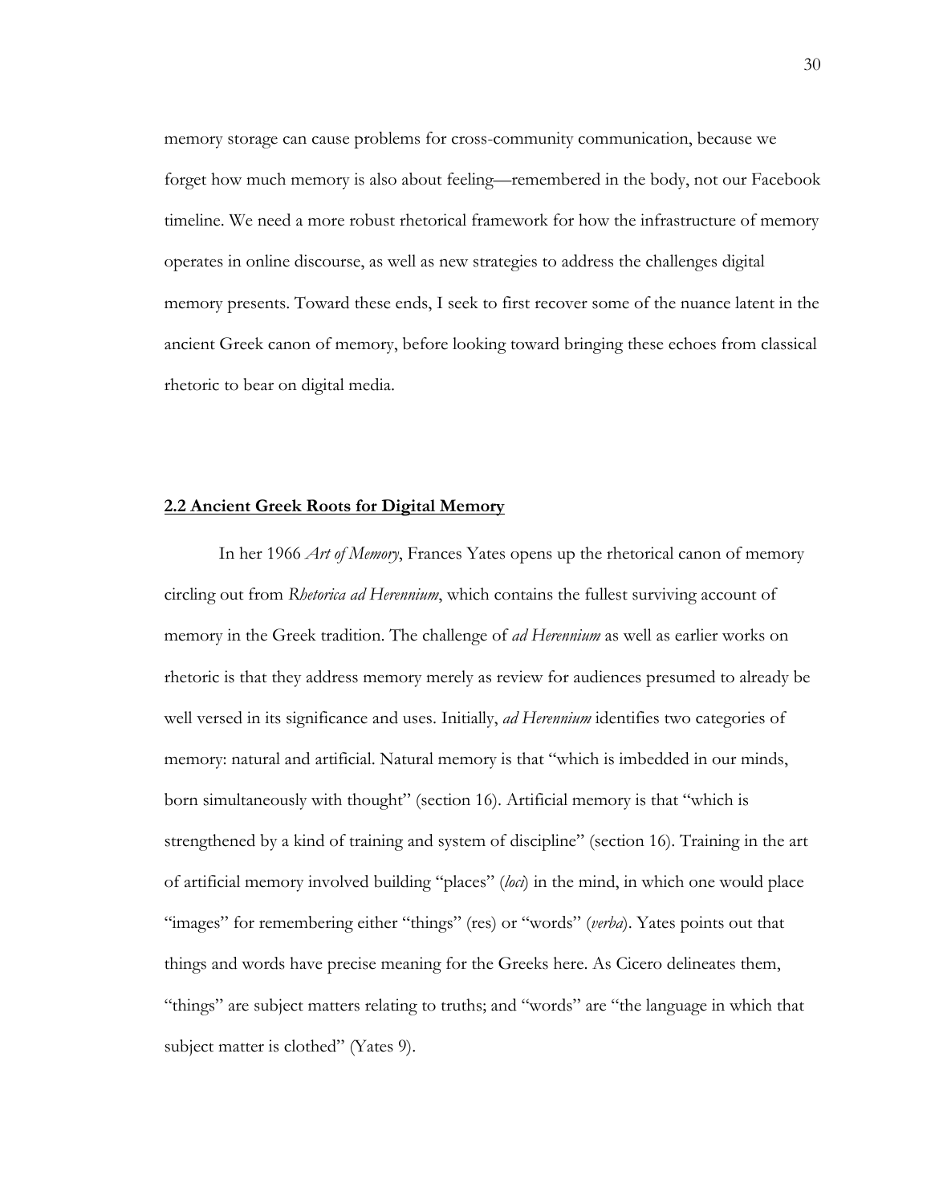memory storage can cause problems for cross-community communication, because we forget how much memory is also about feeling—remembered in the body, not our Facebook timeline. We need a more robust rhetorical framework for how the infrastructure of memory operates in online discourse, as well as new strategies to address the challenges digital memory presents. Toward these ends, I seek to first recover some of the nuance latent in the ancient Greek canon of memory, before looking toward bringing these echoes from classical rhetoric to bear on digital media.

## 2.2 Ancient Greek Roots for Digital Memory

In her 1966 *Art of Memory*, Frances Yates opens up the rhetorical canon of memory circling out from *Rhetorica ad Herennium*, which contains the fullest surviving account of memory in the Greek tradition. The challenge of *ad Herennium* as well as earlier works on rhetoric is that they address memory merely as review for audiences presumed to already be well versed in its significance and uses. Initially, *ad Herennium* identifies two categories of memory: natural and artificial. Natural memory is that "which is imbedded in our minds, born simultaneously with thought" (section 16). Artificial memory is that "which is strengthened by a kind of training and system of discipline" (section 16). Training in the art of artificial memory involved building "places" (*loci*) in the mind, in which one would place "images" for remembering either "things" (res) or "words" (*verba*). Yates points out that things and words have precise meaning for the Greeks here. As Cicero delineates them, "things" are subject matters relating to truths; and "words" are "the language in which that subject matter is clothed" (Yates 9).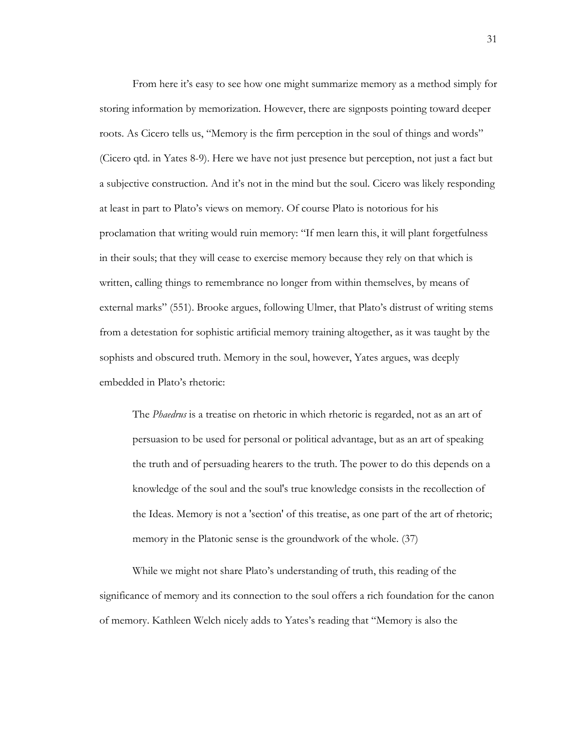From here it's easy to see how one might summarize memory as a method simply for storing information by memorization. However, there are signposts pointing toward deeper roots. As Cicero tells us, "Memory is the firm perception in the soul of things and words" (Cicero qtd. in Yates 8-9). Here we have not just presence but perception, not just a fact but a subjective construction. And it's not in the mind but the soul. Cicero was likely responding at least in part to Plato's views on memory. Of course Plato is notorious for his proclamation that writing would ruin memory: "If men learn this, it will plant forgetfulness in their souls; that they will cease to exercise memory because they rely on that which is written, calling things to remembrance no longer from within themselves, by means of external marks" (551). Brooke argues, following Ulmer, that Plato's distrust of writing stems from a detestation for sophistic artificial memory training altogether, as it was taught by the sophists and obscured truth. Memory in the soul, however, Yates argues, was deeply embedded in Plato's rhetoric:

> The *Phaedrus* is a treatise on rhetoric in which rhetoric is regarded, not as an art of persuasion to be used for personal or political advantage, but as an art of speaking the truth and of persuading hearers to the truth. The power to do this depends on a knowledge of the soul and the soul's true knowledge consists in the recollection of the Ideas. Memory is not a 'section' of this treatise, as one part of the art of rhetoric; memory in the Platonic sense is the groundwork of the whole. (37)

While we might not share Plato's understanding of truth, this reading of the significance of memory and its connection to the soul offers a rich foundation for the canon of memory. Kathleen Welch nicely adds to Yates's reading that "Memory is also the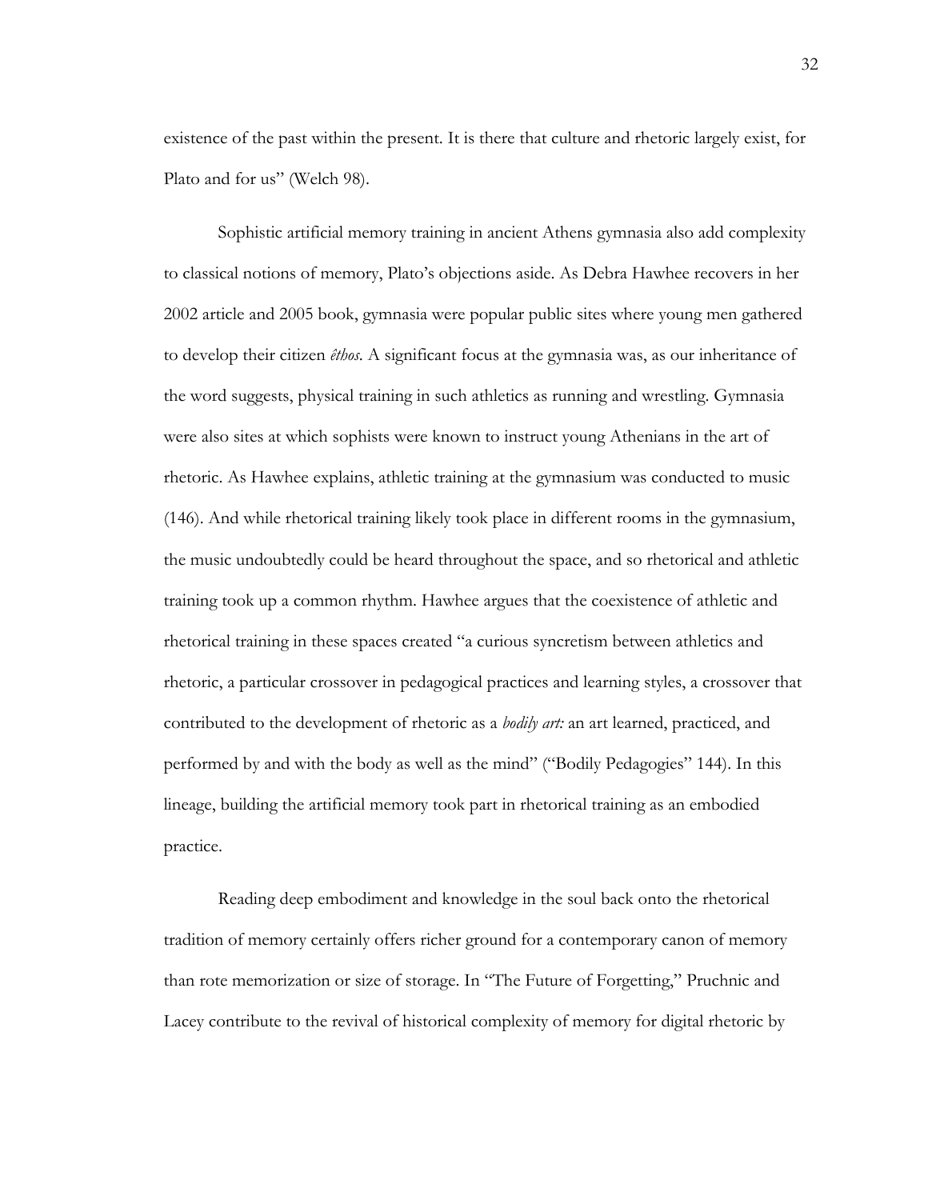existence of the past within the present. It is there that culture and rhetoric largely exist, for Plato and for us" (Welch 98).

Sophistic artificial memory training in ancient Athens gymnasia also add complexity to classical notions of memory, Plato's objections aside. As Debra Hawhee recovers in her 2002 article and 2005 book, gymnasia were popular public sites where young men gathered to develop their citizen *êthos*. A significant focus at the gymnasia was, as our inheritance of the word suggests, physical training in such athletics as running and wrestling. Gymnasia were also sites at which sophists were known to instruct young Athenians in the art of rhetoric. As Hawhee explains, athletic training at the gymnasium was conducted to music (146). And while rhetorical training likely took place in different rooms in the gymnasium, the music undoubtedly could be heard throughout the space, and so rhetorical and athletic training took up a common rhythm. Hawhee argues that the coexistence of athletic and rhetorical training in these spaces created "a curious syncretism between athletics and rhetoric, a particular crossover in pedagogical practices and learning styles, a crossover that contributed to the development of rhetoric as a *bodily art:* an art learned, practiced, and performed by and with the body as well as the mind" ("Bodily Pedagogies" 144). In this lineage, building the artificial memory took part in rhetorical training as an embodied practice.

Reading deep embodiment and knowledge in the soul back onto the rhetorical tradition of memory certainly offers richer ground for a contemporary canon of memory than rote memorization or size of storage. In "The Future of Forgetting," Pruchnic and Lacey contribute to the revival of historical complexity of memory for digital rhetoric by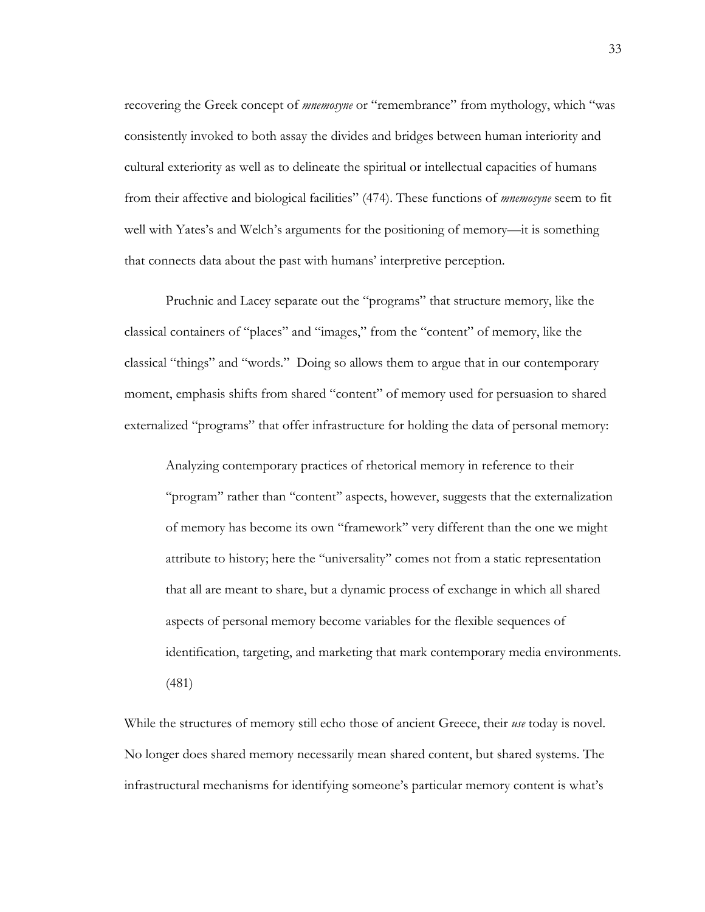recovering the Greek concept of *mnemosyne* or "remembrance" from mythology, which "was consistently invoked to both assay the divides and bridges between human interiority and cultural exteriority as well as to delineate the spiritual or intellectual capacities of humans from their affective and biological facilities" (474). These functions of *mnemosyne* seem to fit well with Yates's and Welch's arguments for the positioning of memory—it is something that connects data about the past with humans' interpretive perception.

Pruchnic and Lacey separate out the "programs" that structure memory, like the classical containers of "places" and "images," from the "content" of memory, like the classical "things" and "words." Doing so allows them to argue that in our contemporary moment, emphasis shifts from shared "content" of memory used for persuasion to shared externalized "programs" that offer infrastructure for holding the data of personal memory:

> Analyzing contemporary practices of rhetorical memory in reference to their "program" rather than "content" aspects, however, suggests that the externalization of memory has become its own "framework" very different than the one we might attribute to history; here the "universality" comes not from a static representation that all are meant to share, but a dynamic process of exchange in which all shared aspects of personal memory become variables for the flexible sequences of identification, targeting, and marketing that mark contemporary media environments. (481)

While the structures of memory still echo those of ancient Greece, their *use* today is novel. No longer does shared memory necessarily mean shared content, but shared systems. The infrastructural mechanisms for identifying someone's particular memory content is what's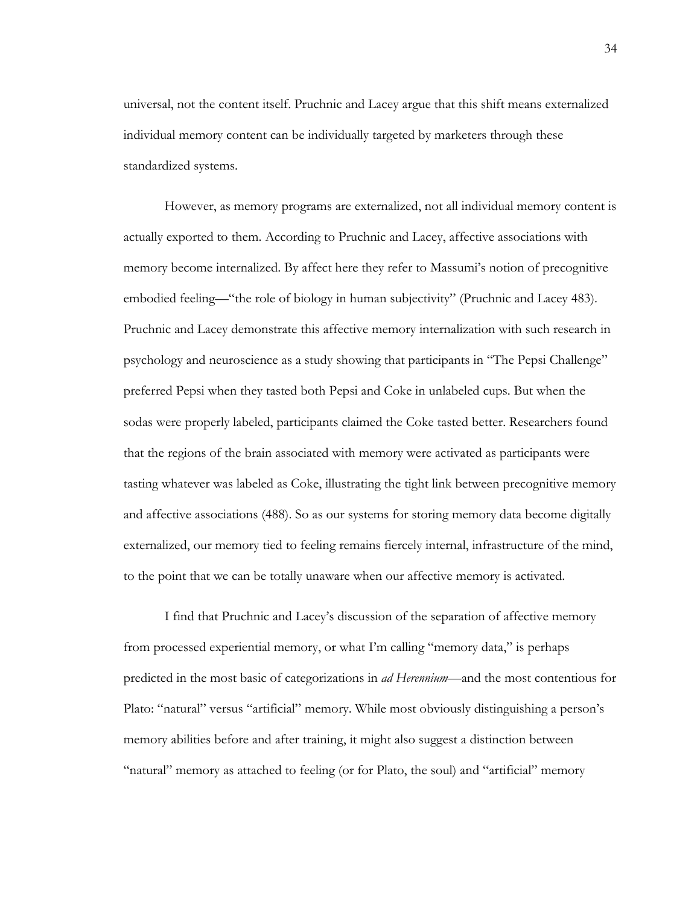universal, not the content itself. Pruchnic and Lacey argue that this shift means externalized individual memory content can be individually targeted by marketers through these standardized systems.

However, as memory programs are externalized, not all individual memory content is actually exported to them. According to Pruchnic and Lacey, affective associations with memory become internalized. By affect here they refer to Massumi's notion of precognitive embodied feeling—"the role of biology in human subjectivity" (Pruchnic and Lacey 483). Pruchnic and Lacey demonstrate this affective memory internalization with such research in psychology and neuroscience as a study showing that participants in "The Pepsi Challenge" preferred Pepsi when they tasted both Pepsi and Coke in unlabeled cups. But when the sodas were properly labeled, participants claimed the Coke tasted better. Researchers found that the regions of the brain associated with memory were activated as participants were tasting whatever was labeled as Coke, illustrating the tight link between precognitive memory and affective associations (488). So as our systems for storing memory data become digitally externalized, our memory tied to feeling remains fiercely internal, infrastructure of the mind, to the point that we can be totally unaware when our affective memory is activated.

I find that Pruchnic and Lacey's discussion of the separation of affective memory from processed experiential memory, or what I'm calling "memory data," is perhaps predicted in the most basic of categorizations in *ad Herennium*—and the most contentious for Plato: "natural" versus "artificial" memory. While most obviously distinguishing a person's memory abilities before and after training, it might also suggest a distinction between "natural" memory as attached to feeling (or for Plato, the soul) and "artificial" memory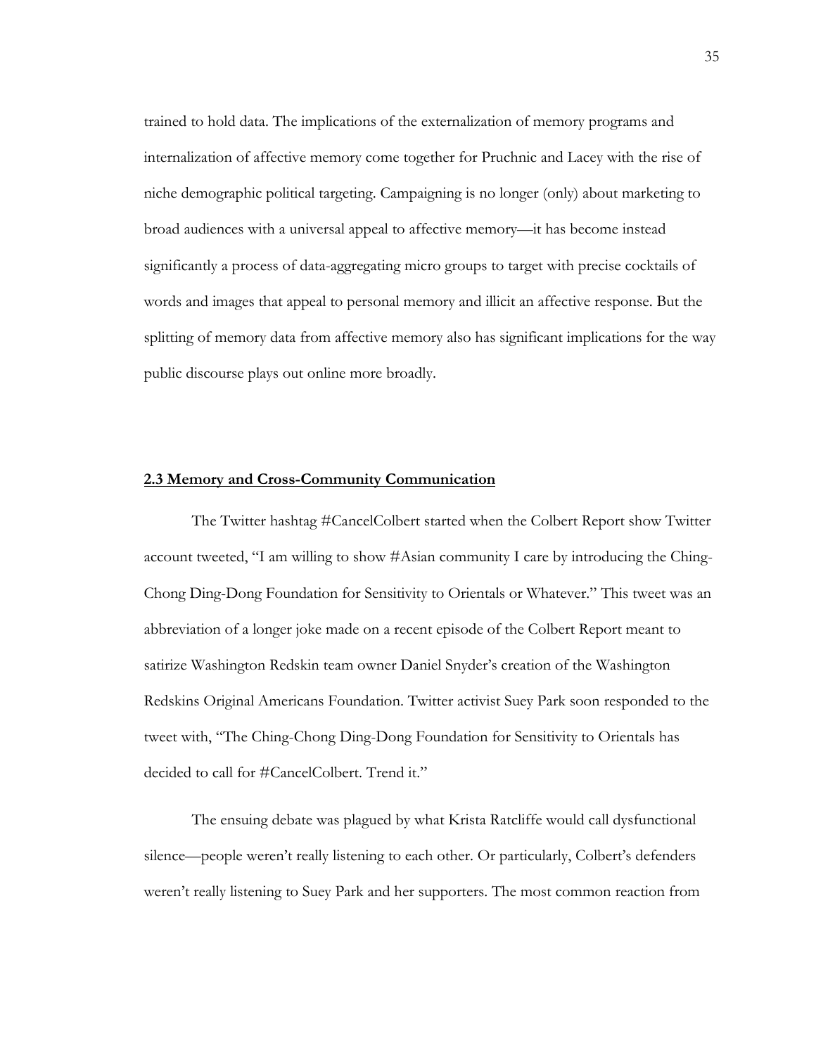trained to hold data. The implications of the externalization of memory programs and internalization of affective memory come together for Pruchnic and Lacey with the rise of niche demographic political targeting. Campaigning is no longer (only) about marketing to broad audiences with a universal appeal to affective memory—it has become instead significantly a process of data-aggregating micro groups to target with precise cocktails of words and images that appeal to personal memory and illicit an affective response. But the splitting of memory data from affective memory also has significant implications for the way public discourse plays out online more broadly.

## **2.3 Memory and Cross-Community Communication**

The Twitter hashtag #CancelColbert started when the Colbert Report show Twitter account tweeted, "I am willing to show #Asian community I care by introducing the Ching-Chong Ding-Dong Foundation for Sensitivity to Orientals or Whatever." This tweet was an abbreviation of a longer joke made on a recent episode of the Colbert Report meant to satirize Washington Redskin team owner Daniel Snyder's creation of the Washington Redskins Original Americans Foundation. Twitter activist Suey Park soon responded to the tweet with, "The Ching-Chong Ding-Dong Foundation for Sensitivity to Orientals has decided to call for #CancelColbert. Trend it."

The ensuing debate was plagued by what Krista Ratcliffe would call dysfunctional silence—people weren't really listening to each other. Or particularly, Colbert's defenders weren't really listening to Suey Park and her supporters. The most common reaction from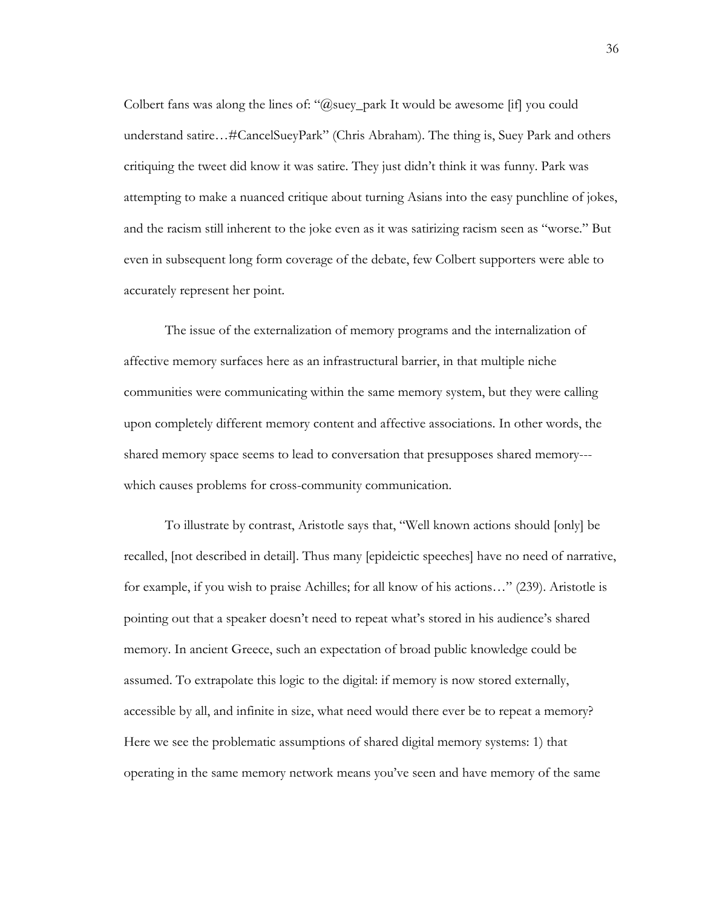Colbert fans was along the lines of: "@suey_park It would be awesome [if] you could understand satire…#CancelSueyPark" (Chris Abraham). The thing is, Suey Park and others critiquing the tweet did know it was satire. They just didn't think it was funny. Park was attempting to make a nuanced critique about turning Asians into the easy punchline of jokes, and the racism still inherent to the joke even as it was satirizing racism seen as "worse." But even in subsequent long form coverage of the debate, few Colbert supporters were able to accurately represent her point.

The issue of the externalization of memory programs and the internalization of affective memory surfaces here as an infrastructural barrier, in that multiple niche communities were communicating within the same memory system, but they were calling upon completely different memory content and affective associations. In other words, the shared memory space seems to lead to conversation that presupposes shared memory---which causes problems for cross-community communication.

To illustrate by contrast, Aristotle says that, "Well known actions should [only] be recalled, [not described in detail]. Thus many [epideictic speeches] have no need of narrative, for example, if you wish to praise Achilles; for all know of his actions…" (239). Aristotle is pointing out that a speaker doesn't need to repeat what's stored in his audience's shared memory. In ancient Greece, such an expectation of broad public knowledge could be assumed. To extrapolate this logic to the digital: if memory is now stored externally, accessible by all, and infinite in size, what need would there ever be to repeat a memory? Here we see the problematic assumptions of shared digital memory systems: 1) that operating in the same memory network means you've seen and have memory of the same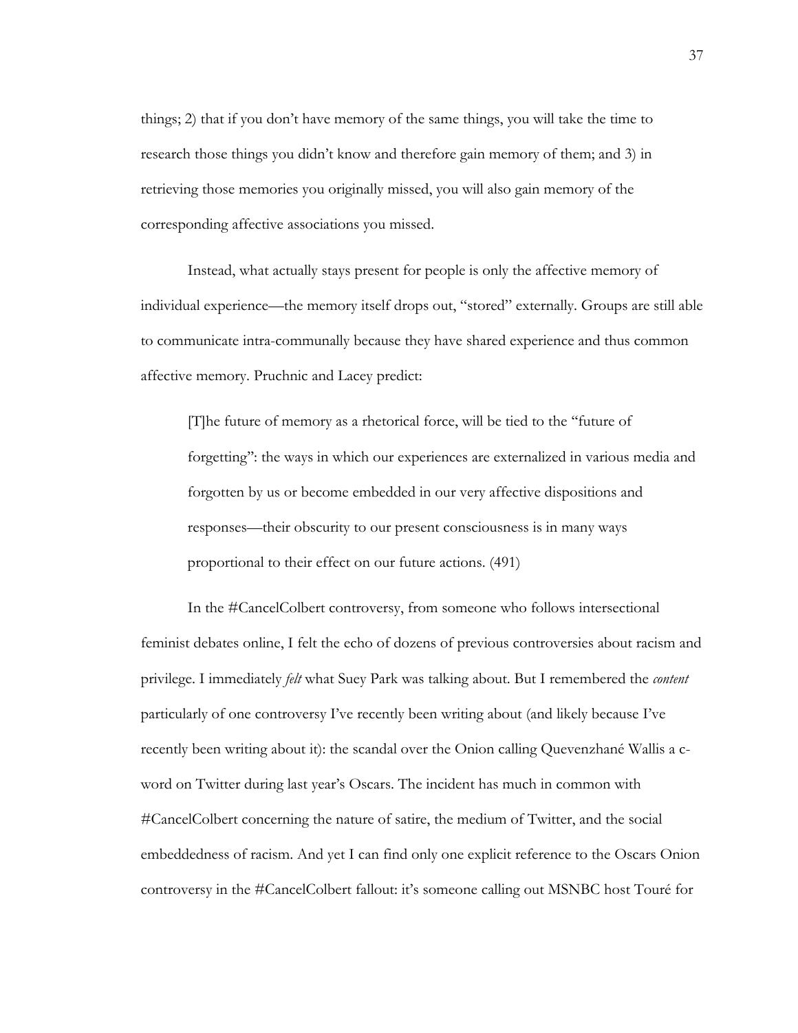things; 2) that if you don't have memory of the same things, you will take the time to research those things you didn't know and therefore gain memory of them; and 3) in retrieving those memories you originally missed, you will also gain memory of the corresponding affective associations you missed.

Instead, what actually stays present for people is only the affective memory of individual experience—the memory itself drops out, "stored" externally. Groups are still able to communicate intra-communally because they have shared experience and thus common affective memory. Pruchnic and Lacey predict:

> [T]he future of memory as a rhetorical force, will be tied to the "future of forgetting": the ways in which our experiences are externalized in various media and forgotten by us or become embedded in our very affective dispositions and responses—their obscurity to our present consciousness is in many ways proportional to their effect on our future actions. (491)

In the #CancelColbert controversy, from someone who follows intersectional feminist debates online, I felt the echo of dozens of previous controversies about racism and privilege. I immediately *felt* what Suey Park was talking about. But I remembered the *content* particularly of one controversy I've recently been writing about (and likely because I've recently been writing about it): the scandal over the Onion calling Quevenzhané Wallis a c-word on Twitter during last year's Oscars. The incident has much in common with #CancelColbert concerning the nature of satire, the medium of Twitter, and the social embeddedness of racism. And yet I can find only one explicit reference to the Oscars Onion controversy in the #CancelColbert fallout: it's someone calling out MSNBC host Touré for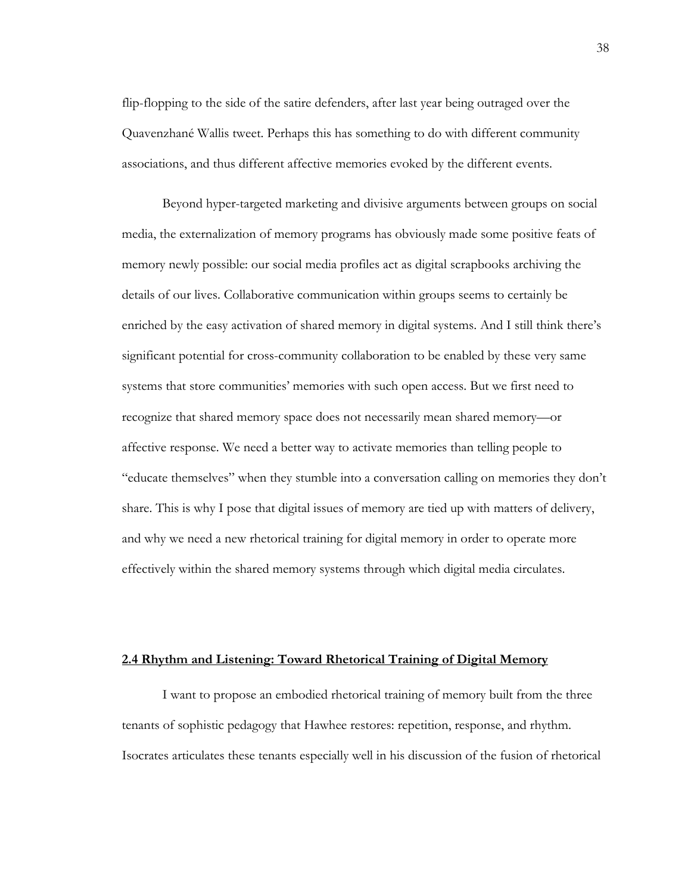flip-flopping to the side of the satire defenders, after last year being outraged over the Quavenzhané Wallis tweet. Perhaps this has something to do with different community associations, and thus different affective memories evoked by the different events.

Beyond hyper-targeted marketing and divisive arguments between groups on social media, the externalization of memory programs has obviously made some positive feats of memory newly possible: our social media profiles act as digital scrapbooks archiving the details of our lives. Collaborative communication within groups seems to certainly be enriched by the easy activation of shared memory in digital systems. And I still think there's significant potential for cross-community collaboration to be enabled by these very same systems that store communities' memories with such open access. But we first need to recognize that shared memory space does not necessarily mean shared memory—or affective response. We need a better way to activate memories than telling people to "educate themselves" when they stumble into a conversation calling on memories they don't share. This is why I pose that digital issues of memory are tied up with matters of delivery, and why we need a new rhetorical training for digital memory in order to operate more effectively within the shared memory systems through which digital media circulates.

## 2.4 Rhythm and Listening: Toward Rhetorical Training of Digital Memory

I want to propose an embodied rhetorical training of memory built from the three tenants of sophistic pedagogy that Hawhee restores: repetition, response, and rhythm. Isocrates articulates these tenants especially well in his discussion of the fusion of rhetorical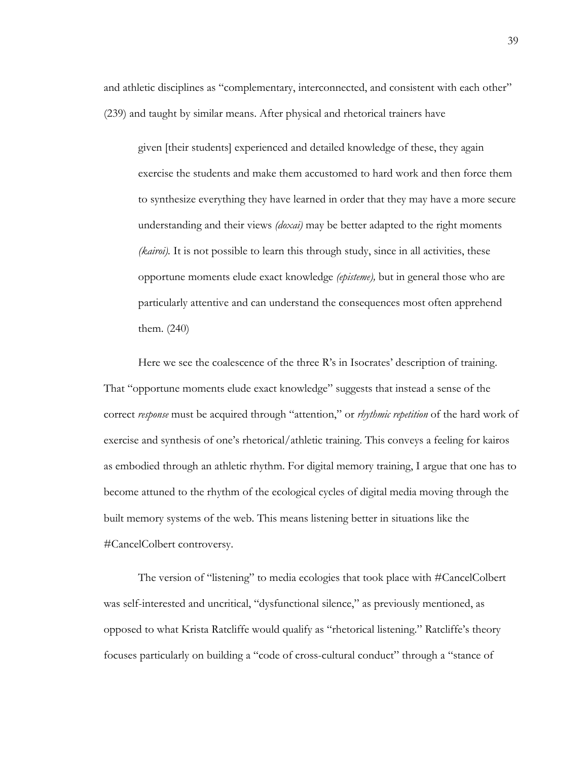and athletic disciplines as "complementary, interconnected, and consistent with each other" (239) and taught by similar means. After physical and rhetorical trainers have

> given [their students] experienced and detailed knowledge of these, they again exercise the students and make them accustomed to hard work and then force them to synthesize everything they have learned in order that they may have a more secure understanding and their views *(doxai)* may be better adapted to the right moments *(kairoi).* It is not possible to learn this through study, since in all activities, these opportune moments elude exact knowledge *(episteme),* but in general those who are particularly attentive and can understand the consequences most often apprehend them. (240)

Here we see the coalescence of the three R's in Isocrates' description of training. That "opportune moments elude exact knowledge" suggests that instead a sense of the correct *response* must be acquired through "attention," or *rhythmic repetition* of the hard work of exercise and synthesis of one's rhetorical/athletic training. This conveys a feeling for kairos as embodied through an athletic rhythm. For digital memory training, I argue that one has to become attuned to the rhythm of the ecological cycles of digital media moving through the built memory systems of the web. This means listening better in situations like the #CancelColbert controversy.

The version of "listening" to media ecologies that took place with #CancelColbert was self-interested and uncritical, "dysfunctional silence," as previously mentioned, as opposed to what Krista Ratcliffe would qualify as "rhetorical listening." Ratcliffe's theory focuses particularly on building a "code of cross-cultural conduct" through a "stance of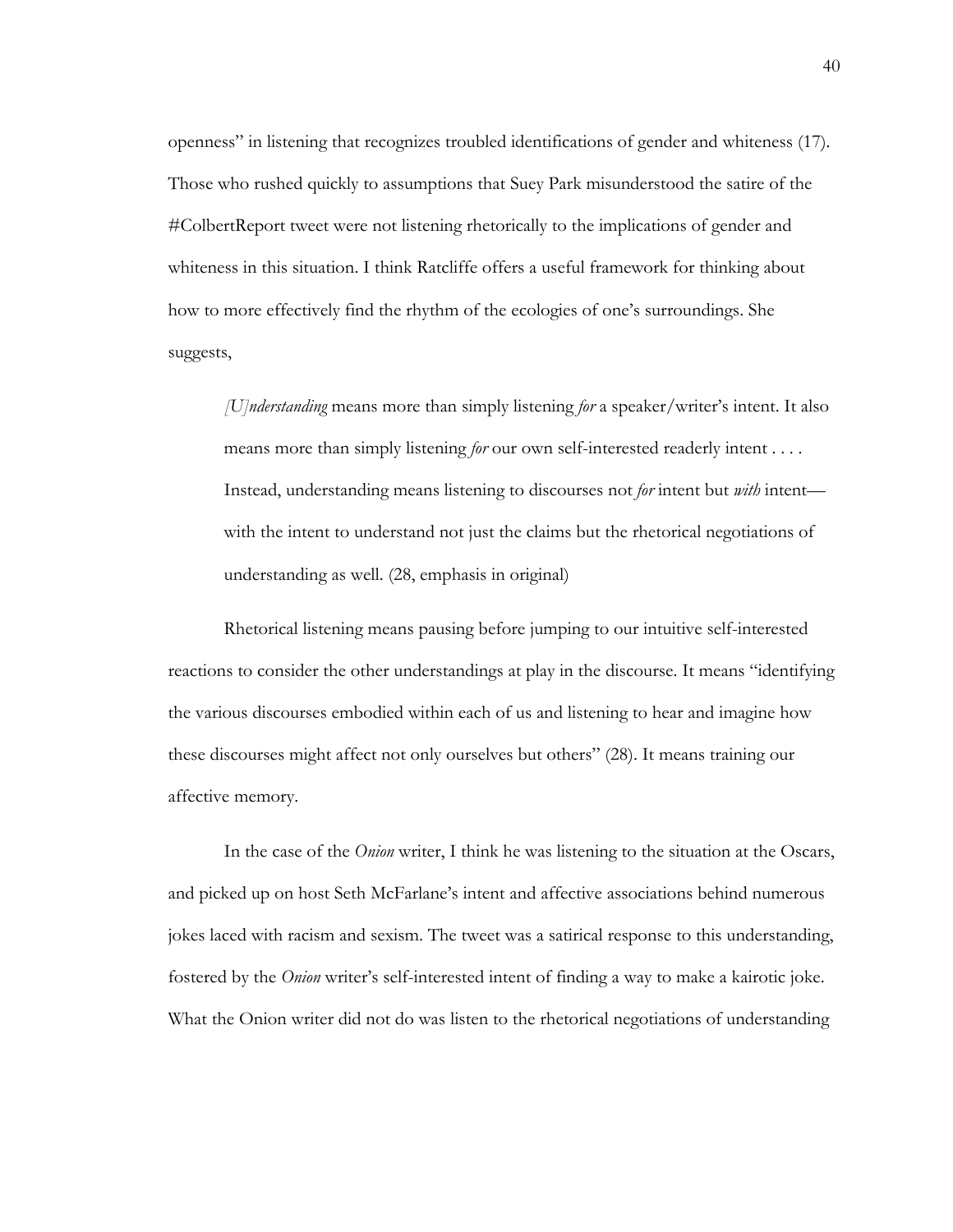openness" in listening that recognizes troubled identifications of gender and whiteness (17). Those who rushed quickly to assumptions that Suey Park misunderstood the satire of the #ColbertReport tweet were not listening rhetorically to the implications of gender and whiteness in this situation. I think Ratcliffe offers a useful framework for thinking about how to more effectively find the rhythm of the ecologies of one's surroundings. She suggests,

> *[U]nderstanding* means more than simply listening *for* a speaker/writer's intent. It also means more than simply listening *for* our own self-interested readerly intent . . . . Instead, understanding means listening to discourses not *for* intent but *with* intent—with the intent to understand not just the claims but the rhetorical negotiations of understanding as well. (28, emphasis in original)

Rhetorical listening means pausing before jumping to our intuitive self-interested reactions to consider the other understandings at play in the discourse. It means "identifying the various discourses embodied within each of us and listening to hear and imagine how these discourses might affect not only ourselves but others" (28). It means training our affective memory.

In the case of the *Onion* writer, I think he was listening to the situation at the Oscars, and picked up on host Seth McFarlane's intent and affective associations behind numerous jokes laced with racism and sexism. The tweet was a satirical response to this understanding, fostered by the *Onion* writer's self-interested intent of finding a way to make a kairotic joke. What the Onion writer did not do was listen to the rhetorical negotiations of understanding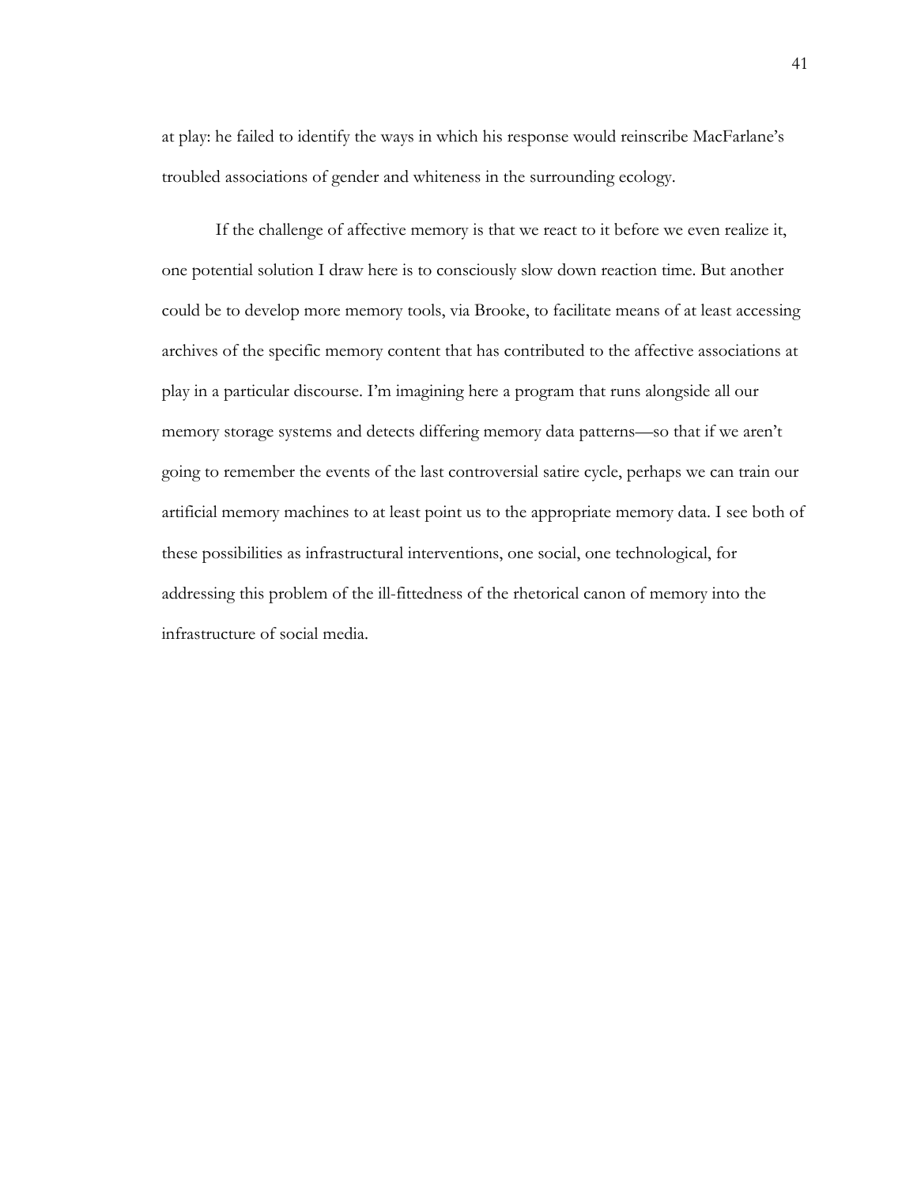at play: he failed to identify the ways in which his response would reinscribe MacFarlane's troubled associations of gender and whiteness in the surrounding ecology.

If the challenge of affective memory is that we react to it before we even realize it, one potential solution I draw here is to consciously slow down reaction time. But another could be to develop more memory tools, via Brooke, to facilitate means of at least accessing archives of the specific memory content that has contributed to the affective associations at play in a particular discourse. I'm imagining here a program that runs alongside all our memory storage systems and detects differing memory data patterns—so that if we aren't going to remember the events of the last controversial satire cycle, perhaps we can train our artificial memory machines to at least point us to the appropriate memory data. I see both of these possibilities as infrastructural interventions, one social, one technological, for addressing this problem of the ill-fittedness of the rhetorical canon of memory into the infrastructure of social media.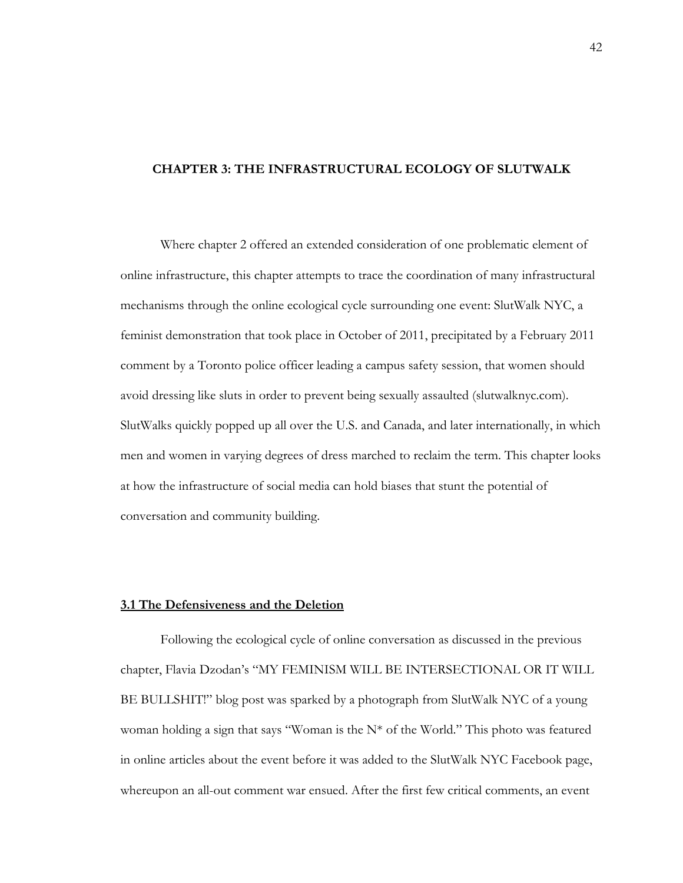## CHAPTER 3: THE INFRASTRUCTURAL ECOLOGY OF SLUTWALK

Where chapter 2 offered an extended consideration of one problematic element of online infrastructure, this chapter attempts to trace the coordination of many infrastructural mechanisms through the online ecological cycle surrounding one event: SlutWalk NYC, a feminist demonstration that took place in October of 2011, precipitated by a February 2011 comment by a Toronto police officer leading a campus safety session, that women should avoid dressing like sluts in order to prevent being sexually assaulted (slutwalknyc.com). SlutWalks quickly popped up all over the U.S. and Canada, and later internationally, in which men and women in varying degrees of dress marched to reclaim the term. This chapter looks at how the infrastructure of social media can hold biases that stunt the potential of conversation and community building.

### 3.1 The Defensiveness and the Deletion

Following the ecological cycle of online conversation as discussed in the previous chapter, Flavia Dzodan's "MY FEMINISM WILL BE INTERSECTIONAL OR IT WILL BE BULLSHIT!" blog post was sparked by a photograph from SlutWalk NYC of a young woman holding a sign that says "Woman is the N* of the World." This photo was featured in online articles about the event before it was added to the SlutWalk NYC Facebook page, whereupon an all-out comment war ensued. After the first few critical comments, an event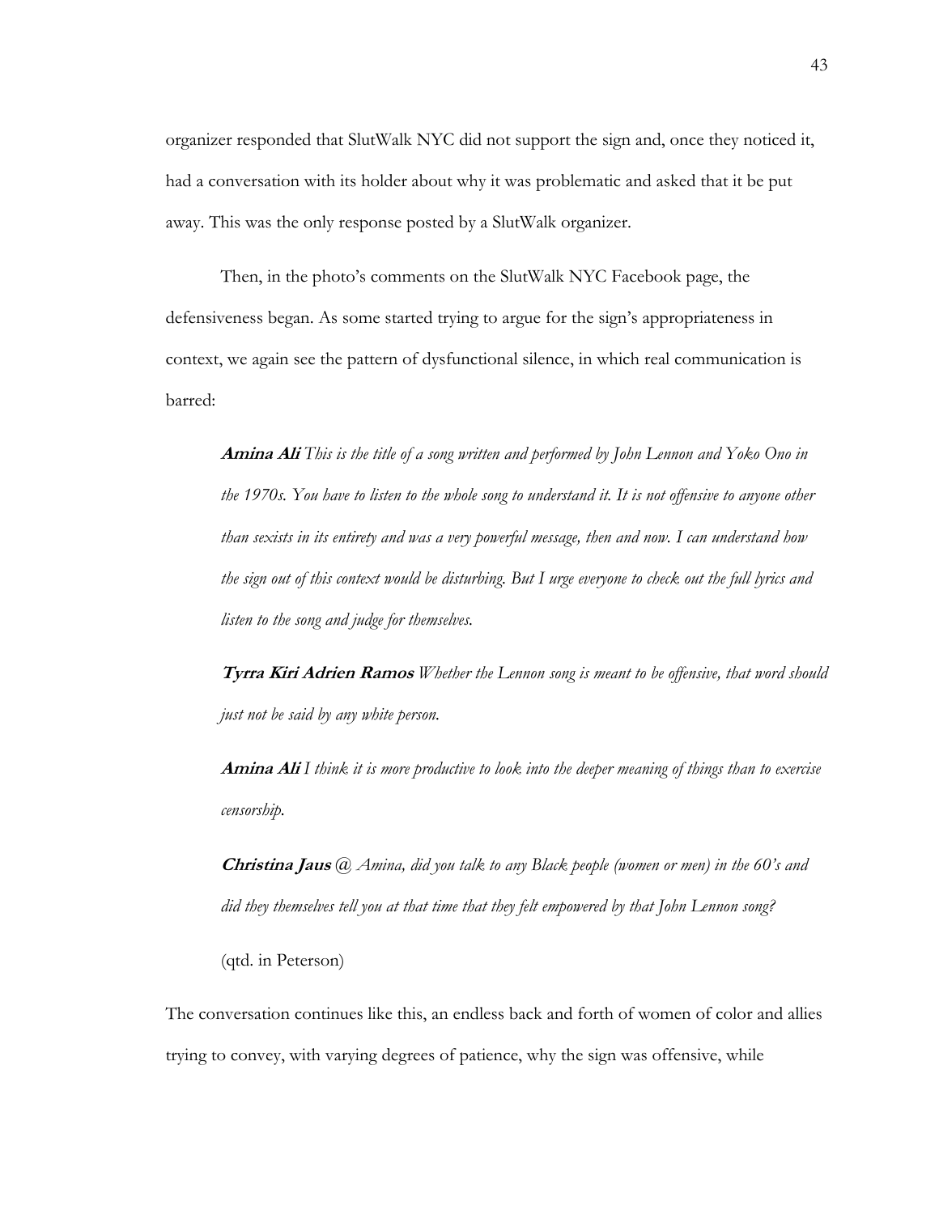organizer responded that SlutWalk NYC did not support the sign and, once they noticed it, had a conversation with its holder about why it was problematic and asked that it be put away. This was the only response posted by a SlutWalk organizer.

Then, in the photo's comments on the SlutWalk NYC Facebook page, the defensiveness began. As some started trying to argue for the sign's appropriateness in context, we again see the pattern of dysfunctional silence, in which real communication is barred:

> **Amina Ali** *This is the title of a song written and performed by John Lennon and Yoko Ono in the 1970s. You have to listen to the whole song to understand it. It is not offensive to anyone other than sexists in its entirety and was a very powerful message, then and now. I can understand how the sign out of this context would be disturbing. But I urge everyone to check out the full lyrics and listen to the song and judge for themselves.*
>
> **Tyrra Kiri Adrien Ramos** *Whether the Lennon song is meant to be offensive, that word should just not be said by any white person.*
>
> **Amina Ali** *I think it is more productive to look into the deeper meaning of things than to exercise censorship.*
>
> **Christina Jaus** *@ Amina, did you talk to any Black people (women or men) in the 60's and did they themselves tell you at that time that they felt empowered by that John Lennon song?*
>
> (qtd. in Peterson)

The conversation continues like this, an endless back and forth of women of color and allies trying to convey, with varying degrees of patience, why the sign was offensive, while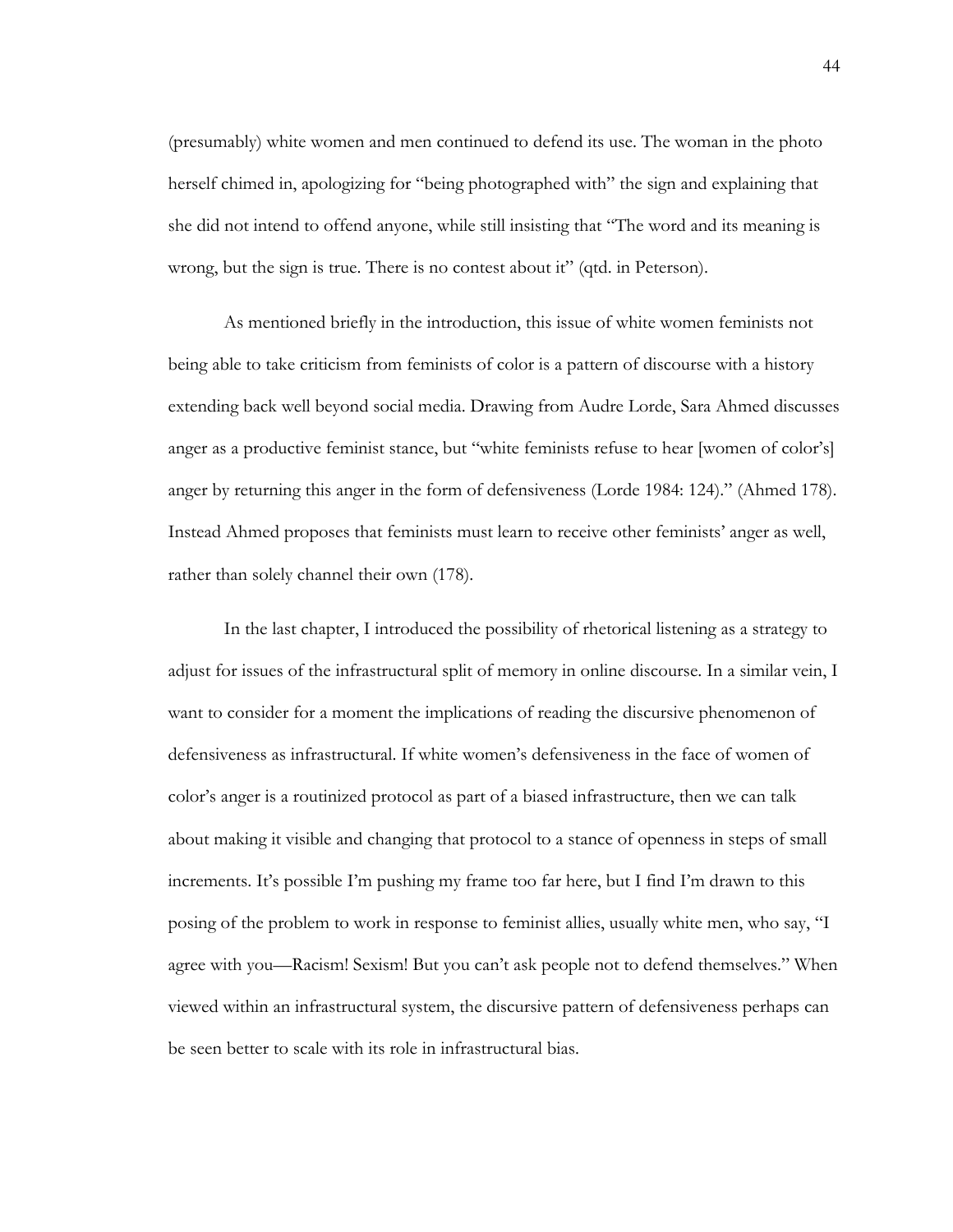(presumably) white women and men continued to defend its use. The woman in the photo herself chimed in, apologizing for "being photographed with" the sign and explaining that she did not intend to offend anyone, while still insisting that "The word and its meaning is wrong, but the sign is true. There is no contest about it" (qtd. in Peterson).

As mentioned briefly in the introduction, this issue of white women feminists not being able to take criticism from feminists of color is a pattern of discourse with a history extending back well beyond social media. Drawing from Audre Lorde, Sara Ahmed discusses anger as a productive feminist stance, but "white feminists refuse to hear [women of color's] anger by returning this anger in the form of defensiveness (Lorde 1984: 124)." (Ahmed 178). Instead Ahmed proposes that feminists must learn to receive other feminists' anger as well, rather than solely channel their own (178).

In the last chapter, I introduced the possibility of rhetorical listening as a strategy to adjust for issues of the infrastructural split of memory in online discourse. In a similar vein, I want to consider for a moment the implications of reading the discursive phenomenon of defensiveness as infrastructural. If white women's defensiveness in the face of women of color's anger is a routinized protocol as part of a biased infrastructure, then we can talk about making it visible and changing that protocol to a stance of openness in steps of small increments. It's possible I'm pushing my frame too far here, but I find I'm drawn to this posing of the problem to work in response to feminist allies, usually white men, who say, "I agree with you—Racism! Sexism! But you can't ask people not to defend themselves." When viewed within an infrastructural system, the discursive pattern of defensiveness perhaps can be seen better to scale with its role in infrastructural bias.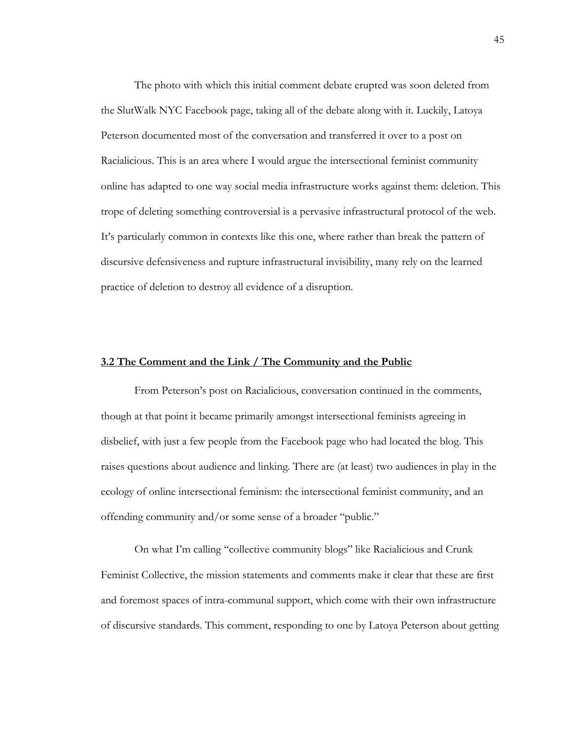The photo with which this initial comment debate erupted was soon deleted from the SlutWalk NYC Facebook page, taking all of the debate along with it. Luckily, Latoya Peterson documented most of the conversation and transferred it over to a post on Racialicious. This is an area where I would argue the intersectional feminist community online has adapted to one way social media infrastructure works against them: deletion. This trope of deleting something controversial is a pervasive infrastructural protocol of the web. It's particularly common in contexts like this one, where rather than break the pattern of discursive defensiveness and rupture infrastructural invisibility, many rely on the learned practice of deletion to destroy all evidence of a disruption.

## **3.2 The Comment and the Link / The Community and the Public**

From Peterson's post on Racialicious, conversation continued in the comments, though at that point it became primarily amongst intersectional feminists agreeing in disbelief, with just a few people from the Facebook page who had located the blog. This raises questions about audience and linking. There are (at least) two audiences in play in the ecology of online intersectional feminism: the intersectional feminist community, and an offending community and/or some sense of a broader "public."

On what I'm calling "collective community blogs" like Racialicious and Crunk Feminist Collective, the mission statements and comments make it clear that these are first and foremost spaces of intra-communal support, which come with their own infrastructure of discursive standards. This comment, responding to one by Latoya Peterson about getting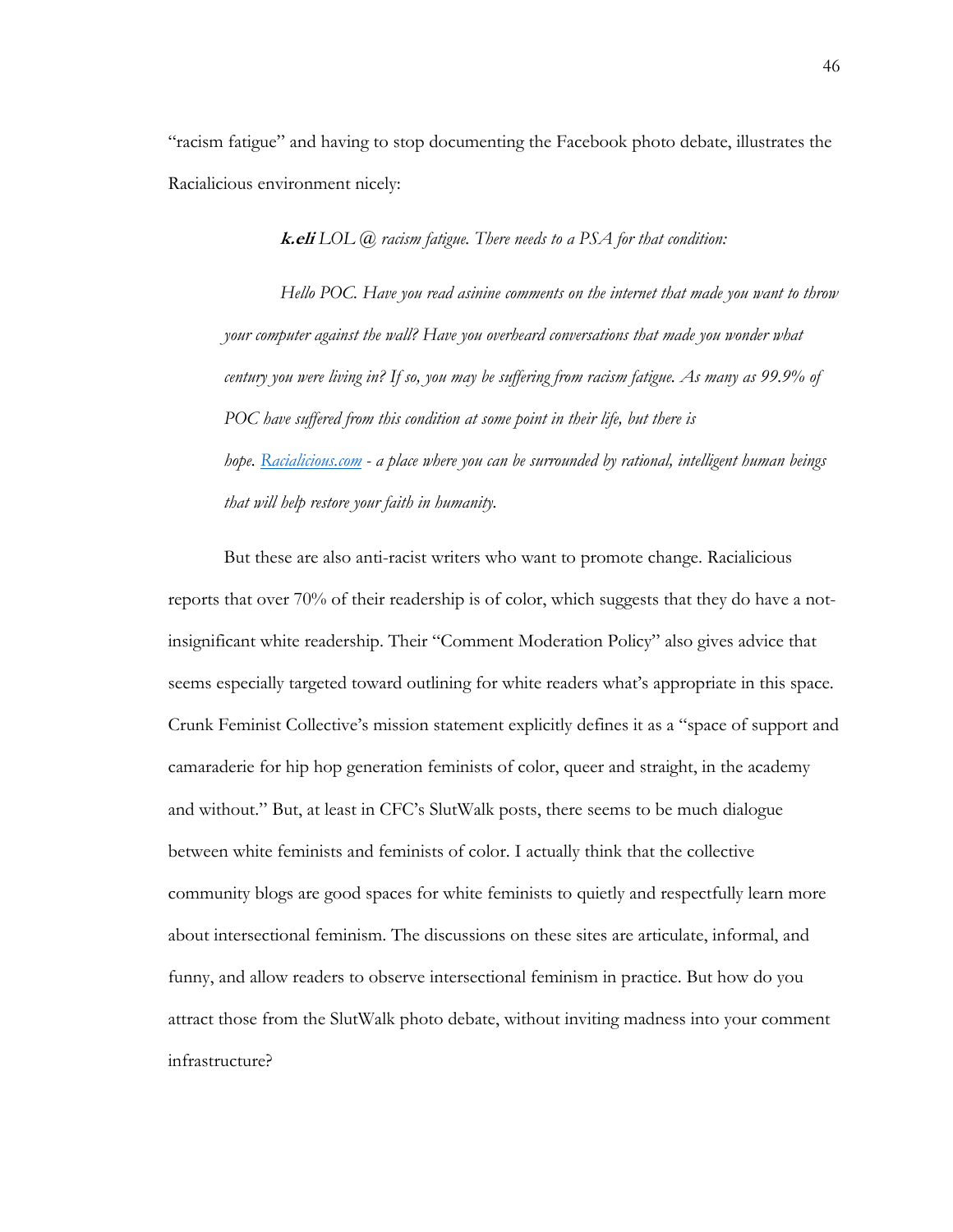"racism fatigue" and having to stop documenting the Facebook photo debate, illustrates the Racialicious environment nicely:

> ***k.eli*** *LOL @ racism fatigue. There needs to a PSA for that condition:*
>
> *Hello POC. Have you read asinine comments on the internet that made you want to throw your computer against the wall? Have you overheard conversations that made you wonder what century you were living in? If so, you may be suffering from racism fatigue. As many as 99.9% of POC have suffered from this condition at some point in their life, but there is hope. [Racialicious.com](Racialicious.com) - a place where you can be surrounded by rational, intelligent human beings that will help restore your faith in humanity.*

But these are also anti-racist writers who want to promote change. Racialicious reports that over 70% of their readership is of color, which suggests that they do have a not-insignificant white readership. Their "Comment Moderation Policy" also gives advice that seems especially targeted toward outlining for white readers what's appropriate in this space. Crunk Feminist Collective's mission statement explicitly defines it as a "space of support and camaraderie for hip hop generation feminists of color, queer and straight, in the academy and without." But, at least in CFC's SlutWalk posts, there seems to be much dialogue between white feminists and feminists of color. I actually think that the collective community blogs are good spaces for white feminists to quietly and respectfully learn more about intersectional feminism. The discussions on these sites are articulate, informal, and funny, and allow readers to observe intersectional feminism in practice. But how do you attract those from the SlutWalk photo debate, without inviting madness into your comment infrastructure?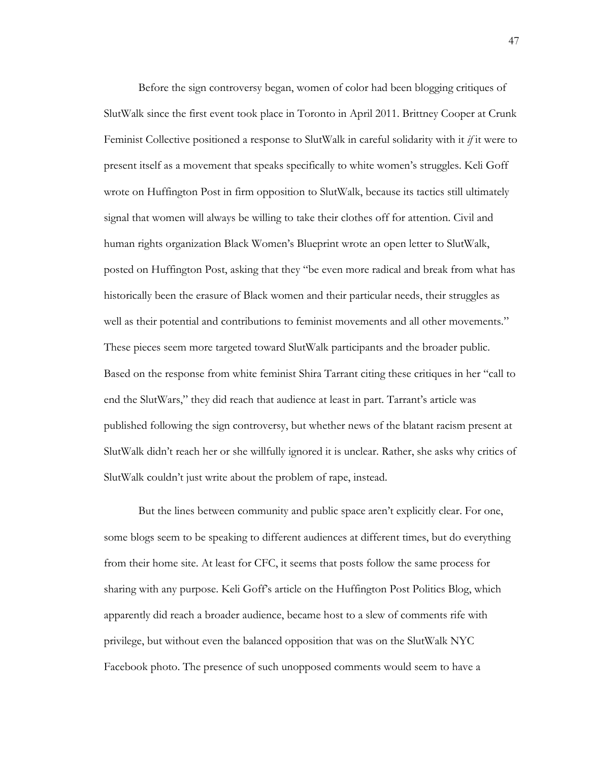Before the sign controversy began, women of color had been blogging critiques of SlutWalk since the first event took place in Toronto in April 2011. Brittney Cooper at Crunk Feminist Collective positioned a response to SlutWalk in careful solidarity with it *if* it were to present itself as a movement that speaks specifically to white women's struggles. Keli Goff wrote on Huffington Post in firm opposition to SlutWalk, because its tactics still ultimately signal that women will always be willing to take their clothes off for attention. Civil and human rights organization Black Women's Blueprint wrote an open letter to SlutWalk, posted on Huffington Post, asking that they "be even more radical and break from what has historically been the erasure of Black women and their particular needs, their struggles as well as their potential and contributions to feminist movements and all other movements." These pieces seem more targeted toward SlutWalk participants and the broader public. Based on the response from white feminist Shira Tarrant citing these critiques in her "call to end the SlutWars," they did reach that audience at least in part. Tarrant's article was published following the sign controversy, but whether news of the blatant racism present at SlutWalk didn't reach her or she willfully ignored it is unclear. Rather, she asks why critics of SlutWalk couldn't just write about the problem of rape, instead.

But the lines between community and public space aren't explicitly clear. For one, some blogs seem to be speaking to different audiences at different times, but do everything from their home site. At least for CFC, it seems that posts follow the same process for sharing with any purpose. Keli Goff's article on the Huffington Post Politics Blog, which apparently did reach a broader audience, became host to a slew of comments rife with privilege, but without even the balanced opposition that was on the SlutWalk NYC Facebook photo. The presence of such unopposed comments would seem to have a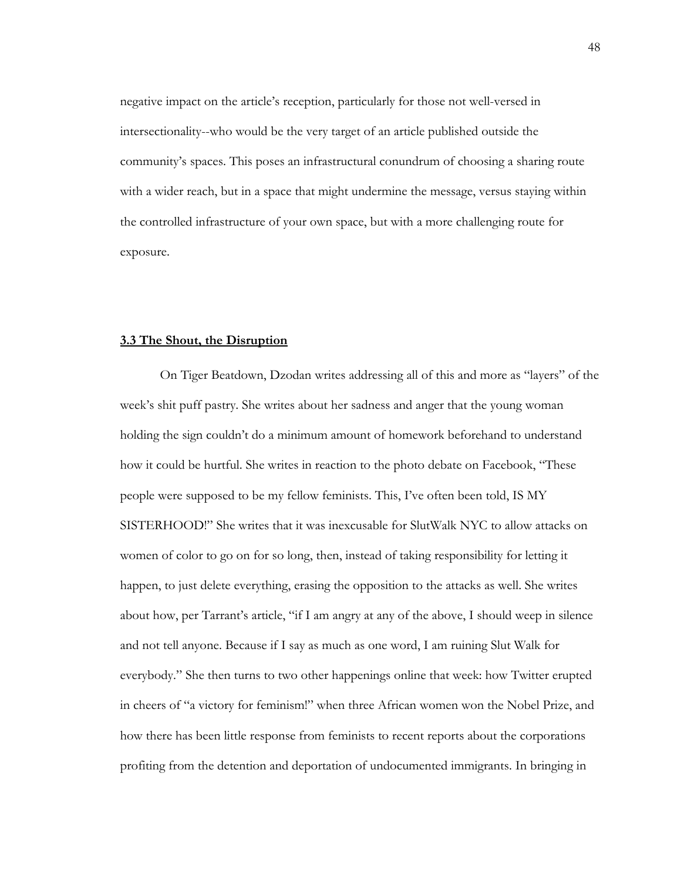negative impact on the article's reception, particularly for those not well-versed in intersectionality--who would be the very target of an article published outside the community's spaces. This poses an infrastructural conundrum of choosing a sharing route with a wider reach, but in a space that might undermine the message, versus staying within the controlled infrastructure of your own space, but with a more challenging route for exposure.

### 3.3 The Shout, the Disruption

On Tiger Beatdown, Dzodan writes addressing all of this and more as "layers" of the week's shit puff pastry. She writes about her sadness and anger that the young woman holding the sign couldn't do a minimum amount of homework beforehand to understand how it could be hurtful. She writes in reaction to the photo debate on Facebook, "These people were supposed to be my fellow feminists. This, I've often been told, IS MY SISTERHOOD!" She writes that it was inexcusable for SlutWalk NYC to allow attacks on women of color to go on for so long, then, instead of taking responsibility for letting it happen, to just delete everything, erasing the opposition to the attacks as well. She writes about how, per Tarrant's article, "if I am angry at any of the above, I should weep in silence and not tell anyone. Because if I say as much as one word, I am ruining Slut Walk for everybody." She then turns to two other happenings online that week: how Twitter erupted in cheers of "a victory for feminism!" when three African women won the Nobel Prize, and how there has been little response from feminists to recent reports about the corporations profiting from the detention and deportation of undocumented immigrants. In bringing in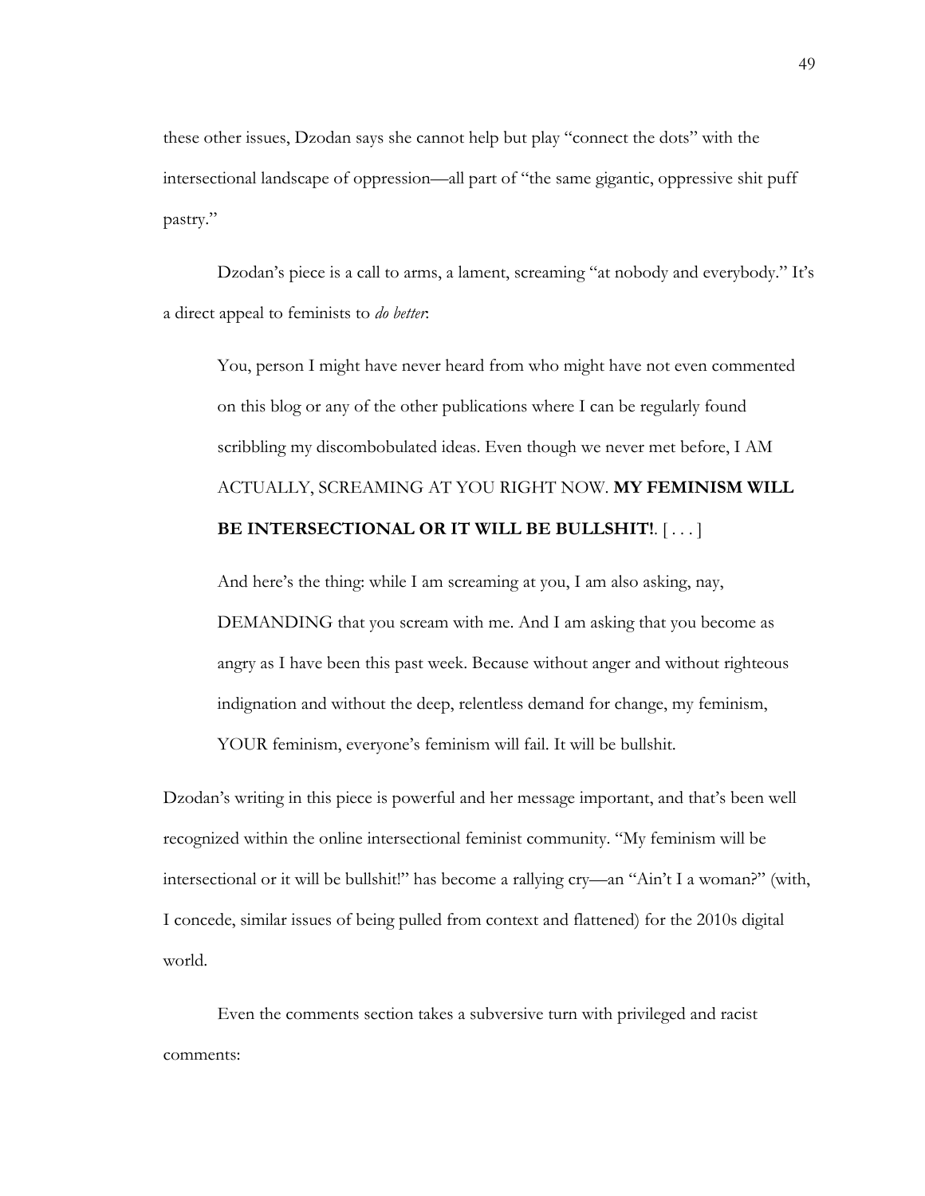these other issues, Dzodan says she cannot help but play "connect the dots" with the intersectional landscape of oppression—all part of "the same gigantic, oppressive shit puff pastry."

Dzodan's piece is a call to arms, a lament, screaming "at nobody and everybody." It's a direct appeal to feminists to *do better*:

> You, person I might have never heard from who might have not even commented on this blog or any of the other publications where I can be regularly found scribbling my discombobulated ideas. Even though we never met before, I AM ACTUALLY, SCREAMING AT YOU RIGHT NOW. **MY FEMINISM WILL BE INTERSECTIONAL OR IT WILL BE BULLSHIT!**. [ . . . ]
>
> And here's the thing: while I am screaming at you, I am also asking, nay, DEMANDING that you scream with me. And I am asking that you become as angry as I have been this past week. Because without anger and without righteous indignation and without the deep, relentless demand for change, my feminism, YOUR feminism, everyone's feminism will fail. It will be bullshit.

Dzodan's writing in this piece is powerful and her message important, and that's been well recognized within the online intersectional feminist community. "My feminism will be intersectional or it will be bullshit!" has become a rallying cry—an "Ain't I a woman?" (with, I concede, similar issues of being pulled from context and flattened) for the 2010s digital world.

Even the comments section takes a subversive turn with privileged and racist comments: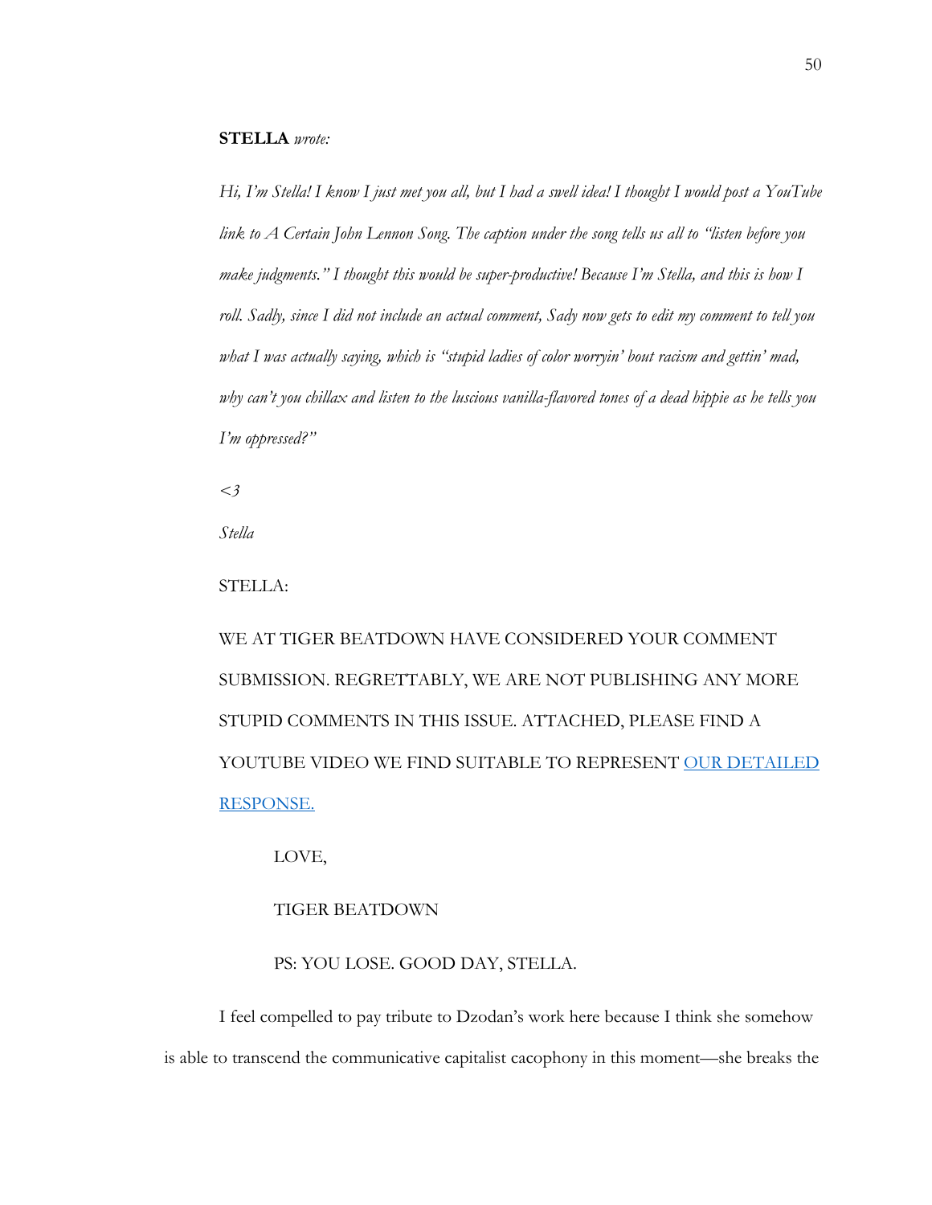**STELLA** *wrote:*

*Hi, I'm Stella! I know I just met you all, but I had a swell idea! I thought I would post a YouTube link to A Certain John Lennon Song. The caption under the song tells us all to "listen before you make judgments." I thought this would be super-productive! Because I'm Stella, and this is how I roll. Sadly, since I did not include an actual comment, Sady now gets to edit my comment to tell you what I was actually saying, which is "stupid ladies of color worryin' bout racism and gettin' mad, why can't you chillax and listen to the luscious vanilla-flavored tones of a dead hippie as he tells you I'm oppressed?"*

*<3*

*Stella*

STELLA:

WE AT TIGER BEATDOWN HAVE CONSIDERED YOUR COMMENT SUBMISSION. REGRETTABLY, WE ARE NOT PUBLISHING ANY MORE STUPID COMMENTS IN THIS ISSUE. ATTACHED, PLEASE FIND A YOUTUBE VIDEO WE FIND SUITABLE TO REPRESENT [OUR DETAILED RESPONSE.]

LOVE,

TIGER BEATDOWN

PS: YOU LOSE. GOOD DAY, STELLA.

I feel compelled to pay tribute to Dzodan's work here because I think she somehow is able to transcend the communicative capitalist cacophony in this moment—she breaks the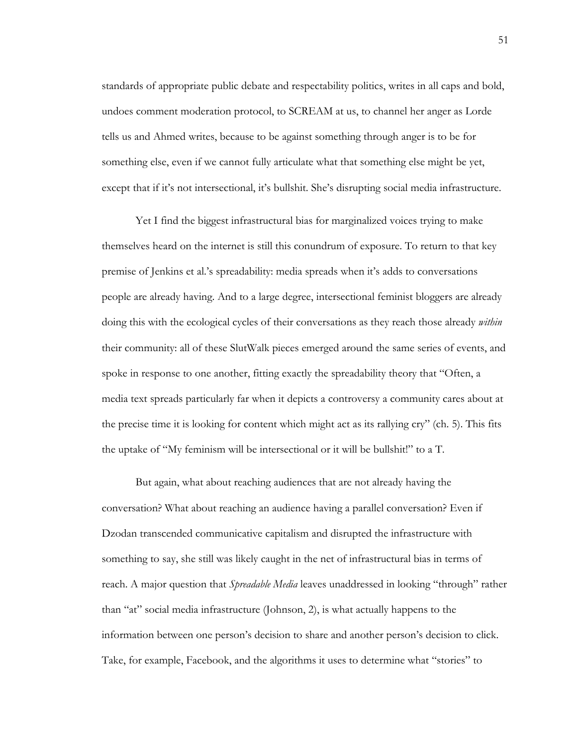standards of appropriate public debate and respectability politics, writes in all caps and bold, undoes comment moderation protocol, to SCREAM at us, to channel her anger as Lorde tells us and Ahmed writes, because to be against something through anger is to be for something else, even if we cannot fully articulate what that something else might be yet, except that if it's not intersectional, it's bullshit. She's disrupting social media infrastructure.

Yet I find the biggest infrastructural bias for marginalized voices trying to make themselves heard on the internet is still this conundrum of exposure. To return to that key premise of Jenkins et al.'s spreadability: media spreads when it's adds to conversations people are already having. And to a large degree, intersectional feminist bloggers are already doing this with the ecological cycles of their conversations as they reach those already *within* their community: all of these SlutWalk pieces emerged around the same series of events, and spoke in response to one another, fitting exactly the spreadability theory that "Often, a media text spreads particularly far when it depicts a controversy a community cares about at the precise time it is looking for content which might act as its rallying cry" (ch. 5). This fits the uptake of "My feminism will be intersectional or it will be bullshit!" to a T.

But again, what about reaching audiences that are not already having the conversation? What about reaching an audience having a parallel conversation? Even if Dzodan transcended communicative capitalism and disrupted the infrastructure with something to say, she still was likely caught in the net of infrastructural bias in terms of reach. A major question that *Spreadable Media* leaves unaddressed in looking "through" rather than "at" social media infrastructure (Johnson, 2), is what actually happens to the information between one person's decision to share and another person's decision to click. Take, for example, Facebook, and the algorithms it uses to determine what "stories" to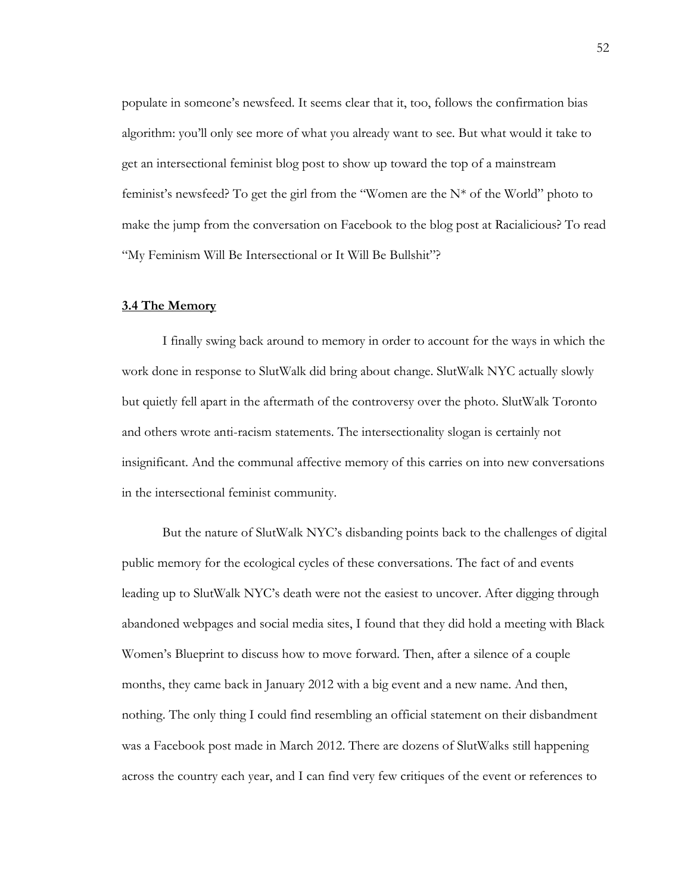populate in someone's newsfeed. It seems clear that it, too, follows the confirmation bias algorithm: you'll only see more of what you already want to see. But what would it take to get an intersectional feminist blog post to show up toward the top of a mainstream feminist's newsfeed? To get the girl from the "Women are the N* of the World" photo to make the jump from the conversation on Facebook to the blog post at Racialicious? To read "My Feminism Will Be Intersectional or It Will Be Bullshit"?

### 3.4 The Memory

I finally swing back around to memory in order to account for the ways in which the work done in response to SlutWalk did bring about change. SlutWalk NYC actually slowly but quietly fell apart in the aftermath of the controversy over the photo. SlutWalk Toronto and others wrote anti-racism statements. The intersectionality slogan is certainly not insignificant. And the communal affective memory of this carries on into new conversations in the intersectional feminist community.

But the nature of SlutWalk NYC's disbanding points back to the challenges of digital public memory for the ecological cycles of these conversations. The fact of and events leading up to SlutWalk NYC's death were not the easiest to uncover. After digging through abandoned webpages and social media sites, I found that they did hold a meeting with Black Women's Blueprint to discuss how to move forward. Then, after a silence of a couple months, they came back in January 2012 with a big event and a new name. And then, nothing. The only thing I could find resembling an official statement on their disbandment was a Facebook post made in March 2012. There are dozens of SlutWalks still happening across the country each year, and I can find very few critiques of the event or references to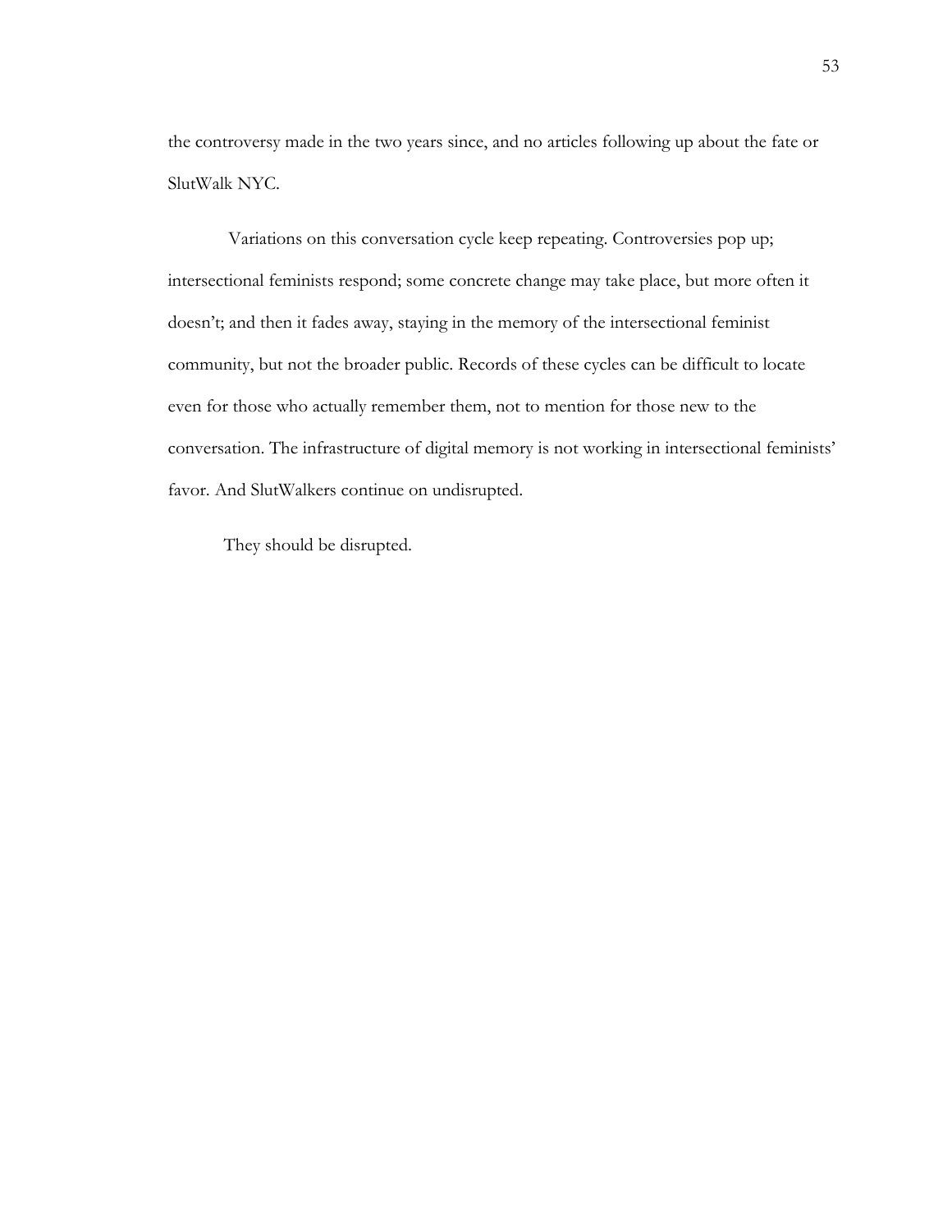the controversy made in the two years since, and no articles following up about the fate or SlutWalk NYC.

Variations on this conversation cycle keep repeating. Controversies pop up; intersectional feminists respond; some concrete change may take place, but more often it doesn't; and then it fades away, staying in the memory of the intersectional feminist community, but not the broader public. Records of these cycles can be difficult to locate even for those who actually remember them, not to mention for those new to the conversation. The infrastructure of digital memory is not working in intersectional feminists' favor. And SlutWalkers continue on undisrupted.

They should be disrupted.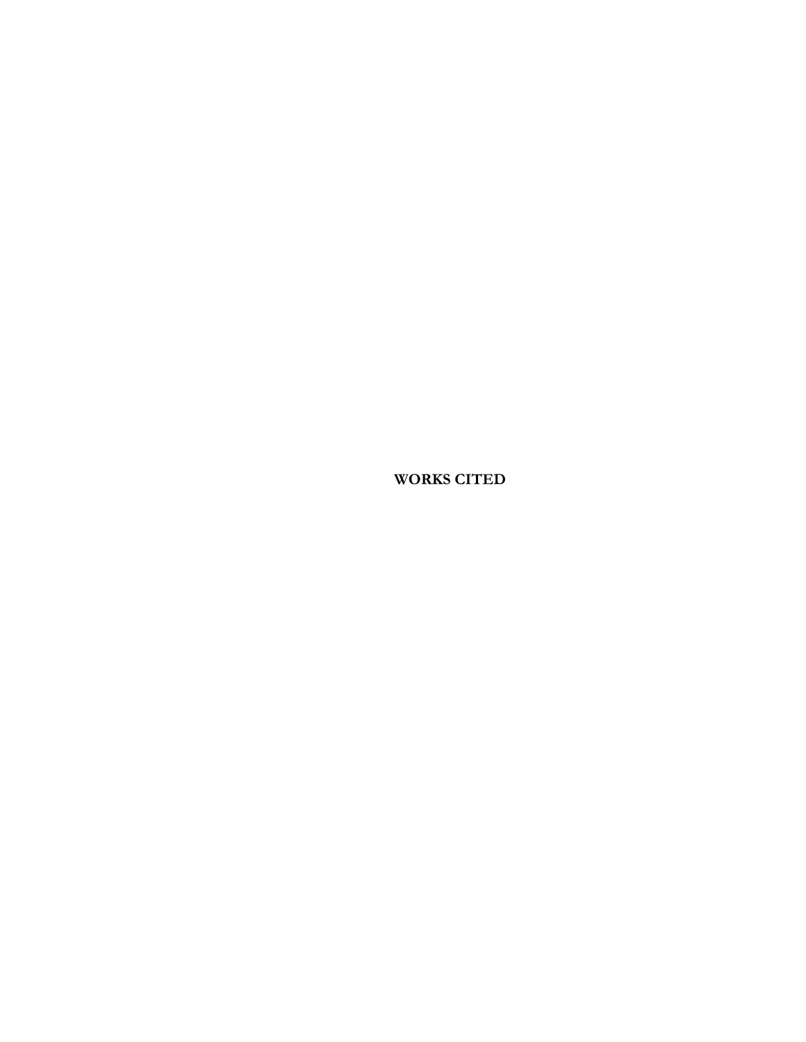# WORKS CITED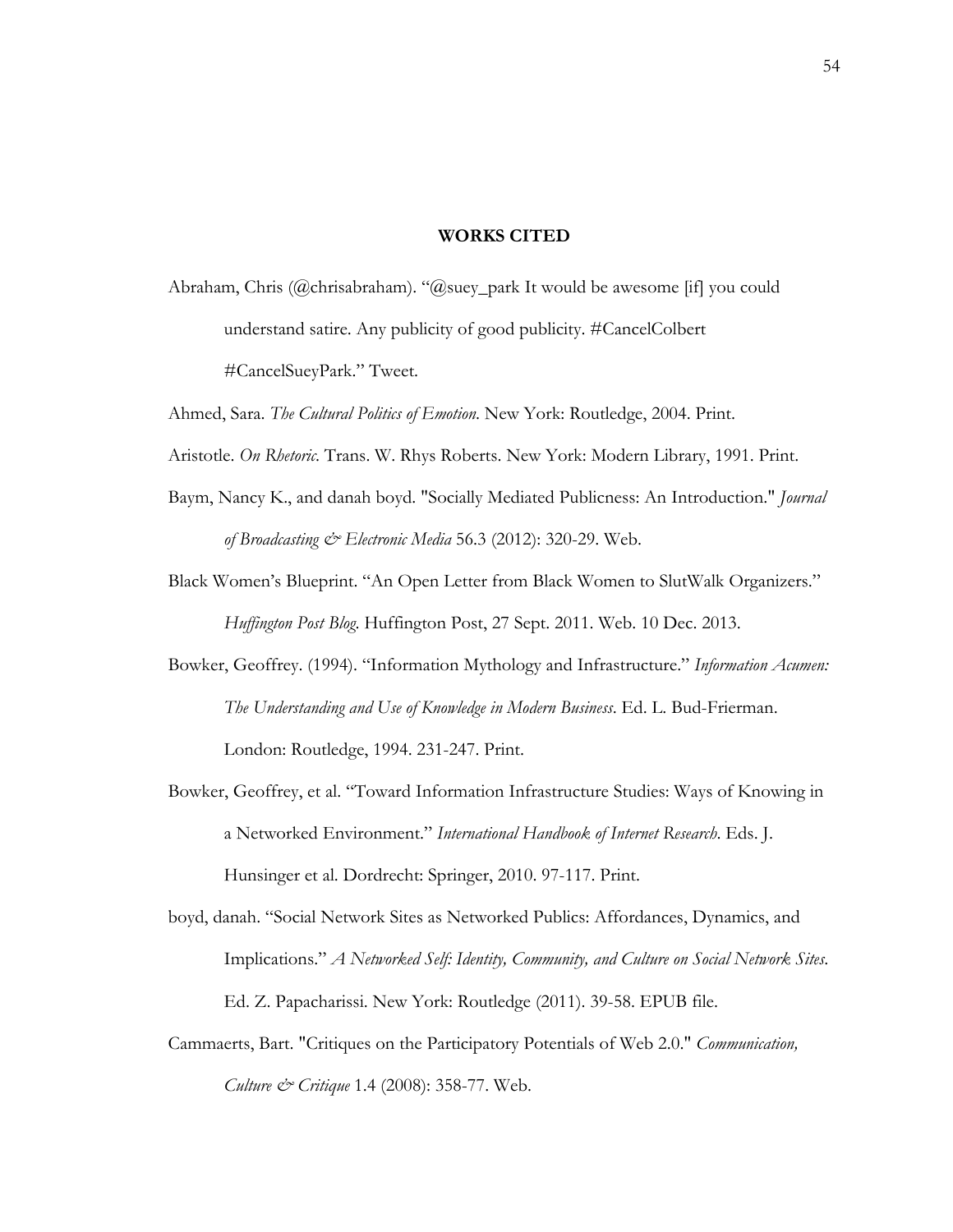## WORKS CITED

Abraham, Chris (@chrisabraham). "@suey_park It would be awesome [if] you could understand satire. Any publicity of good publicity. #CancelColbert #CancelSueyPark." Tweet.

Ahmed, Sara. *The Cultural Politics of Emotion*. New York: Routledge, 2004. Print.

Aristotle. *On Rhetoric*. Trans. W. Rhys Roberts. New York: Modern Library, 1991. Print.

Baym, Nancy K., and danah boyd. "Socially Mediated Publicness: An Introduction." *Journal of Broadcasting & Electronic Media* 56.3 (2012): 320-29. Web.

Black Women's Blueprint. "An Open Letter from Black Women to SlutWalk Organizers." *Huffington Post Blog*. Huffington Post, 27 Sept. 2011. Web. 10 Dec. 2013.

Bowker, Geoffrey. (1994). "Information Mythology and Infrastructure." *Information Acumen: The Understanding and Use of Knowledge in Modern Business*. Ed. L. Bud-Frierman. London: Routledge, 1994. 231-247. Print.

Bowker, Geoffrey, et al. "Toward Information Infrastructure Studies: Ways of Knowing in a Networked Environment." *International Handbook of Internet Research*. Eds. J. Hunsinger et al. Dordrecht: Springer, 2010. 97-117. Print.

boyd, danah. "Social Network Sites as Networked Publics: Affordances, Dynamics, and Implications." *A Networked Self: Identity, Community, and Culture on Social Network Sites*. Ed. Z. Papacharissi. New York: Routledge (2011). 39-58. EPUB file.

Cammaerts, Bart. "Critiques on the Participatory Potentials of Web 2.0." *Communication, Culture & Critique* 1.4 (2008): 358-77. Web.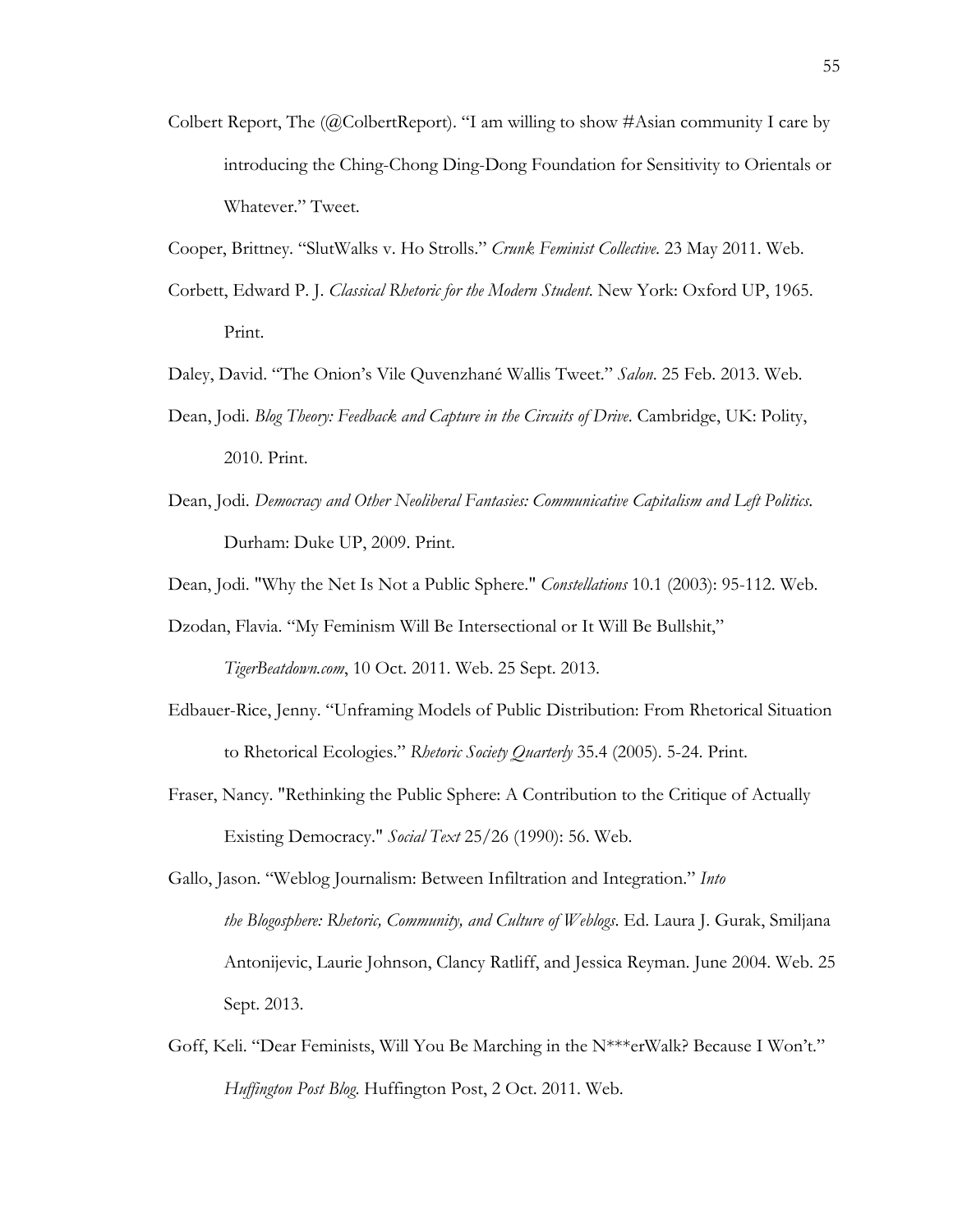Colbert Report, The (@ColbertReport). "I am willing to show #Asian community I care by introducing the Ching-Chong Ding-Dong Foundation for Sensitivity to Orientals or Whatever." Tweet.

Cooper, Brittney. "SlutWalks v. Ho Strolls." *Crunk Feminist Collective*. 23 May 2011. Web.

Corbett, Edward P. J. *Classical Rhetoric for the Modern Student*. New York: Oxford UP, 1965. Print.

Daley, David. "The Onion's Vile Quvenzhané Wallis Tweet." *Salon*. 25 Feb. 2013. Web.

Dean, Jodi. *Blog Theory: Feedback and Capture in the Circuits of Drive*. Cambridge, UK: Polity, 2010. Print.

Dean, Jodi. *Democracy and Other Neoliberal Fantasies: Communicative Capitalism and Left Politics*. Durham: Duke UP, 2009. Print.

Dean, Jodi. "Why the Net Is Not a Public Sphere." *Constellations* 10.1 (2003): 95-112. Web.

Dzodan, Flavia. "My Feminism Will Be Intersectional or It Will Be Bullshit," *TigerBeatdown.com*, 10 Oct. 2011. Web. 25 Sept. 2013.

Edbauer-Rice, Jenny. "Unframing Models of Public Distribution: From Rhetorical Situation to Rhetorical Ecologies." *Rhetoric Society Quarterly* 35.4 (2005). 5-24. Print.

Fraser, Nancy. "Rethinking the Public Sphere: A Contribution to the Critique of Actually Existing Democracy." *Social Text* 25/26 (1990): 56. Web.

Gallo, Jason. "Weblog Journalism: Between Infiltration and Integration." *Into the Blogosphere: Rhetoric, Community, and Culture of Weblogs*. Ed. Laura J. Gurak, Smiljana Antonijevic, Laurie Johnson, Clancy Ratliff, and Jessica Reyman. June 2004. Web. 25 Sept. 2013.

Goff, Keli. "Dear Feminists, Will You Be Marching in the N***erWalk? Because I Won't." *Huffington Post Blog*. Huffington Post, 2 Oct. 2011. Web.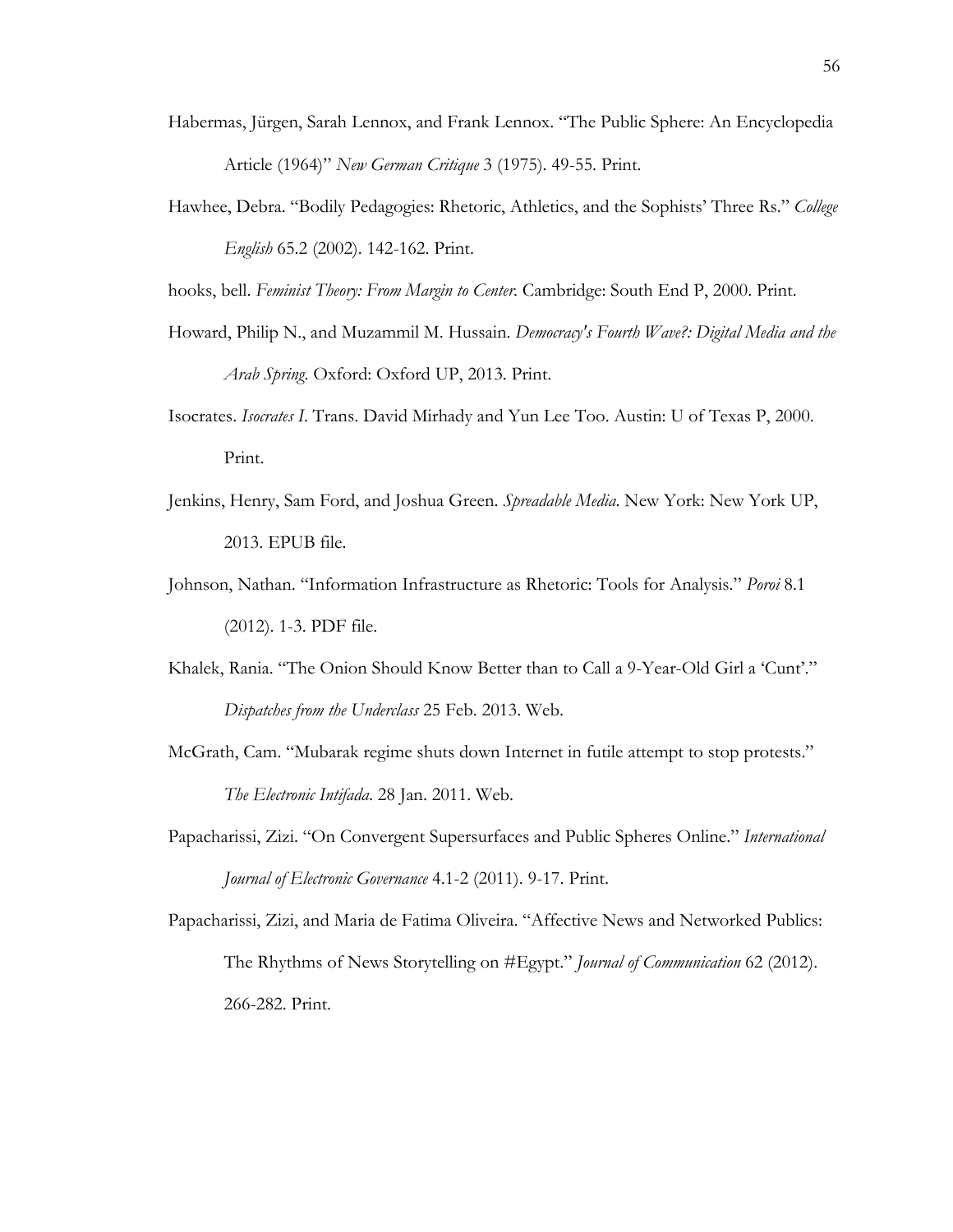Habermas, Jürgen, Sarah Lennox, and Frank Lennox. "The Public Sphere: An Encyclopedia Article (1964)" *New German Critique* 3 (1975). 49-55. Print.

Hawhee, Debra. "Bodily Pedagogies: Rhetoric, Athletics, and the Sophists' Three Rs." *College English* 65.2 (2002). 142-162. Print.

hooks, bell. *Feminist Theory: From Margin to Center*. Cambridge: South End P, 2000. Print.

Howard, Philip N., and Muzammil M. Hussain. *Democracy's Fourth Wave?: Digital Media and the Arab Spring*. Oxford: Oxford UP, 2013. Print.

Isocrates. *Isocrates I*. Trans. David Mirhady and Yun Lee Too. Austin: U of Texas P, 2000. Print.

Jenkins, Henry, Sam Ford, and Joshua Green. *Spreadable Media*. New York: New York UP, 2013. EPUB file.

Johnson, Nathan. "Information Infrastructure as Rhetoric: Tools for Analysis." *Poroi* 8.1 (2012). 1-3. PDF file.

Khalek, Rania. "The Onion Should Know Better than to Call a 9-Year-Old Girl a 'Cunt'." *Dispatches from the Underclass* 25 Feb. 2013. Web.

McGrath, Cam. "Mubarak regime shuts down Internet in futile attempt to stop protests." *The Electronic Intifada*. 28 Jan. 2011. Web.

Papacharissi, Zizi. "On Convergent Supersurfaces and Public Spheres Online." *International Journal of Electronic Governance* 4.1-2 (2011). 9-17. Print.

Papacharissi, Zizi, and Maria de Fatima Oliveira. "Affective News and Networked Publics: The Rhythms of News Storytelling on #Egypt." *Journal of Communication* 62 (2012). 266-282. Print.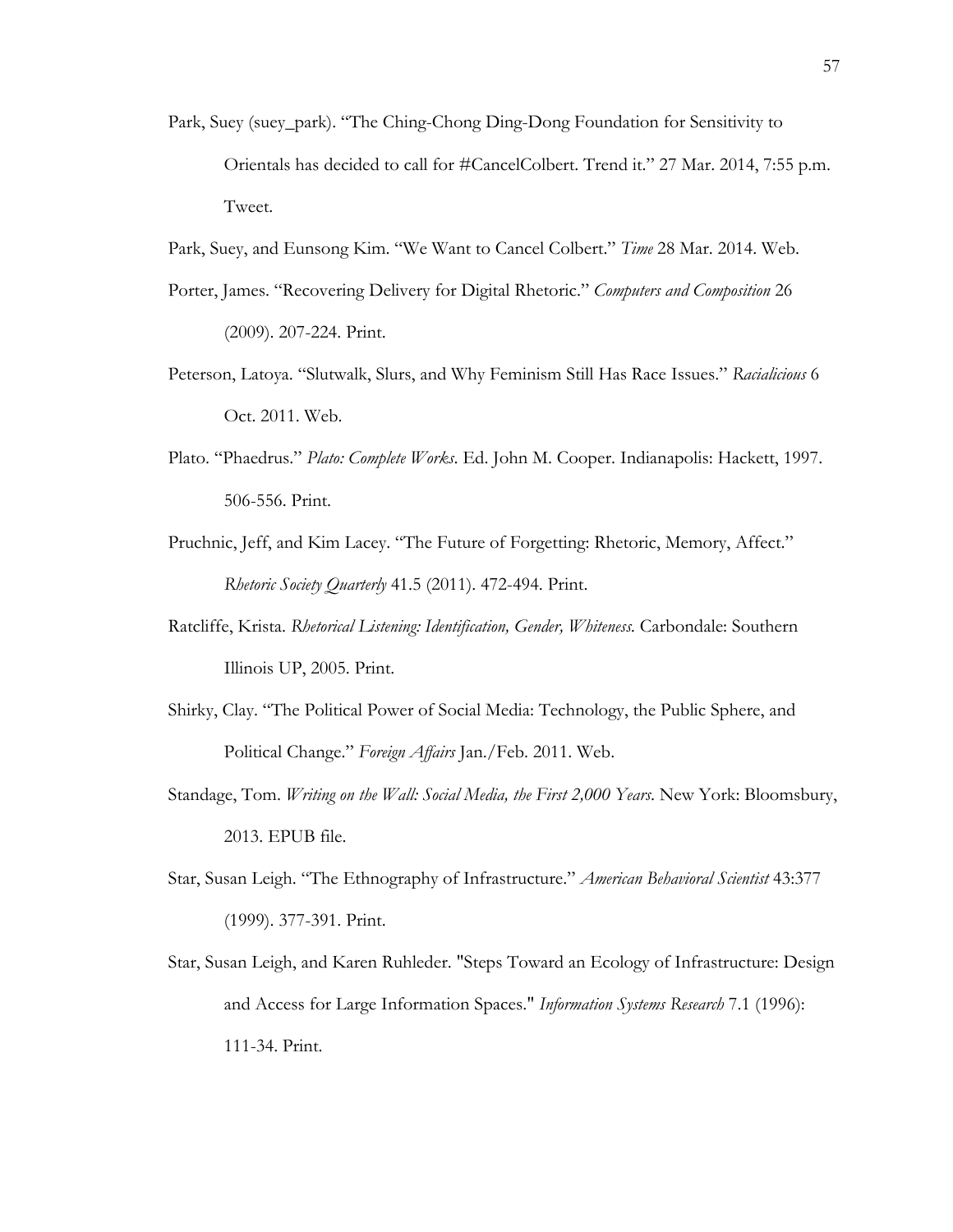Park, Suey (suey_park). "The Ching-Chong Ding-Dong Foundation for Sensitivity to Orientals has decided to call for #CancelColbert. Trend it." 27 Mar. 2014, 7:55 p.m. Tweet.

Park, Suey, and Eunsong Kim. "We Want to Cancel Colbert." *Time* 28 Mar. 2014. Web.

Porter, James. "Recovering Delivery for Digital Rhetoric." *Computers and Composition* 26 (2009). 207-224. Print.

Peterson, Latoya. "Slutwalk, Slurs, and Why Feminism Still Has Race Issues." *Racialicious* 6 Oct. 2011. Web.

Plato. "Phaedrus." *Plato: Complete Works*. Ed. John M. Cooper. Indianapolis: Hackett, 1997. 506-556. Print.

Pruchnic, Jeff, and Kim Lacey. "The Future of Forgetting: Rhetoric, Memory, Affect." *Rhetoric Society Quarterly* 41.5 (2011). 472-494. Print.

Ratcliffe, Krista. *Rhetorical Listening: Identification, Gender, Whiteness.* Carbondale: Southern Illinois UP, 2005. Print.

Shirky, Clay. "The Political Power of Social Media: Technology, the Public Sphere, and Political Change." *Foreign Affairs* Jan./Feb. 2011. Web.

Standage, Tom. *Writing on the Wall: Social Media, the First 2,000 Years*. New York: Bloomsbury, 2013. EPUB file.

Star, Susan Leigh. "The Ethnography of Infrastructure." *American Behavioral Scientist* 43:377 (1999). 377-391. Print.

Star, Susan Leigh, and Karen Ruhleder. "Steps Toward an Ecology of Infrastructure: Design and Access for Large Information Spaces." *Information Systems Research* 7.1 (1996): 111-34. Print.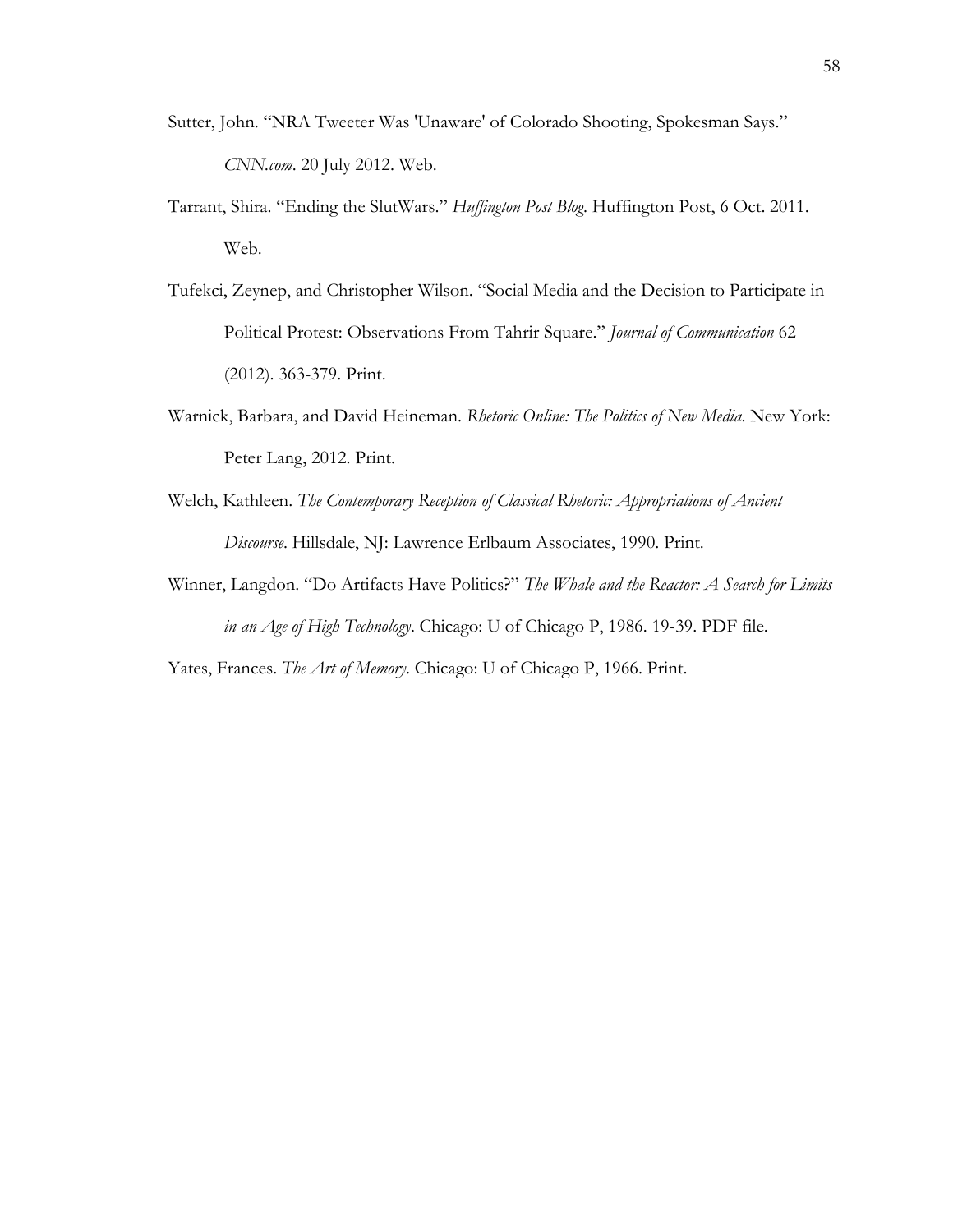Sutter, John. "NRA Tweeter Was 'Unaware' of Colorado Shooting, Spokesman Says." *CNN.com*. 20 July 2012. Web.

Tarrant, Shira. "Ending the SlutWars." *Huffington Post Blog*. Huffington Post, 6 Oct. 2011. Web.

Tufekci, Zeynep, and Christopher Wilson. "Social Media and the Decision to Participate in Political Protest: Observations From Tahrir Square." *Journal of Communication* 62 (2012). 363-379. Print.

Warnick, Barbara, and David Heineman. *Rhetoric Online: The Politics of New Media*. New York: Peter Lang, 2012. Print.

Welch, Kathleen. *The Contemporary Reception of Classical Rhetoric: Appropriations of Ancient Discourse*. Hillsdale, NJ: Lawrence Erlbaum Associates, 1990. Print.

Winner, Langdon. "Do Artifacts Have Politics?" *The Whale and the Reactor: A Search for Limits in an Age of High Technology*. Chicago: U of Chicago P, 1986. 19-39. PDF file.

Yates, Frances. *The Art of Memory*. Chicago: U of Chicago P, 1966. Print.